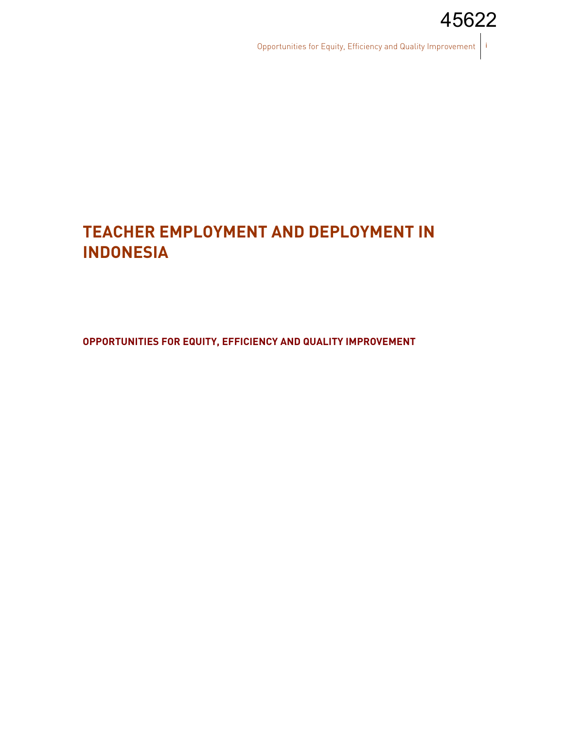# TEACHER EMPLOYMENT AND DEPLOYMENT IN INDONESIA

## OPPORTUNITIES FOR EQUITY, EFFICIENCY AND QUALITY IMPROVEMENT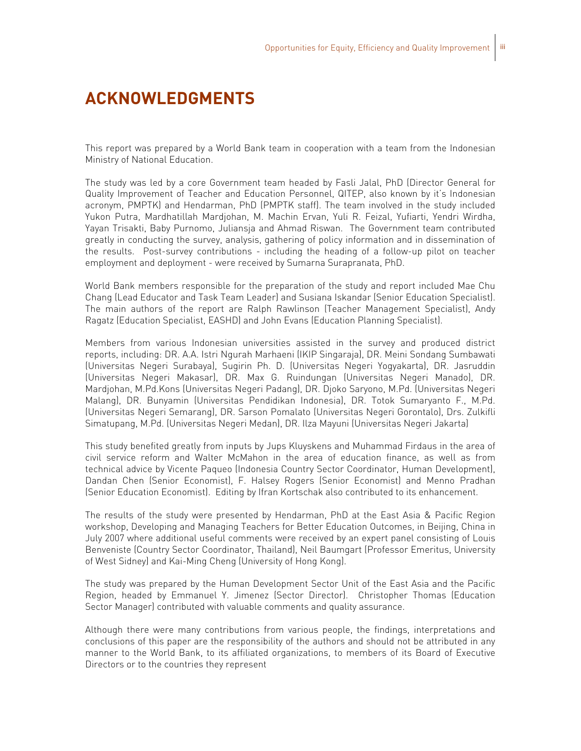# ACKNOWLEDGMENTS

This report was prepared by a World Bank team in cooperation with a team from the Indonesian Ministry of National Education.

The study was led by a core Government team headed by Fasli Jalal, PhD (Director General for Quality Improvement of Teacher and Education Personnel, QITEP, also known by it's Indonesian acronym, PMPTK) and Hendarman, PhD (PMPTK staff). The team involved in the study included Yukon Putra, Mardhatillah Mardjohan, M. Machin Ervan, Yuli R. Feizal, Yufiarti, Yendri Wirdha, Yayan Trisakti, Baby Purnomo, Juliansja and Ahmad Riswan. The Government team contributed greatly in conducting the survey, analysis, gathering of policy information and in dissemination of the results. Post-survey contributions - including the heading of a follow-up pilot on teacher employment and deployment - were received by Sumarna Surapranata, PhD.

World Bank members responsible for the preparation of the study and report included Mae Chu Chang (Lead Educator and Task Team Leader) and Susiana Iskandar (Senior Education Specialist). The main authors of the report are Ralph Rawlinson (Teacher Management Specialist), Andy Ragatz (Education Specialist, EASHD) and John Evans (Education Planning Specialist).

Members from various Indonesian universities assisted in the survey and produced district reports, including: DR. A.A. Istri Ngurah Marhaeni (IKIP Singaraja), DR. Meini Sondang Sumbawati (Universitas Negeri Surabaya), Sugirin Ph. D. (Universitas Negeri Yogyakarta), DR. Jasruddin (Universitas Negeri Makasar), DR. Max G. Ruindungan (Universitas Negeri Manado), DR. Mardjohan, M.Pd.Kons (Universitas Negeri Padang), DR. Djoko Saryono, M.Pd. (Universitas Negeri Malang), DR. Bunyamin (Universitas Pendidikan Indonesia), DR. Totok Sumaryanto F., M.Pd. (Universitas Negeri Semarang), DR. Sarson Pomalato (Universitas Negeri Gorontalo), Drs. Zulkifli Simatupang, M.Pd. (Universitas Negeri Medan), DR. Ilza Mayuni (Universitas Negeri Jakarta)

This study benefited greatly from inputs by Jups Kluyskens and Muhammad Firdaus in the area of civil service reform and Walter McMahon in the area of education finance, as well as from technical advice by Vicente Paqueo (Indonesia Country Sector Coordinator, Human Development), Dandan Chen (Senior Economist), F. Halsey Rogers (Senior Economist) and Menno Pradhan (Senior Education Economist). Editing by Ifran Kortschak also contributed to its enhancement.

The results of the study were presented by Hendarman, PhD at the East Asia & Pacific Region workshop, Developing and Managing Teachers for Better Education Outcomes, in Beijing, China in July 2007 where additional useful comments were received by an expert panel consisting of Louis Benveniste (Country Sector Coordinator, Thailand), Neil Baumgart (Professor Emeritus, University of West Sidney) and Kai-Ming Cheng (University of Hong Kong).

The study was prepared by the Human Development Sector Unit of the East Asia and the Pacific Region, headed by Emmanuel Y. Jimenez (Sector Director). Christopher Thomas (Education Sector Manager) contributed with valuable comments and quality assurance.

Although there were many contributions from various people, the findings, interpretations and conclusions of this paper are the responsibility of the authors and should not be attributed in any manner to the World Bank, to its affiliated organizations, to members of its Board of Executive Directors or to the countries they represent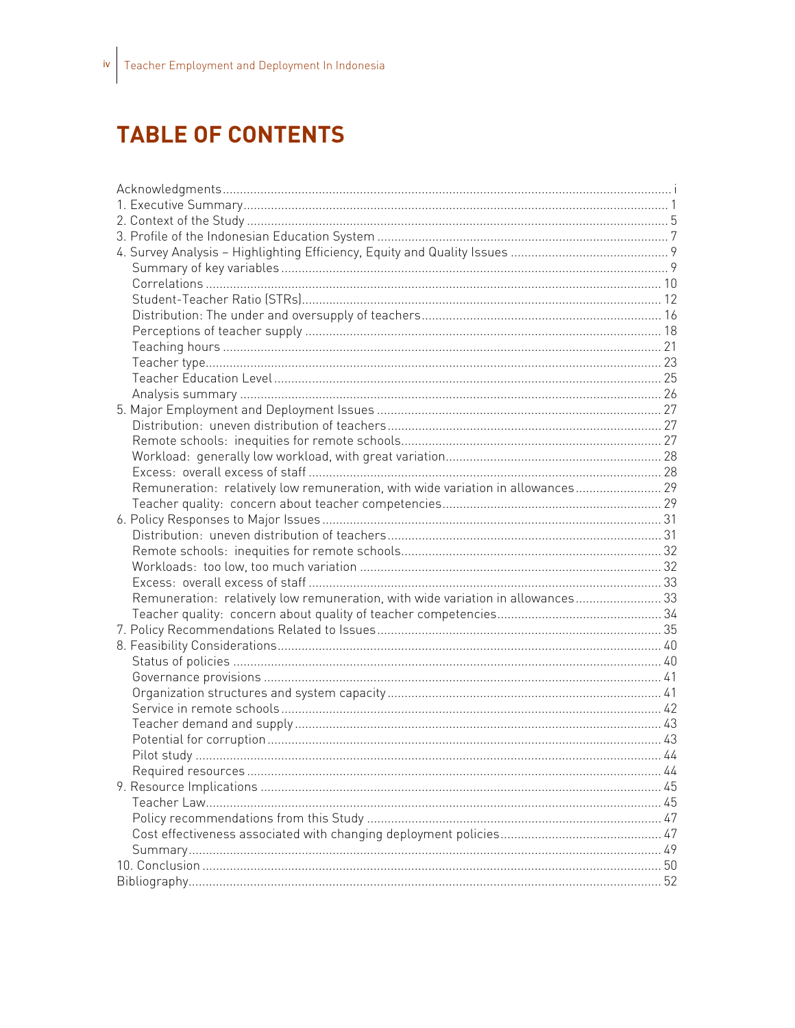# TABLE OF CONTENTS

Acknowledgments ..... i
1. Executive Summary ..... 1
2. Context of the Study ..... 5
3. Profile of the Indonesian Education System ..... 7
4. Survey Analysis – Highlighting Efficiency, Equity and Quality Issues ..... 9
   - Summary of key variables ..... 9
   - Correlations ..... 10
   - Student-Teacher Ratio (STRs) ..... 12
   - Distribution: The under and oversupply of teachers ..... 16
   - Perceptions of teacher supply ..... 18
   - Teaching hours ..... 21
   - Teacher type ..... 23
   - Teacher Education Level ..... 25
   - Analysis summary ..... 26
5. Major Employment and Deployment Issues ..... 27
   - Distribution: uneven distribution of teachers ..... 27
   - Remote schools: inequities for remote schools ..... 27
   - Workload: generally low workload, with great variation ..... 28
   - Excess: overall excess of staff ..... 28
   - Remuneration: relatively low remuneration, with wide variation in allowances ..... 29
   - Teacher quality: concern about teacher competencies ..... 29
6. Policy Responses to Major Issues ..... 31
   - Distribution: uneven distribution of teachers ..... 31
   - Remote schools: inequities for remote schools ..... 32
   - Workloads: too low, too much variation ..... 32
   - Excess: overall excess of staff ..... 33
   - Remuneration: relatively low remuneration, with wide variation in allowances ..... 33
   - Teacher quality: concern about quality of teacher competencies ..... 34
7. Policy Recommendations Related to Issues ..... 35
8. Feasibility Considerations ..... 40
   - Status of policies ..... 40
   - Governance provisions ..... 41
   - Organization structures and system capacity ..... 41
   - Service in remote schools ..... 42
   - Teacher demand and supply ..... 43
   - Potential for corruption ..... 43
   - Pilot study ..... 44
   - Required resources ..... 44
9. Resource Implications ..... 45
   - Teacher Law ..... 45
   - Policy recommendations from this Study ..... 47
   - Cost effectiveness associated with changing deployment policies ..... 47
   - Summary ..... 49
10. Conclusion ..... 50

Bibliography ..... 52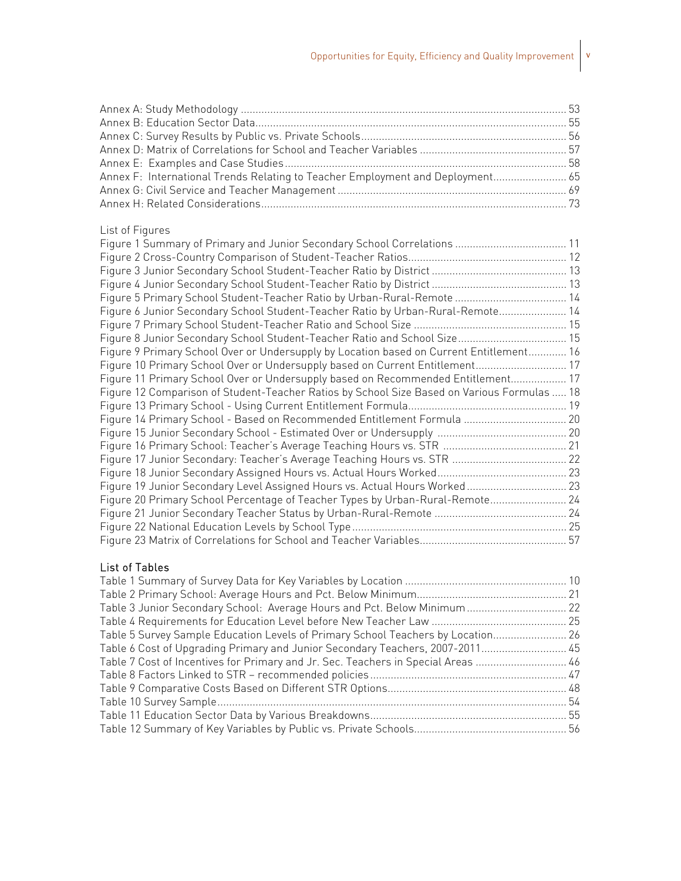Annex A: Study Methodology ............................................................................................................ 53
Annex B: Education Sector Data......................................................................................................... 55
Annex C: Survey Results by Public vs. Private Schools...................................................................... 56
Annex D: Matrix of Correlations for School and Teacher Variables .................................................. 57
Annex E: Examples and Case Studies............................................................................................... 58
Annex F: International Trends Relating to Teacher Employment and Deployment......................... 65
Annex G: Civil Service and Teacher Management ............................................................................. 69
Annex H: Related Considerations....................................................................................................... 73

List of Figures

Figure 1 Summary of Primary and Junior Secondary School Correlations ...................................... 11
Figure 2 Cross-Country Comparison of Student-Teacher Ratios...................................................... 12
Figure 3 Junior Secondary School Student-Teacher Ratio by District .............................................. 13
Figure 4 Junior Secondary School Student-Teacher Ratio by District .............................................. 13
Figure 5 Primary School Student-Teacher Ratio by Urban-Rural-Remote ...................................... 14
Figure 6 Junior Secondary School Student-Teacher Ratio by Urban-Rural-Remote....................... 14
Figure 7 Primary School Student-Teacher Ratio and School Size .................................................... 15
Figure 8 Junior Secondary School Student-Teacher Ratio and School Size..................................... 15
Figure 9 Primary School Over or Undersupply by Location based on Current Entitlement............. 16
Figure 10 Primary School Over or Undersupply based on Current Entitlement............................... 17
Figure 11 Primary School Over or Undersupply based on Recommended Entitlement................... 17
Figure 12 Comparison of Student-Teacher Ratios by School Size Based on Various Formulas ..... 18
Figure 13 Primary School - Using Current Entitlement Formula...................................................... 19
Figure 14 Primary School - Based on Recommended Entitlement Formula ................................... 20
Figure 15 Junior Secondary School - Estimated Over or Undersupply ............................................ 20
Figure 16 Primary School: Teacher's Average Teaching Hours vs. STR .......................................... 21
Figure 17 Junior Secondary: Teacher's Average Teaching Hours vs. STR ....................................... 22
Figure 18 Junior Secondary Assigned Hours vs. Actual Hours Worked............................................ 23
Figure 19 Junior Secondary Level Assigned Hours vs. Actual Hours Worked .................................. 23
Figure 20 Primary School Percentage of Teacher Types by Urban-Rural-Remote.......................... 24
Figure 21 Junior Secondary Teacher Status by Urban-Rural-Remote ............................................. 24
Figure 22 National Education Levels by School Type......................................................................... 25
Figure 23 Matrix of Correlations for School and Teacher Variables.................................................. 57

**List of Tables**

Table 1 Summary of Survey Data for Key Variables by Location ....................................................... 10
Table 2 Primary School: Average Hours and Pct. Below Minimum................................................... 21
Table 3 Junior Secondary School: Average Hours and Pct. Below Minimum .................................. 22
Table 4 Requirements for Education Level before New Teacher Law .............................................. 25
Table 5 Survey Sample Education Levels of Primary School Teachers by Location......................... 26
Table 6 Cost of Upgrading Primary and Junior Secondary Teachers, 2007-2011............................. 45
Table 7 Cost of Incentives for Primary and Jr. Sec. Teachers in Special Areas ............................... 46
Table 8 Factors Linked to STR – recommended policies................................................................... 47
Table 9 Comparative Costs Based on Different STR Options............................................................. 48
Table 10 Survey Sample...................................................................................................................... 54
Table 11 Education Sector Data by Various Breakdowns................................................................... 55
Table 12 Summary of Key Variables by Public vs. Private Schools.................................................... 56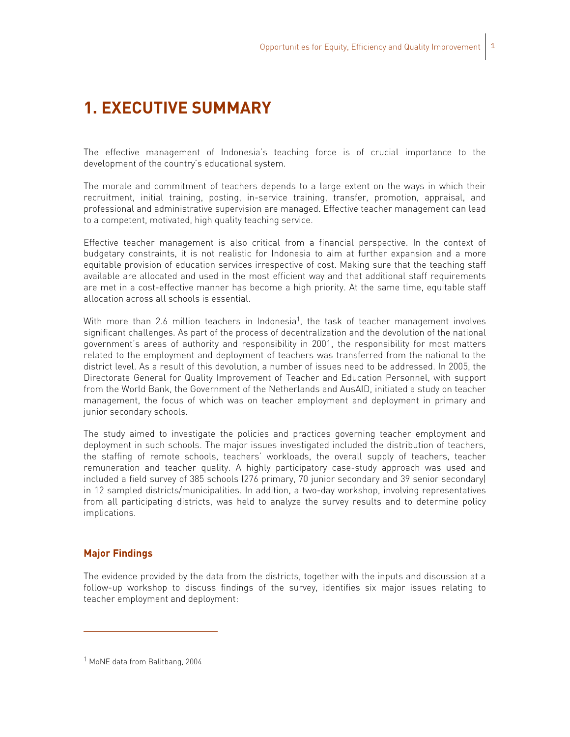# 1. EXECUTIVE SUMMARY

The effective management of Indonesia's teaching force is of crucial importance to the development of the country's educational system.

The morale and commitment of teachers depends to a large extent on the ways in which their recruitment, initial training, posting, in-service training, transfer, promotion, appraisal, and professional and administrative supervision are managed. Effective teacher management can lead to a competent, motivated, high quality teaching service.

Effective teacher management is also critical from a financial perspective. In the context of budgetary constraints, it is not realistic for Indonesia to aim at further expansion and a more equitable provision of education services irrespective of cost. Making sure that the teaching staff available are allocated and used in the most efficient way and that additional staff requirements are met in a cost-effective manner has become a high priority. At the same time, equitable staff allocation across all schools is essential.

With more than 2.6 million teachers in Indonesia[1], the task of teacher management involves significant challenges. As part of the process of decentralization and the devolution of the national government's areas of authority and responsibility in 2001, the responsibility for most matters related to the employment and deployment of teachers was transferred from the national to the district level. As a result of this devolution, a number of issues need to be addressed. In 2005, the Directorate General for Quality Improvement of Teacher and Education Personnel, with support from the World Bank, the Government of the Netherlands and AusAID, initiated a study on teacher management, the focus of which was on teacher employment and deployment in primary and junior secondary schools.

The study aimed to investigate the policies and practices governing teacher employment and deployment in such schools. The major issues investigated included the distribution of teachers, the staffing of remote schools, teachers' workloads, the overall supply of teachers, teacher remuneration and teacher quality. A highly participatory case-study approach was used and included a field survey of 385 schools (276 primary, 70 junior secondary and 39 senior secondary) in 12 sampled districts/municipalities. In addition, a two-day workshop, involving representatives from all participating districts, was held to analyze the survey results and to determine policy implications.

### Major Findings

The evidence provided by the data from the districts, together with the inputs and discussion at a follow-up workshop to discuss findings of the survey, identifies six major issues relating to teacher employment and deployment:

---

[1] MoNE data from Balitbang, 2004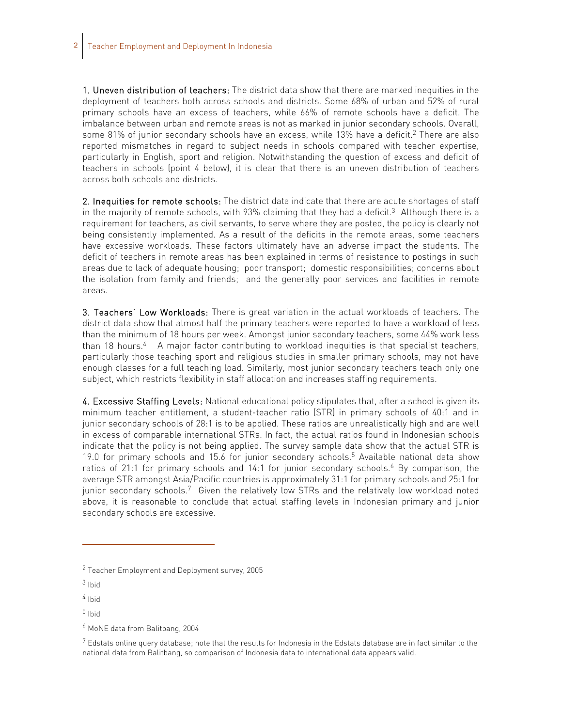**1. Uneven distribution of teachers:** The district data show that there are marked inequities in the deployment of teachers both across schools and districts. Some 68% of urban and 52% of rural primary schools have an excess of teachers, while 66% of remote schools have a deficit. The imbalance between urban and remote areas is not as marked in junior secondary schools. Overall, some 81% of junior secondary schools have an excess, while 13% have a deficit.[2] There are also reported mismatches in regard to subject needs in schools compared with teacher expertise, particularly in English, sport and religion. Notwithstanding the question of excess and deficit of teachers in schools (point 4 below), it is clear that there is an uneven distribution of teachers across both schools and districts.

**2. Inequities for remote schools:** The district data indicate that there are acute shortages of staff in the majority of remote schools, with 93% claiming that they had a deficit.[3] Although there is a requirement for teachers, as civil servants, to serve where they are posted, the policy is clearly not being consistently implemented. As a result of the deficits in the remote areas, some teachers have excessive workloads. These factors ultimately have an adverse impact the students. The deficit of teachers in remote areas has been explained in terms of resistance to postings in such areas due to lack of adequate housing; poor transport; domestic responsibilities; concerns about the isolation from family and friends; and the generally poor services and facilities in remote areas.

**3. Teachers' Low Workloads:** There is great variation in the actual workloads of teachers. The district data show that almost half the primary teachers were reported to have a workload of less than the minimum of 18 hours per week. Amongst junior secondary teachers, some 44% work less than 18 hours.[4] A major factor contributing to workload inequities is that specialist teachers, particularly those teaching sport and religious studies in smaller primary schools, may not have enough classes for a full teaching load. Similarly, most junior secondary teachers teach only one subject, which restricts flexibility in staff allocation and increases staffing requirements.

**4. Excessive Staffing Levels:** National educational policy stipulates that, after a school is given its minimum teacher entitlement, a student-teacher ratio (STR) in primary schools of 40:1 and in junior secondary schools of 28:1 is to be applied. These ratios are unrealistically high and are well in excess of comparable international STRs. In fact, the actual ratios found in Indonesian schools indicate that the policy is not being applied. The survey sample data show that the actual STR is 19.0 for primary schools and 15.6 for junior secondary schools.[5] Available national data show ratios of 21:1 for primary schools and 14:1 for junior secondary schools.[6] By comparison, the average STR amongst Asia/Pacific countries is approximately 31:1 for primary schools and 25:1 for junior secondary schools.[7] Given the relatively low STRs and the relatively low workload noted above, it is reasonable to conclude that actual staffing levels in Indonesian primary and junior secondary schools are excessive.

---

[2] Teacher Employment and Deployment survey, 2005

[3] Ibid

[4] Ibid

[5] Ibid

[6] MoNE data from Balitbang, 2004

[7] Edstats online query database; note that the results for Indonesia in the Edstats database are in fact similar to the national data from Balitbang, so comparison of Indonesia data to international data appears valid.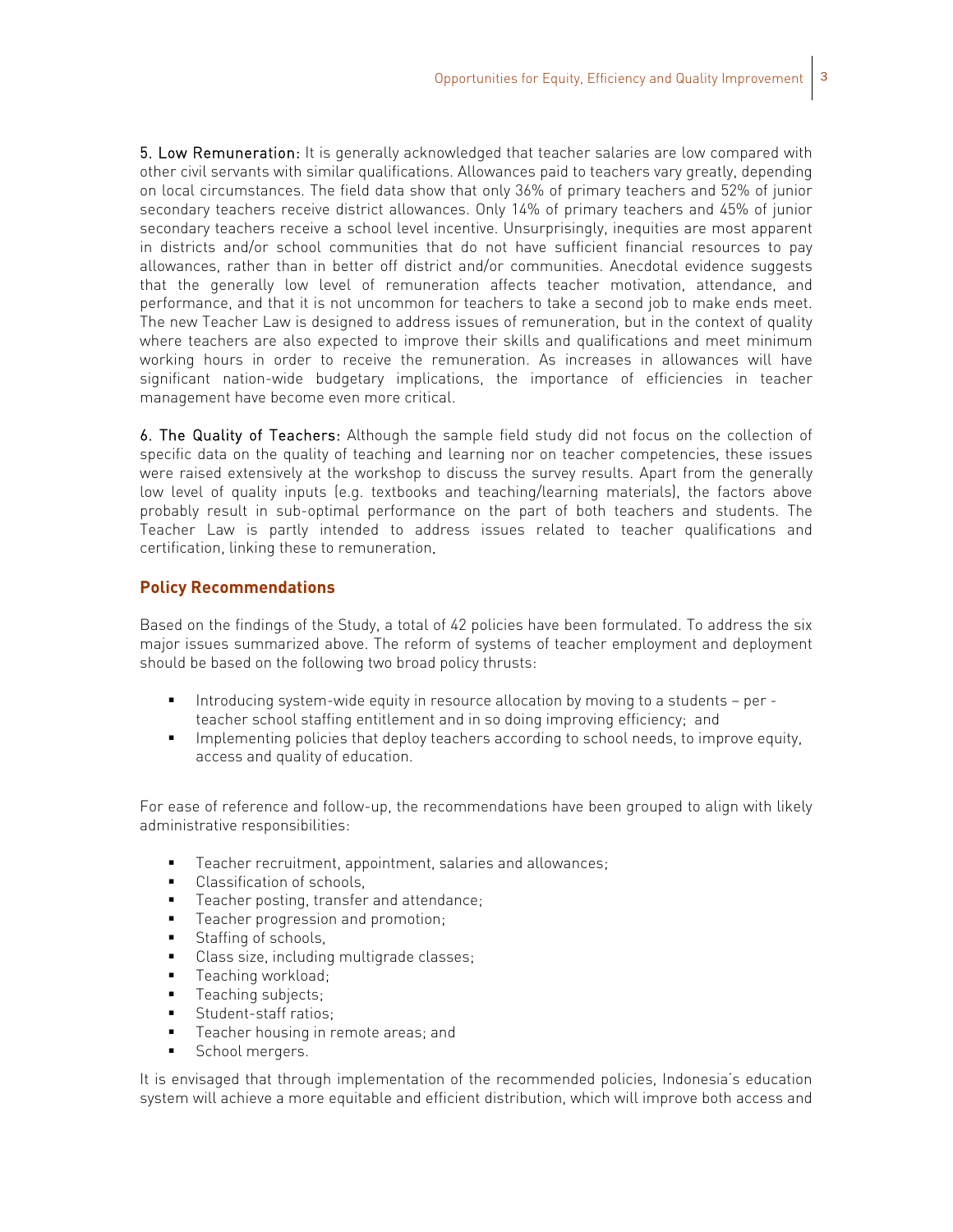**5. Low Remuneration:** It is generally acknowledged that teacher salaries are low compared with other civil servants with similar qualifications. Allowances paid to teachers vary greatly, depending on local circumstances. The field data show that only 36% of primary teachers and 52% of junior secondary teachers receive district allowances. Only 14% of primary teachers and 45% of junior secondary teachers receive a school level incentive. Unsurprisingly, inequities are most apparent in districts and/or school communities that do not have sufficient financial resources to pay allowances, rather than in better off district and/or communities. Anecdotal evidence suggests that the generally low level of remuneration affects teacher motivation, attendance, and performance, and that it is not uncommon for teachers to take a second job to make ends meet. The new Teacher Law is designed to address issues of remuneration, but in the context of quality where teachers are also expected to improve their skills and qualifications and meet minimum working hours in order to receive the remuneration. As increases in allowances will have significant nation-wide budgetary implications, the importance of efficiencies in teacher management have become even more critical.

**6. The Quality of Teachers:** Although the sample field study did not focus on the collection of specific data on the quality of teaching and learning nor on teacher competencies, these issues were raised extensively at the workshop to discuss the survey results. Apart from the generally low level of quality inputs (e.g. textbooks and teaching/learning materials), the factors above probably result in sub-optimal performance on the part of both teachers and students. The Teacher Law is partly intended to address issues related to teacher qualifications and certification, linking these to remuneration.

## Policy Recommendations

Based on the findings of the Study, a total of 42 policies have been formulated. To address the six major issues summarized above. The reform of systems of teacher employment and deployment should be based on the following two broad policy thrusts:

- Introducing system-wide equity in resource allocation by moving to a students – per - teacher school staffing entitlement and in so doing improving efficiency; and
- Implementing policies that deploy teachers according to school needs, to improve equity, access and quality of education.

For ease of reference and follow-up, the recommendations have been grouped to align with likely administrative responsibilities:

- Teacher recruitment, appointment, salaries and allowances;
- Classification of schools,
- Teacher posting, transfer and attendance;
- Teacher progression and promotion;
- Staffing of schools,
- Class size, including multigrade classes;
- Teaching workload;
- Teaching subjects;
- Student-staff ratios;
- Teacher housing in remote areas; and
- School mergers.

It is envisaged that through implementation of the recommended policies, Indonesia's education system will achieve a more equitable and efficient distribution, which will improve both access and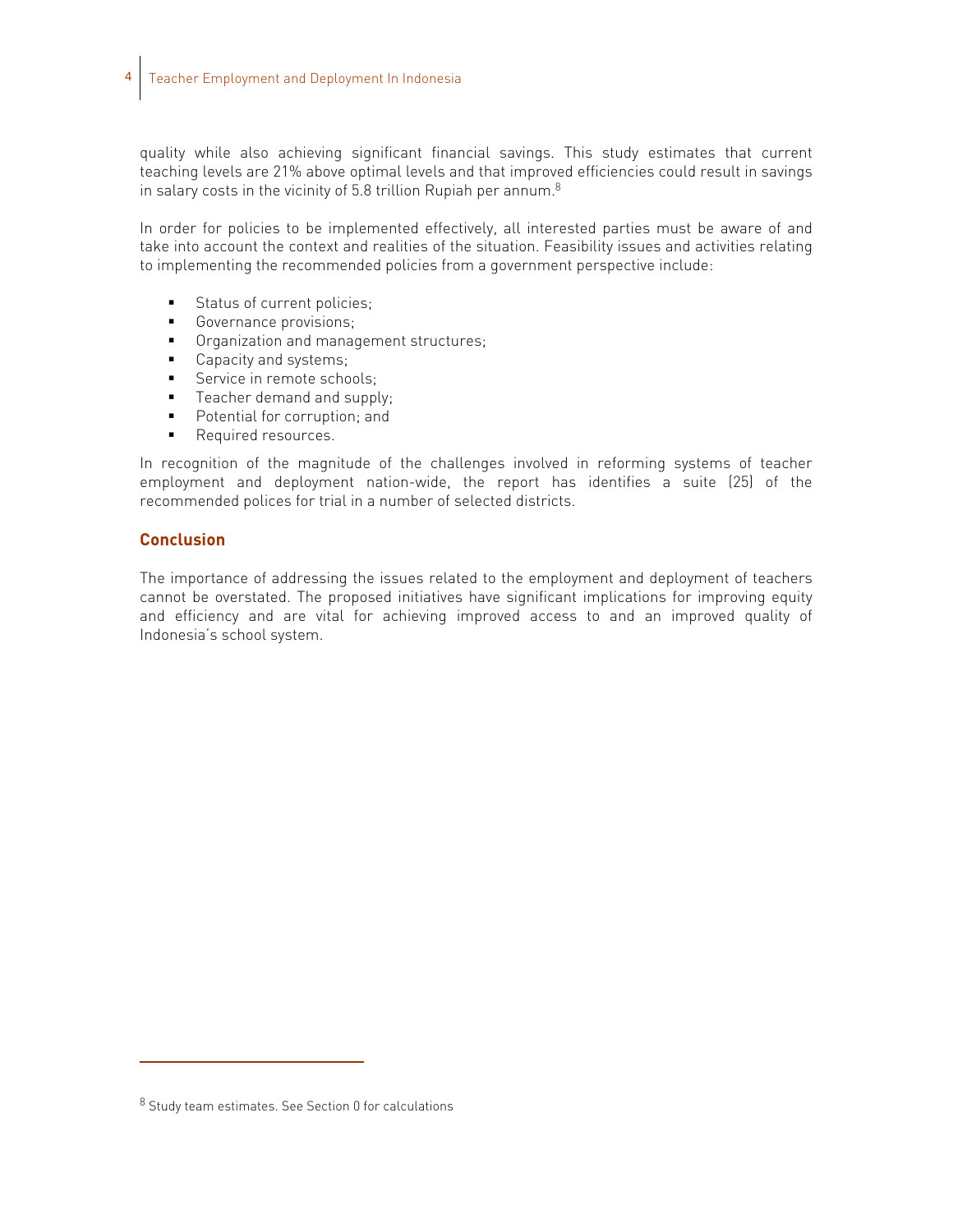quality while also achieving significant financial savings. This study estimates that current teaching levels are 21% above optimal levels and that improved efficiencies could result in savings in salary costs in the vicinity of 5.8 trillion Rupiah per annum.[8]

In order for policies to be implemented effectively, all interested parties must be aware of and take into account the context and realities of the situation. Feasibility issues and activities relating to implementing the recommended policies from a government perspective include:

- Status of current policies;
- Governance provisions;
- Organization and management structures;
- Capacity and systems;
- Service in remote schools;
- Teacher demand and supply;
- Potential for corruption; and
- Required resources.

In recognition of the magnitude of the challenges involved in reforming systems of teacher employment and deployment nation-wide, the report has identifies a suite (25) of the recommended polices for trial in a number of selected districts.

## Conclusion

The importance of addressing the issues related to the employment and deployment of teachers cannot be overstated. The proposed initiatives have significant implications for improving equity and efficiency and are vital for achieving improved access to and an improved quality of Indonesia's school system.

---

[8] Study team estimates. See Section 0 for calculations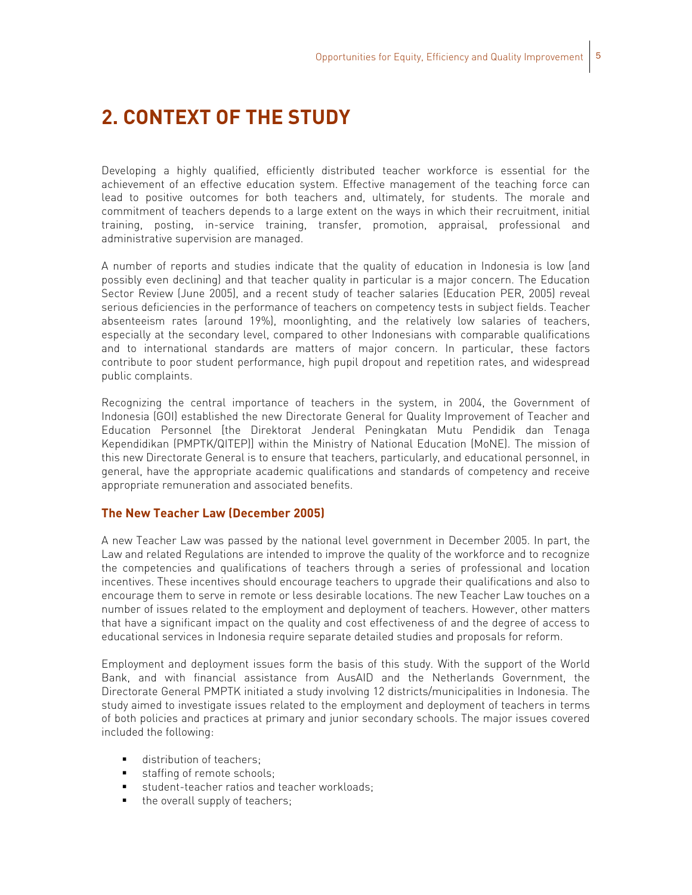# 2. CONTEXT OF THE STUDY

Developing a highly qualified, efficiently distributed teacher workforce is essential for the achievement of an effective education system. Effective management of the teaching force can lead to positive outcomes for both teachers and, ultimately, for students. The morale and commitment of teachers depends to a large extent on the ways in which their recruitment, initial training, posting, in-service training, transfer, promotion, appraisal, professional and administrative supervision are managed.

A number of reports and studies indicate that the quality of education in Indonesia is low (and possibly even declining) and that teacher quality in particular is a major concern. The Education Sector Review (June 2005), and a recent study of teacher salaries (Education PER, 2005) reveal serious deficiencies in the performance of teachers on competency tests in subject fields. Teacher absenteeism rates (around 19%), moonlighting, and the relatively low salaries of teachers, especially at the secondary level, compared to other Indonesians with comparable qualifications and to international standards are matters of major concern. In particular, these factors contribute to poor student performance, high pupil dropout and repetition rates, and widespread public complaints.

Recognizing the central importance of teachers in the system, in 2004, the Government of Indonesia (GOI) established the new Directorate General for Quality Improvement of Teacher and Education Personnel [the Direktorat Jenderal Peningkatan Mutu Pendidik dan Tenaga Kependidikan (PMPTK/QITEP)] within the Ministry of National Education (MoNE). The mission of this new Directorate General is to ensure that teachers, particularly, and educational personnel, in general, have the appropriate academic qualifications and standards of competency and receive appropriate remuneration and associated benefits.

### The New Teacher Law (December 2005)

A new Teacher Law was passed by the national level government in December 2005. In part, the Law and related Regulations are intended to improve the quality of the workforce and to recognize the competencies and qualifications of teachers through a series of professional and location incentives. These incentives should encourage teachers to upgrade their qualifications and also to encourage them to serve in remote or less desirable locations. The new Teacher Law touches on a number of issues related to the employment and deployment of teachers. However, other matters that have a significant impact on the quality and cost effectiveness of and the degree of access to educational services in Indonesia require separate detailed studies and proposals for reform.

Employment and deployment issues form the basis of this study. With the support of the World Bank, and with financial assistance from AusAID and the Netherlands Government, the Directorate General PMPTK initiated a study involving 12 districts/municipalities in Indonesia. The study aimed to investigate issues related to the employment and deployment of teachers in terms of both policies and practices at primary and junior secondary schools. The major issues covered included the following:

- distribution of teachers;
- staffing of remote schools;
- student-teacher ratios and teacher workloads;
- the overall supply of teachers;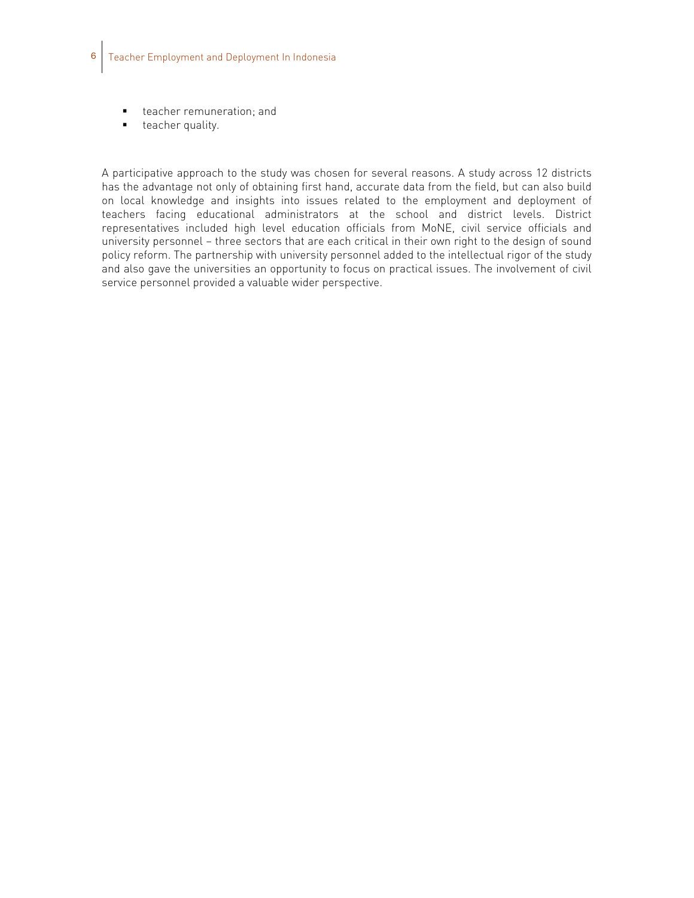- teacher remuneration; and
- teacher quality.

A participative approach to the study was chosen for several reasons. A study across 12 districts has the advantage not only of obtaining first hand, accurate data from the field, but can also build on local knowledge and insights into issues related to the employment and deployment of teachers facing educational administrators at the school and district levels. District representatives included high level education officials from MoNE, civil service officials and university personnel – three sectors that are each critical in their own right to the design of sound policy reform. The partnership with university personnel added to the intellectual rigor of the study and also gave the universities an opportunity to focus on practical issues. The involvement of civil service personnel provided a valuable wider perspective.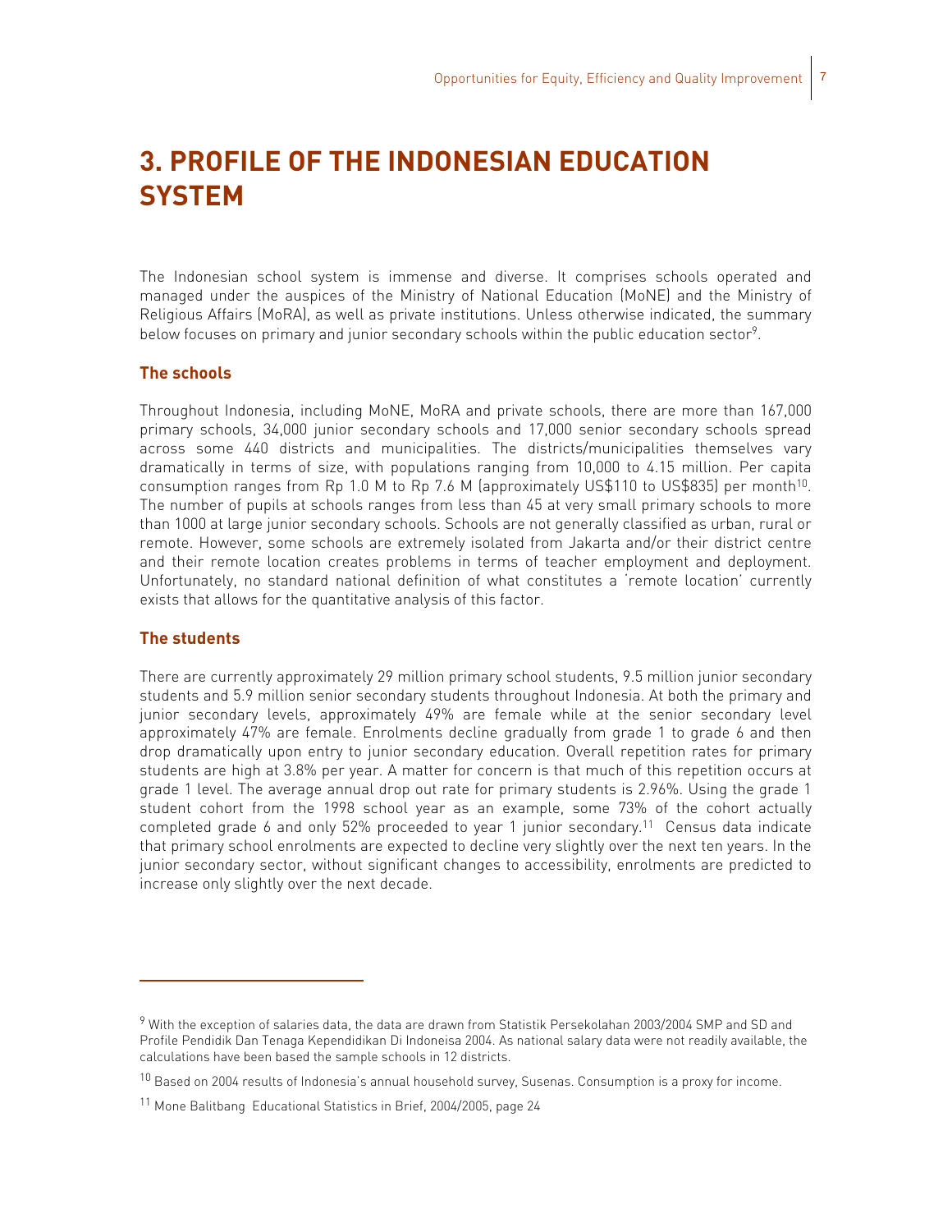# 3. PROFILE OF THE INDONESIAN EDUCATION SYSTEM

The Indonesian school system is immense and diverse. It comprises schools operated and managed under the auspices of the Ministry of National Education (MoNE) and the Ministry of Religious Affairs (MoRA), as well as private institutions. Unless otherwise indicated, the summary below focuses on primary and junior secondary schools within the public education sector[9].

## The schools

Throughout Indonesia, including MoNE, MoRA and private schools, there are more than 167,000 primary schools, 34,000 junior secondary schools and 17,000 senior secondary schools spread across some 440 districts and municipalities. The districts/municipalities themselves vary dramatically in terms of size, with populations ranging from 10,000 to 4.15 million. Per capita consumption ranges from Rp 1.0 M to Rp 7.6 M (approximately US$110 to US$835) per month[10]. The number of pupils at schools ranges from less than 45 at very small primary schools to more than 1000 at large junior secondary schools. Schools are not generally classified as urban, rural or remote. However, some schools are extremely isolated from Jakarta and/or their district centre and their remote location creates problems in terms of teacher employment and deployment. Unfortunately, no standard national definition of what constitutes a 'remote location' currently exists that allows for the quantitative analysis of this factor.

## The students

There are currently approximately 29 million primary school students, 9.5 million junior secondary students and 5.9 million senior secondary students throughout Indonesia. At both the primary and junior secondary levels, approximately 49% are female while at the senior secondary level approximately 47% are female. Enrolments decline gradually from grade 1 to grade 6 and then drop dramatically upon entry to junior secondary education. Overall repetition rates for primary students are high at 3.8% per year. A matter for concern is that much of this repetition occurs at grade 1 level. The average annual drop out rate for primary students is 2.96%. Using the grade 1 student cohort from the 1998 school year as an example, some 73% of the cohort actually completed grade 6 and only 52% proceeded to year 1 junior secondary.[11] Census data indicate that primary school enrolments are expected to decline very slightly over the next ten years. In the junior secondary sector, without significant changes to accessibility, enrolments are predicted to increase only slightly over the next decade.

---

[9] With the exception of salaries data, the data are drawn from Statistik Persekolahan 2003/2004 SMP and SD and Profile Pendidik Dan Tenaga Kependidikan Di Indoneisa 2004. As national salary data were not readily available, the calculations have been based the sample schools in 12 districts.

[10] Based on 2004 results of Indonesia's annual household survey, Susenas. Consumption is a proxy for income.

[11] Mone Balitbang Educational Statistics in Brief, 2004/2005, page 24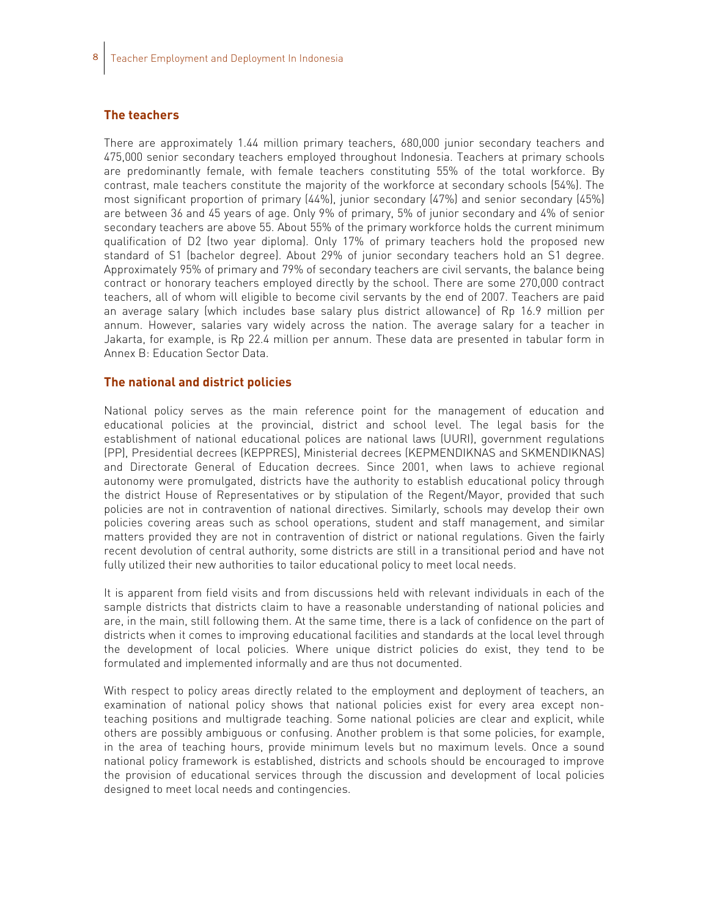## The teachers

There are approximately 1.44 million primary teachers, 680,000 junior secondary teachers and 475,000 senior secondary teachers employed throughout Indonesia. Teachers at primary schools are predominantly female, with female teachers constituting 55% of the total workforce. By contrast, male teachers constitute the majority of the workforce at secondary schools (54%). The most significant proportion of primary (44%), junior secondary (47%) and senior secondary (45%) are between 36 and 45 years of age. Only 9% of primary, 5% of junior secondary and 4% of senior secondary teachers are above 55. About 55% of the primary workforce holds the current minimum qualification of D2 (two year diploma). Only 17% of primary teachers hold the proposed new standard of S1 (bachelor degree). About 29% of junior secondary teachers hold an S1 degree. Approximately 95% of primary and 79% of secondary teachers are civil servants, the balance being contract or honorary teachers employed directly by the school. There are some 270,000 contract teachers, all of whom will eligible to become civil servants by the end of 2007. Teachers are paid an average salary (which includes base salary plus district allowance) of Rp 16.9 million per annum. However, salaries vary widely across the nation. The average salary for a teacher in Jakarta, for example, is Rp 22.4 million per annum. These data are presented in tabular form in Annex B: Education Sector Data.

## The national and district policies

National policy serves as the main reference point for the management of education and educational policies at the provincial, district and school level. The legal basis for the establishment of national educational polices are national laws (UURI), government regulations (PP), Presidential decrees (KEPPRES), Ministerial decrees (KEPMENDIKNAS and SKMENDIKNAS) and Directorate General of Education decrees. Since 2001, when laws to achieve regional autonomy were promulgated, districts have the authority to establish educational policy through the district House of Representatives or by stipulation of the Regent/Mayor, provided that such policies are not in contravention of national directives. Similarly, schools may develop their own policies covering areas such as school operations, student and staff management, and similar matters provided they are not in contravention of district or national regulations. Given the fairly recent devolution of central authority, some districts are still in a transitional period and have not fully utilized their new authorities to tailor educational policy to meet local needs.

It is apparent from field visits and from discussions held with relevant individuals in each of the sample districts that districts claim to have a reasonable understanding of national policies and are, in the main, still following them. At the same time, there is a lack of confidence on the part of districts when it comes to improving educational facilities and standards at the local level through the development of local policies. Where unique district policies do exist, they tend to be formulated and implemented informally and are thus not documented.

With respect to policy areas directly related to the employment and deployment of teachers, an examination of national policy shows that national policies exist for every area except non-teaching positions and multigrade teaching. Some national policies are clear and explicit, while others are possibly ambiguous or confusing. Another problem is that some policies, for example, in the area of teaching hours, provide minimum levels but no maximum levels. Once a sound national policy framework is established, districts and schools should be encouraged to improve the provision of educational services through the discussion and development of local policies designed to meet local needs and contingencies.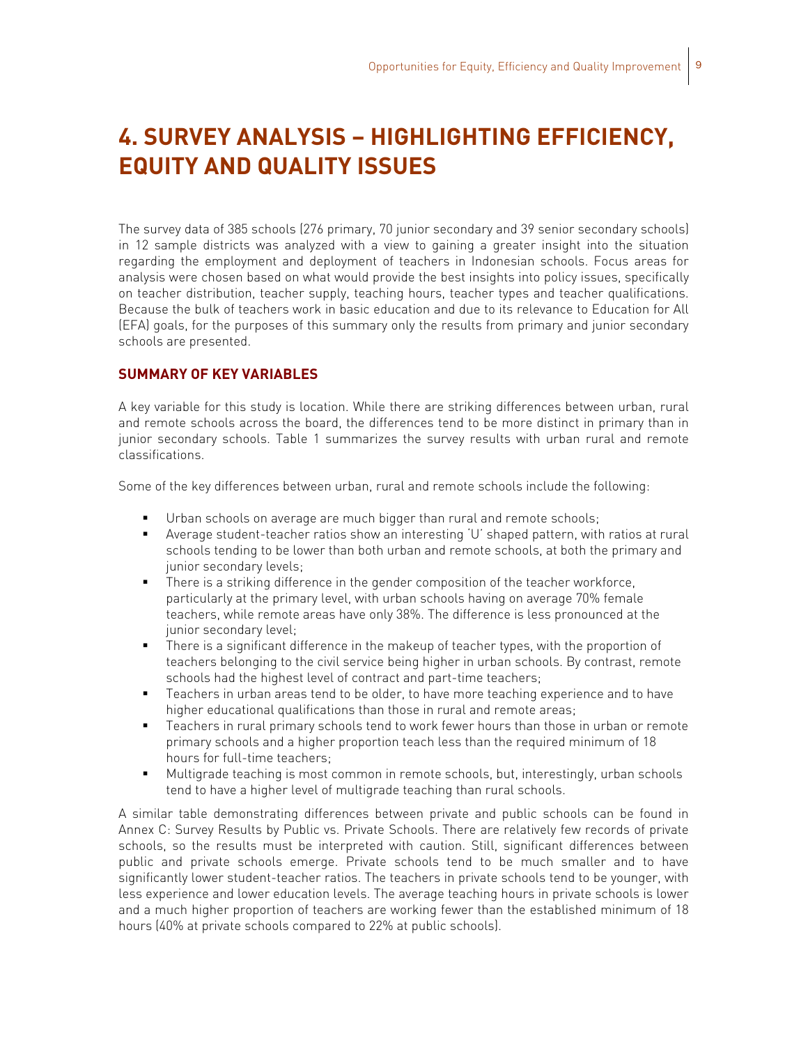# 4. SURVEY ANALYSIS – HIGHLIGHTING EFFICIENCY, EQUITY AND QUALITY ISSUES

The survey data of 385 schools (276 primary, 70 junior secondary and 39 senior secondary schools) in 12 sample districts was analyzed with a view to gaining a greater insight into the situation regarding the employment and deployment of teachers in Indonesian schools. Focus areas for analysis were chosen based on what would provide the best insights into policy issues, specifically on teacher distribution, teacher supply, teaching hours, teacher types and teacher qualifications. Because the bulk of teachers work in basic education and due to its relevance to Education for All (EFA) goals, for the purposes of this summary only the results from primary and junior secondary schools are presented.

### SUMMARY OF KEY VARIABLES

A key variable for this study is location. While there are striking differences between urban, rural and remote schools across the board, the differences tend to be more distinct in primary than in junior secondary schools. Table 1 summarizes the survey results with urban rural and remote classifications.

Some of the key differences between urban, rural and remote schools include the following:

- Urban schools on average are much bigger than rural and remote schools;
- Average student-teacher ratios show an interesting 'U' shaped pattern, with ratios at rural schools tending to be lower than both urban and remote schools, at both the primary and junior secondary levels;
- There is a striking difference in the gender composition of the teacher workforce, particularly at the primary level, with urban schools having on average 70% female teachers, while remote areas have only 38%. The difference is less pronounced at the junior secondary level;
- There is a significant difference in the makeup of teacher types, with the proportion of teachers belonging to the civil service being higher in urban schools. By contrast, remote schools had the highest level of contract and part-time teachers;
- Teachers in urban areas tend to be older, to have more teaching experience and to have higher educational qualifications than those in rural and remote areas;
- Teachers in rural primary schools tend to work fewer hours than those in urban or remote primary schools and a higher proportion teach less than the required minimum of 18 hours for full-time teachers;
- Multigrade teaching is most common in remote schools, but, interestingly, urban schools tend to have a higher level of multigrade teaching than rural schools.

A similar table demonstrating differences between private and public schools can be found in Annex C: Survey Results by Public vs. Private Schools. There are relatively few records of private schools, so the results must be interpreted with caution. Still, significant differences between public and private schools emerge. Private schools tend to be much smaller and to have significantly lower student-teacher ratios. The teachers in private schools tend to be younger, with less experience and lower education levels. The average teaching hours in private schools is lower and a much higher proportion of teachers are working fewer than the established minimum of 18 hours (40% at private schools compared to 22% at public schools).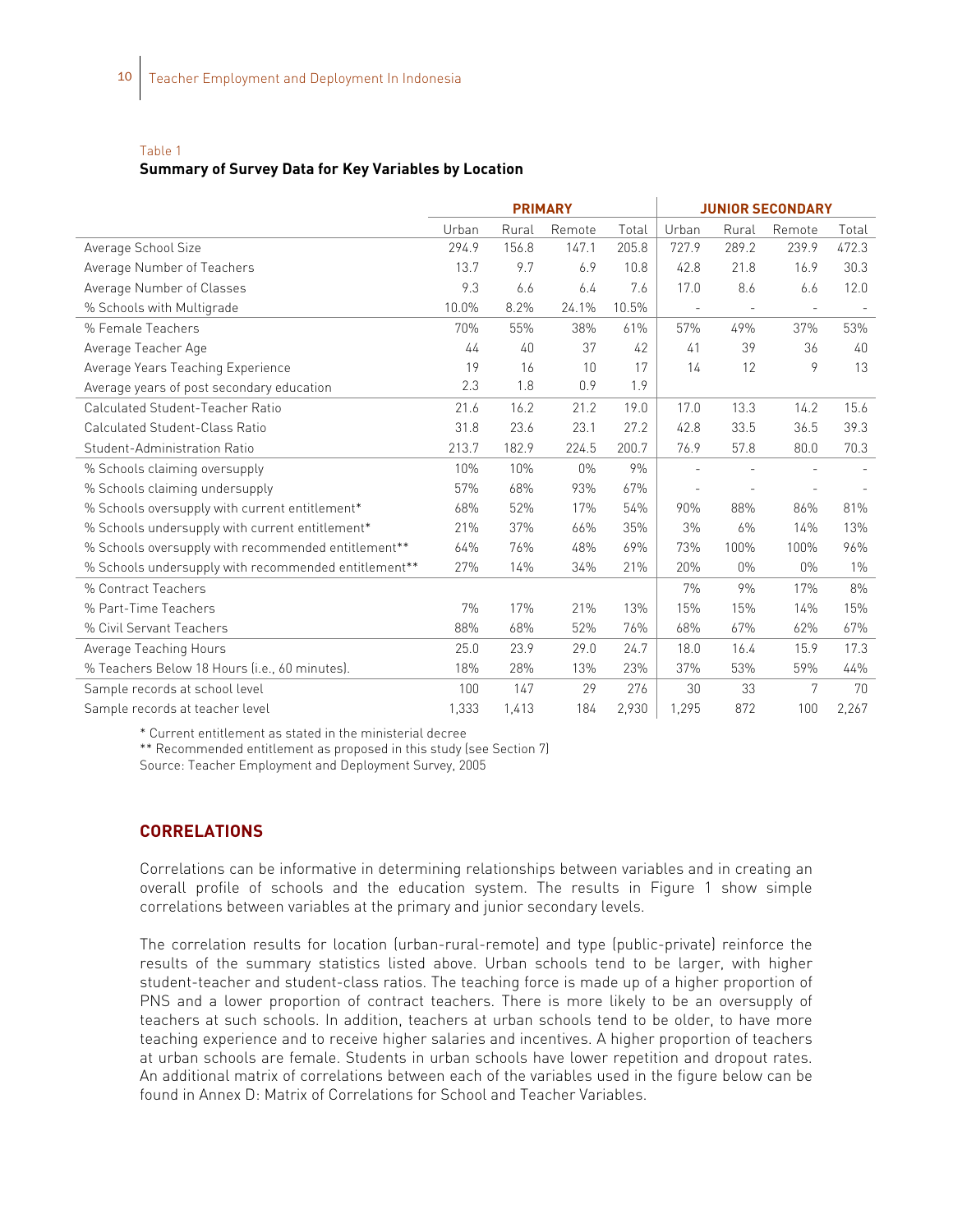Table 1

**Summary of Survey Data for Key Variables by Location**

| | PRIMARY | | | | JUNIOR SECONDARY | | | |
|---|---|---|---|---|---|---|---|---|
| | Urban | Rural | Remote | Total | Urban | Rural | Remote | Total |
| Average School Size | 294.9 | 156.8 | 147.1 | 205.8 | 727.9 | 289.2 | 239.9 | 472.3 |
| Average Number of Teachers | 13.7 | 9.7 | 6.9 | 10.8 | 42.8 | 21.8 | 16.9 | 30.3 |
| Average Number of Classes | 9.3 | 6.6 | 6.4 | 7.6 | 17.0 | 8.6 | 6.6 | 12.0 |
| % Schools with Multigrade | 10.0% | 8.2% | 24.1% | 10.5% | - | - | - | - |
| % Female Teachers | 70% | 55% | 38% | 61% | 57% | 49% | 37% | 53% |
| Average Teacher Age | 44 | 40 | 37 | 42 | 41 | 39 | 36 | 40 |
| Average Years Teaching Experience | 19 | 16 | 10 | 17 | 14 | 12 | 9 | 13 |
| Average years of post secondary education | 2.3 | 1.8 | 0.9 | 1.9 | | | | |
| Calculated Student-Teacher Ratio | 21.6 | 16.2 | 21.2 | 19.0 | 17.0 | 13.3 | 14.2 | 15.6 |
| Calculated Student-Class Ratio | 31.8 | 23.6 | 23.1 | 27.2 | 42.8 | 33.5 | 36.5 | 39.3 |
| Student-Administration Ratio | 213.7 | 182.9 | 224.5 | 200.7 | 76.9 | 57.8 | 80.0 | 70.3 |
| % Schools claiming oversupply | 10% | 10% | 0% | 9% | - | - | - | - |
| % Schools claiming undersupply | 57% | 68% | 93% | 67% | - | - | - | - |
| % Schools oversupply with current entitlement* | 68% | 52% | 17% | 54% | 90% | 88% | 86% | 81% |
| % Schools undersupply with current entitlement* | 21% | 37% | 66% | 35% | 3% | 6% | 14% | 13% |
| % Schools oversupply with recommended entitlement** | 64% | 76% | 48% | 69% | 73% | 100% | 100% | 96% |
| % Schools undersupply with recommended entitlement** | 27% | 14% | 34% | 21% | 20% | 0% | 0% | 1% |
| % Contract Teachers | | | | | 7% | 9% | 17% | 8% |
| % Part-Time Teachers | 7% | 17% | 21% | 13% | 15% | 15% | 14% | 15% |
| % Civil Servant Teachers | 88% | 68% | 52% | 76% | 68% | 67% | 62% | 67% |
| Average Teaching Hours | 25.0 | 23.9 | 29.0 | 24.7 | 18.0 | 16.4 | 15.9 | 17.3 |
| % Teachers Below 18 Hours (i.e., 60 minutes). | 18% | 28% | 13% | 23% | 37% | 53% | 59% | 44% |
| Sample records at school level | 100 | 147 | 29 | 276 | 30 | 33 | 7 | 70 |
| Sample records at teacher level | 1,333 | 1,413 | 184 | 2,930 | 1,295 | 872 | 100 | 2,267 |

* Current entitlement as stated in the ministerial decree

** Recommended entitlement as proposed in this study (see Section 7)

Source: Teacher Employment and Deployment Survey, 2005

## CORRELATIONS

Correlations can be informative in determining relationships between variables and in creating an overall profile of schools and the education system. The results in Figure 1 show simple correlations between variables at the primary and junior secondary levels.

The correlation results for location (urban-rural-remote) and type (public-private) reinforce the results of the summary statistics listed above. Urban schools tend to be larger, with higher student-teacher and student-class ratios. The teaching force is made up of a higher proportion of PNS and a lower proportion of contract teachers. There is more likely to be an oversupply of teachers at such schools. In addition, teachers at urban schools tend to be older, to have more teaching experience and to receive higher salaries and incentives. A higher proportion of teachers at urban schools are female. Students in urban schools have lower repetition and dropout rates. An additional matrix of correlations between each of the variables used in the figure below can be found in Annex D: Matrix of Correlations for School and Teacher Variables.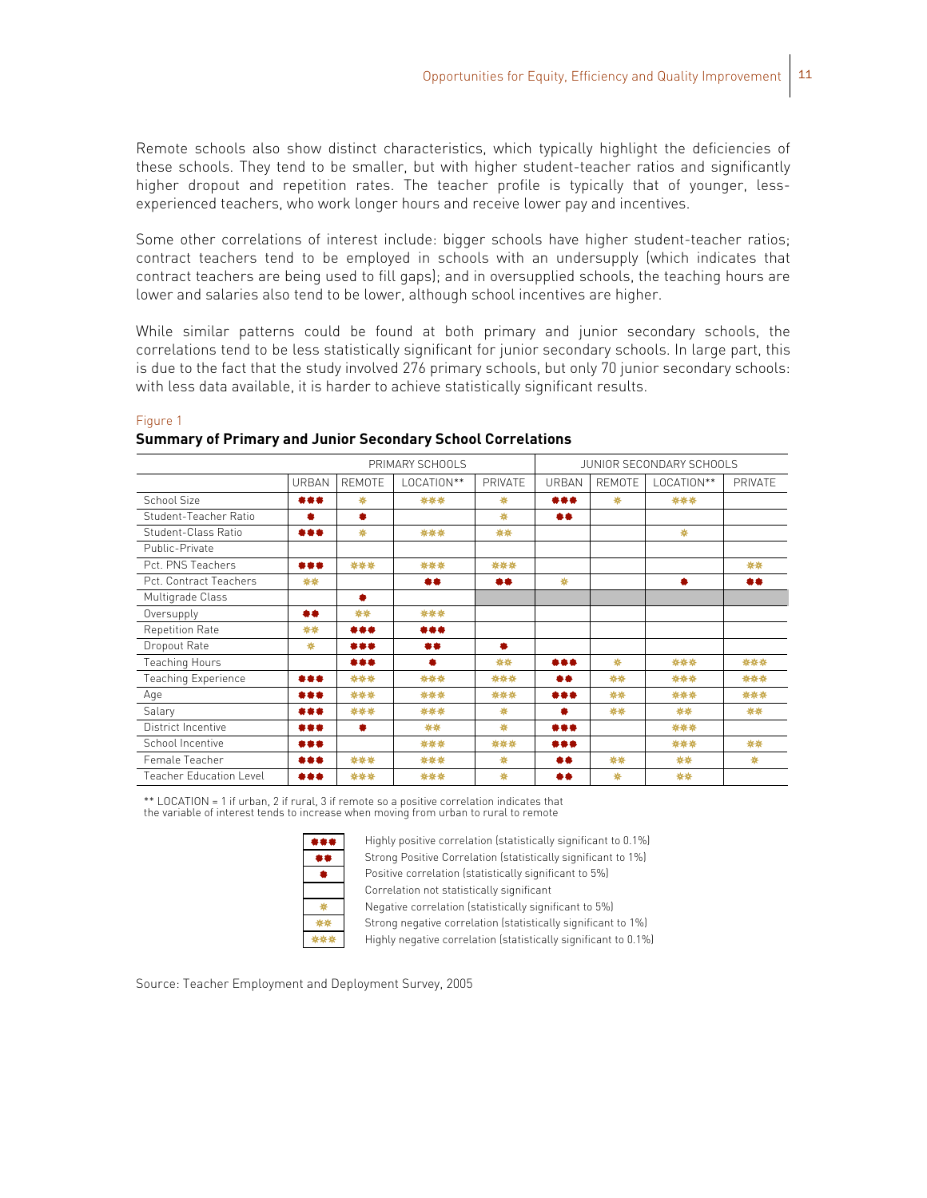Remote schools also show distinct characteristics, which typically highlight the deficiencies of these schools. They tend to be smaller, but with higher student-teacher ratios and significantly higher dropout and repetition rates. The teacher profile is typically that of younger, less-experienced teachers, who work longer hours and receive lower pay and incentives.

Some other correlations of interest include: bigger schools have higher student-teacher ratios; contract teachers tend to be employed in schools with an undersupply (which indicates that contract teachers are being used to fill gaps); and in oversupplied schools, the teaching hours are lower and salaries also tend to be lower, although school incentives are higher.

While similar patterns could be found at both primary and junior secondary schools, the correlations tend to be less statistically significant for junior secondary schools. In large part, this is due to the fact that the study involved 276 primary schools, but only 70 junior secondary schools: with less data available, it is harder to achieve statistically significant results.

Figure 1

**Summary of Primary and Junior Secondary School Correlations**

| | PRIMARY SCHOOLS | | | | JUNIOR SECONDARY SCHOOLS | | | |
|---|---|---|---|---|---|---|---|---|
| | URBAN | REMOTE | LOCATION** | PRIVATE | URBAN | REMOTE | LOCATION** | PRIVATE |
| School Size | +++ | − | −−− | − | +++ | − | −−− | |
| Student-Teacher Ratio | + | + | | − | ++ | | | |
| Student-Class Ratio | +++ | − | −−− | −− | | | − | |
| Public-Private | | | | | | | | |
| Pct. PNS Teachers | +++ | −−− | −−− | −−− | | | | −− |
| Pct. Contract Teachers | −− | | ++ | ++ | − | | + | ++ |
| Multigrade Class | | + | | (n/a) | (n/a) | (n/a) | (n/a) | (n/a) |
| Oversupply | ++ | −− | −−− | | | | | |
| Repetition Rate | −− | +++ | +++ | | | | | |
| Dropout Rate | − | +++ | ++ | + | | | | |
| Teaching Hours | | +++ | + | −− | +++ | − | −−− | −−− |
| Teaching Experience | +++ | −−− | −−− | −−− | ++ | −− | −−− | −−− |
| Age | +++ | −−− | −−− | −−− | +++ | −− | −−− | −−− |
| Salary | +++ | −−− | −−− | − | + | −− | −− | −− |
| District Incentive | +++ | + | −− | − | +++ | | −−− | |
| School Incentive | +++ | | −−− | −−− | +++ | | −−− | −− |
| Female Teacher | +++ | −−− | −−− | − | ++ | −− | −− | − |
| Teacher Education Level | +++ | −−− | −−− | − | ++ | − | −− | |

** LOCATION = 1 if urban, 2 if rural, 3 if remote so a positive correlation indicates that the variable of interest tends to increase when moving from urban to rural to remote

| Symbol | Meaning |
|---|---|
| +++ | Highly positive correlation (statistically significant to 0.1%) |
| ++ | Strong Positive Correlation (statistically significant to 1%) |
| + | Positive correlation (statistically significant to 5%) |
| | Correlation not statistically significant |
| − | Negative correlation (statistically significant to 5%) |
| −− | Strong negative correlation (statistically significant to 1%) |
| −−− | Highly negative correlation (statistically significant to 0.1%) |

Source: Teacher Employment and Deployment Survey, 2005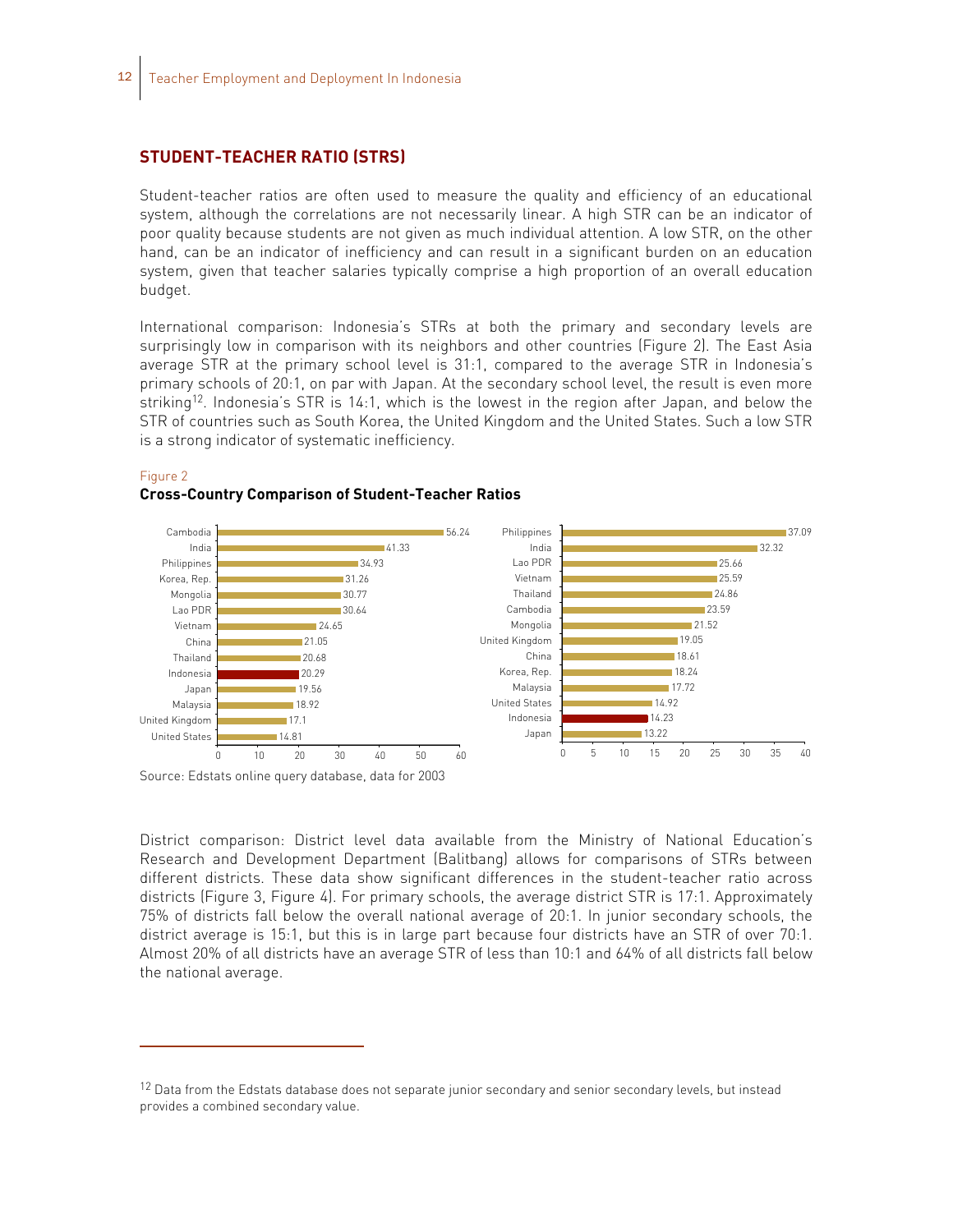## STUDENT-TEACHER RATIO (STRS)

Student-teacher ratios are often used to measure the quality and efficiency of an educational system, although the correlations are not necessarily linear. A high STR can be an indicator of poor quality because students are not given as much individual attention. A low STR, on the other hand, can be an indicator of inefficiency and can result in a significant burden on an education system, given that teacher salaries typically comprise a high proportion of an overall education budget.

International comparison: Indonesia's STRs at both the primary and secondary levels are surprisingly low in comparison with its neighbors and other countries (Figure 2). The East Asia average STR at the primary school level is 31:1, compared to the average STR in Indonesia's primary schools of 20:1, on par with Japan. At the secondary school level, the result is even more striking[12]. Indonesia's STR is 14:1, which is the lowest in the region after Japan, and below the STR of countries such as South Korea, the United Kingdom and the United States. Such a low STR is a strong indicator of systematic inefficiency.

Figure 2

**Cross-Country Comparison of Student-Teacher Ratios**

| Country | Primary STR |
|---|---|
| Cambodia | 56.24 |
| India | 41.33 |
| Philippines | 34.93 |
| Korea, Rep. | 31.26 |
| Mongolia | 30.77 |
| Lao PDR | 30.64 |
| Vietnam | 24.65 |
| China | 21.05 |
| Thailand | 20.68 |
| Indonesia | 20.29 |
| Japan | 19.56 |
| Malaysia | 18.92 |
| United Kingdom | 17.1 |
| United States | 14.81 |

| Country | Secondary STR |
|---|---|
| Philippines | 37.09 |
| India | 32.32 |
| Lao PDR | 25.66 |
| Vietnam | 25.59 |
| Thailand | 24.86 |
| Cambodia | 23.59 |
| Mongolia | 21.52 |
| United Kingdom | 19.05 |
| China | 18.61 |
| Korea, Rep. | 18.24 |
| Malaysia | 17.72 |
| United States | 14.92 |
| Indonesia | 14.23 |
| Japan | 13.22 |

Source: Edstats online query database, data for 2003

District comparison: District level data available from the Ministry of National Education's Research and Development Department (Balitbang) allows for comparisons of STRs between different districts. These data show significant differences in the student-teacher ratio across districts (Figure 3, Figure 4). For primary schools, the average district STR is 17:1. Approximately 75% of districts fall below the overall national average of 20:1. In junior secondary schools, the district average is 15:1, but this is in large part because four districts have an STR of over 70:1. Almost 20% of all districts have an average STR of less than 10:1 and 64% of all districts fall below the national average.

---

[12] Data from the Edstats database does not separate junior secondary and senior secondary levels, but instead provides a combined secondary value.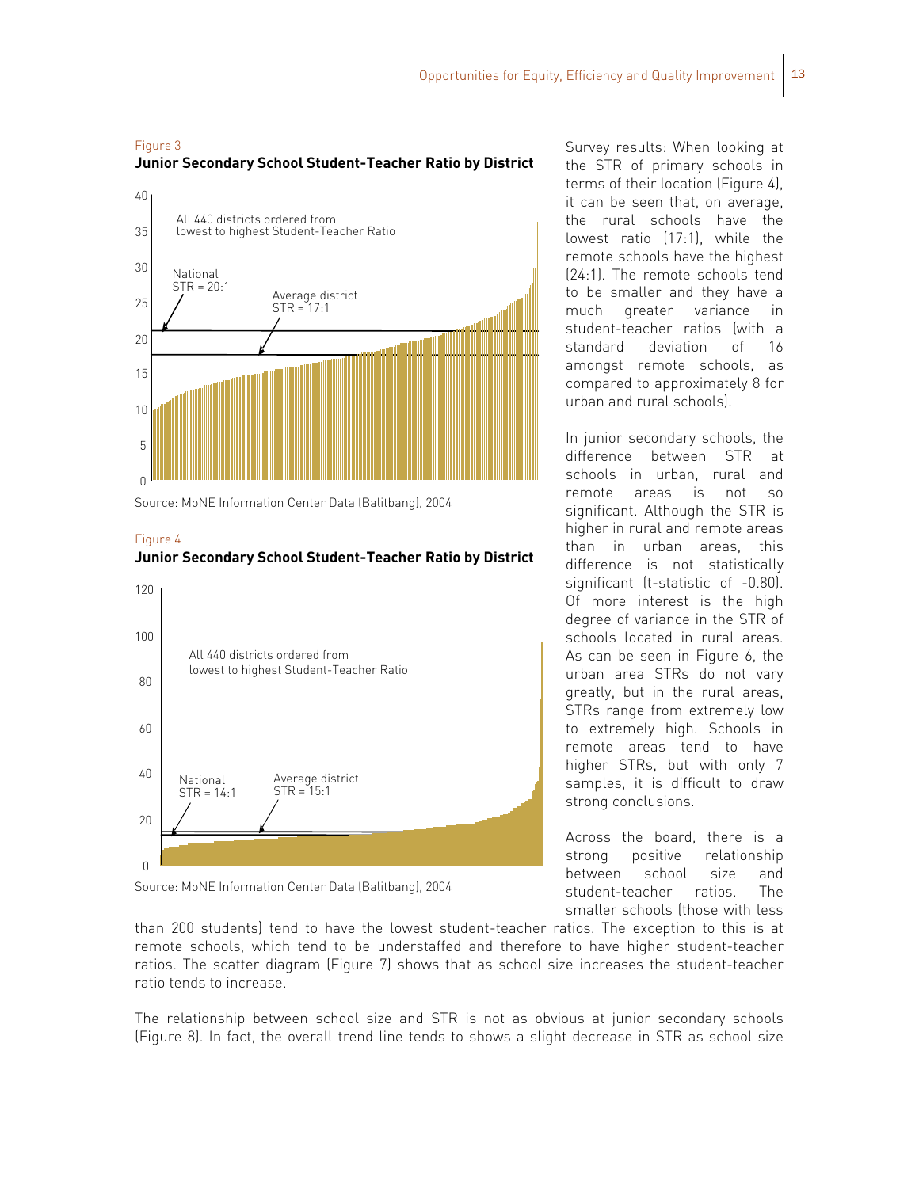Figure 3

**Junior Secondary School Student-Teacher Ratio by District**

All 440 districts ordered from lowest to highest Student-Teacher Ratio

National STR = 20:1

Average district STR = 17:1

Source: MoNE Information Center Data (Balitbang), 2004

Figure 4

**Junior Secondary School Student-Teacher Ratio by District**

All 440 districts ordered from lowest to highest Student-Teacher Ratio

National STR = 14:1

Average district STR = 15:1

Source: MoNE Information Center Data (Balitbang), 2004

Survey results: When looking at the STR of primary schools in terms of their location (Figure 4), it can be seen that, on average, the rural schools have the lowest ratio (17:1), while the remote schools have the highest (24:1). The remote schools tend to be smaller and they have a much greater variance in student-teacher ratios (with a standard deviation of 16 amongst remote schools, as compared to approximately 8 for urban and rural schools).

In junior secondary schools, the difference between STR at schools in urban, rural and remote areas is not so significant. Although the STR is higher in rural and remote areas than in urban areas, this difference is not statistically significant (t-statistic of -0.80). Of more interest is the high degree of variance in the STR of schools located in rural areas. As can be seen in Figure 6, the urban area STRs do not vary greatly, but in the rural areas, STRs range from extremely low to extremely high. Schools in remote areas tend to have higher STRs, but with only 7 samples, it is difficult to draw strong conclusions.

Across the board, there is a strong positive relationship between school size and student-teacher ratios. The smaller schools (those with less than 200 students) tend to have the lowest student-teacher ratios. The exception to this is at remote schools, which tend to be understaffed and therefore to have higher student-teacher ratios. The scatter diagram (Figure 7) shows that as school size increases the student-teacher ratio tends to increase.

The relationship between school size and STR is not as obvious at junior secondary schools (Figure 8). In fact, the overall trend line tends to shows a slight decrease in STR as school size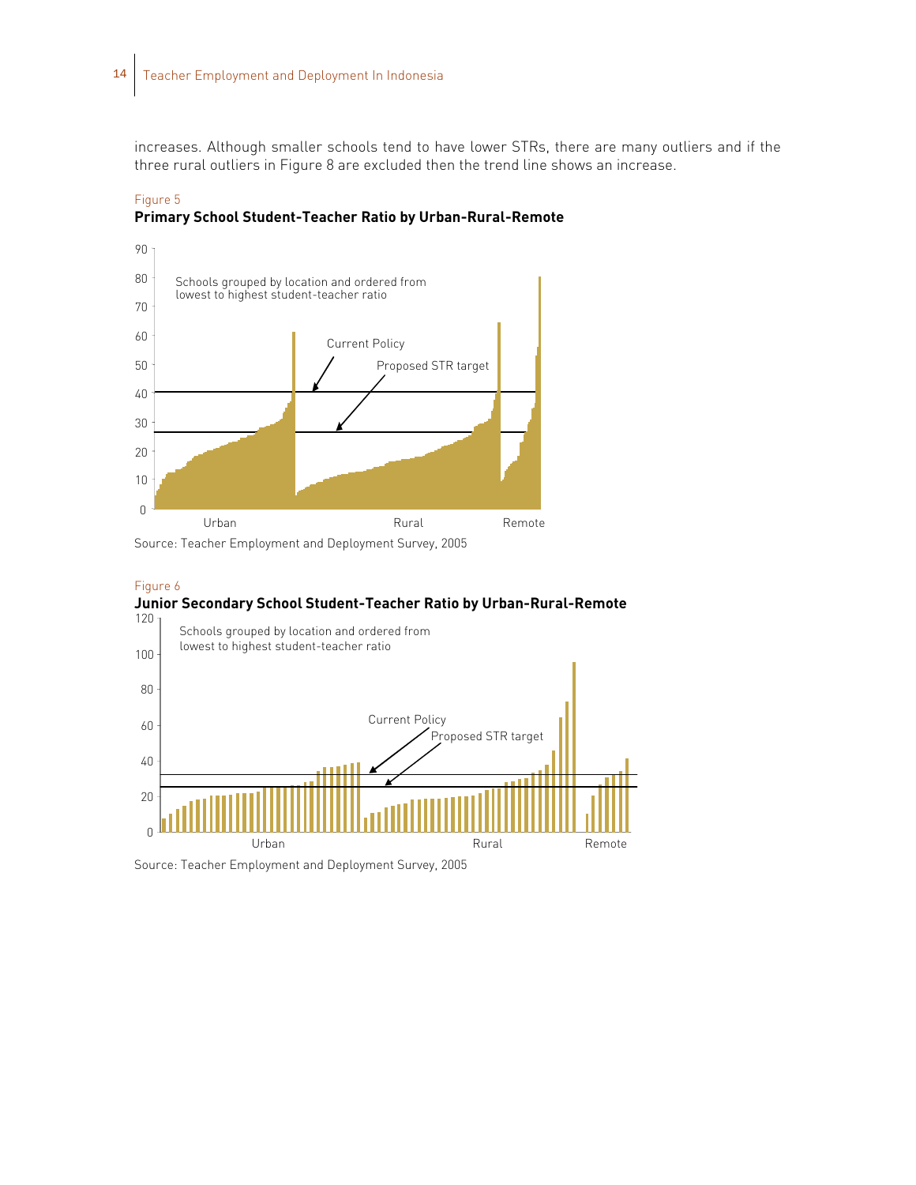increases. Although smaller schools tend to have lower STRs, there are many outliers and if the three rural outliers in Figure 8 are excluded then the trend line shows an increase.

Figure 5

**Primary School Student-Teacher Ratio by Urban-Rural-Remote**

Source: Teacher Employment and Deployment Survey, 2005

Figure 6

**Junior Secondary School Student-Teacher Ratio by Urban-Rural-Remote**

Source: Teacher Employment and Deployment Survey, 2005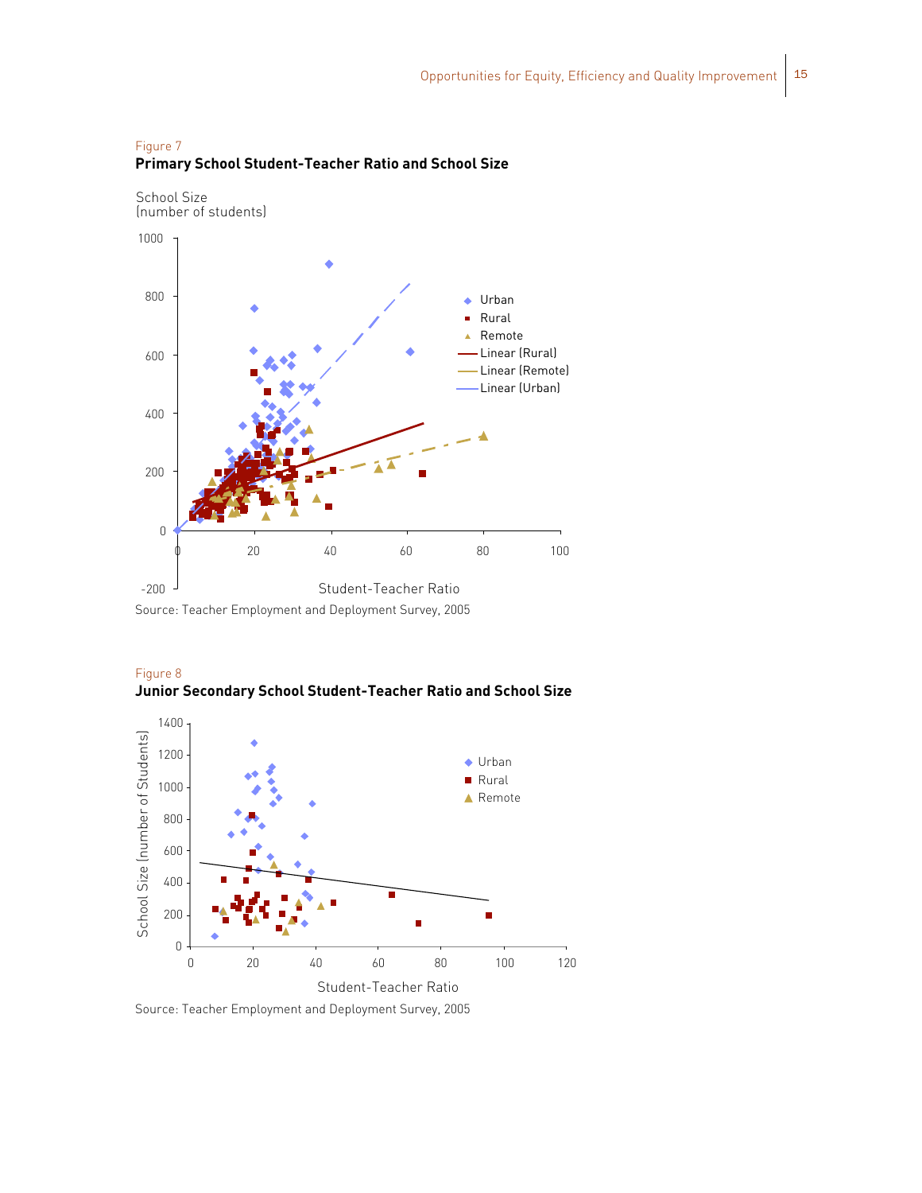Figure 7
**Primary School Student-Teacher Ratio and School Size**

Source: Teacher Employment and Deployment Survey, 2005

Figure 8
**Junior Secondary School Student-Teacher Ratio and School Size**

Source: Teacher Employment and Deployment Survey, 2005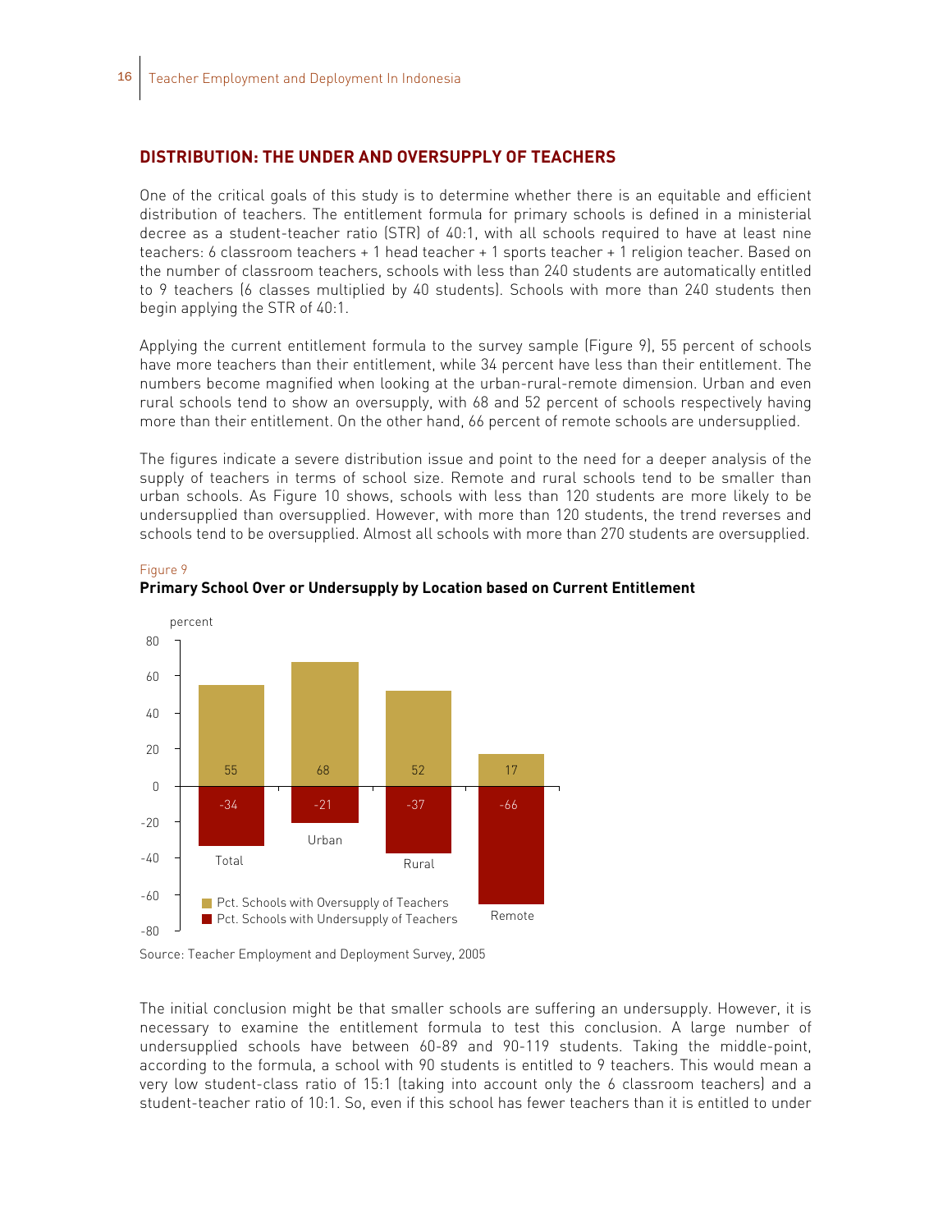## DISTRIBUTION: THE UNDER AND OVERSUPPLY OF TEACHERS

One of the critical goals of this study is to determine whether there is an equitable and efficient distribution of teachers. The entitlement formula for primary schools is defined in a ministerial decree as a student-teacher ratio (STR) of 40:1, with all schools required to have at least nine teachers: 6 classroom teachers + 1 head teacher + 1 sports teacher + 1 religion teacher. Based on the number of classroom teachers, schools with less than 240 students are automatically entitled to 9 teachers (6 classes multiplied by 40 students). Schools with more than 240 students then begin applying the STR of 40:1.

Applying the current entitlement formula to the survey sample (Figure 9), 55 percent of schools have more teachers than their entitlement, while 34 percent have less than their entitlement. The numbers become magnified when looking at the urban-rural-remote dimension. Urban and even rural schools tend to show an oversupply, with 68 and 52 percent of schools respectively having more than their entitlement. On the other hand, 66 percent of remote schools are undersupplied.

The figures indicate a severe distribution issue and point to the need for a deeper analysis of the supply of teachers in terms of school size. Remote and rural schools tend to be smaller than urban schools. As Figure 10 shows, schools with less than 120 students are more likely to be undersupplied than oversupplied. However, with more than 120 students, the trend reverses and schools tend to be oversupplied. Almost all schools with more than 270 students are oversupplied.

Figure 9

**Primary School Over or Undersupply by Location based on Current Entitlement**

| percent | Total | Urban | Rural | Remote |
|---|---|---|---|---|
| Pct. Schools with Oversupply of Teachers | 55 | 68 | 52 | 17 |
| Pct. Schools with Undersupply of Teachers | -34 | -21 | -37 | -66 |

Source: Teacher Employment and Deployment Survey, 2005

The initial conclusion might be that smaller schools are suffering an undersupply. However, it is necessary to examine the entitlement formula to test this conclusion. A large number of undersupplied schools have between 60-89 and 90-119 students. Taking the middle-point, according to the formula, a school with 90 students is entitled to 9 teachers. This would mean a very low student-class ratio of 15:1 (taking into account only the 6 classroom teachers) and a student-teacher ratio of 10:1. So, even if this school has fewer teachers than it is entitled to under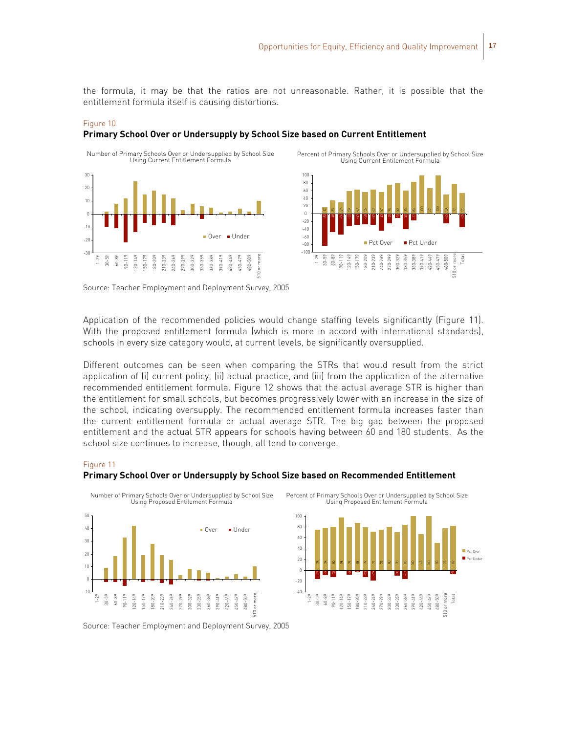the formula, it may be that the ratios are not unreasonable. Rather, it is possible that the entitlement formula itself is causing distortions.

Figure 10

**Primary School Over or Undersupply by School Size based on Current Entitlement**

Source: Teacher Employment and Deployment Survey, 2005

Application of the recommended policies would change staffing levels significantly (Figure 11). With the proposed entitlement formula (which is more in accord with international standards), schools in every size category would, at current levels, be significantly oversupplied.

Different outcomes can be seen when comparing the STRs that would result from the strict application of (i) current policy, (ii) actual practice, and (iii) from the application of the alternative recommended entitlement formula. Figure 12 shows that the actual average STR is higher than the entitlement for small schools, but becomes progressively lower with an increase in the size of the school, indicating oversupply. The recommended entitlement formula increases faster than the current entitlement formula or actual average STR. The big gap between the proposed entitlement and the actual STR appears for schools having between 60 and 180 students. As the school size continues to increase, though, all tend to converge.

Figure 11

**Primary School Over or Undersupply by School Size based on Recommended Entitlement**

Source: Teacher Employment and Deployment Survey, 2005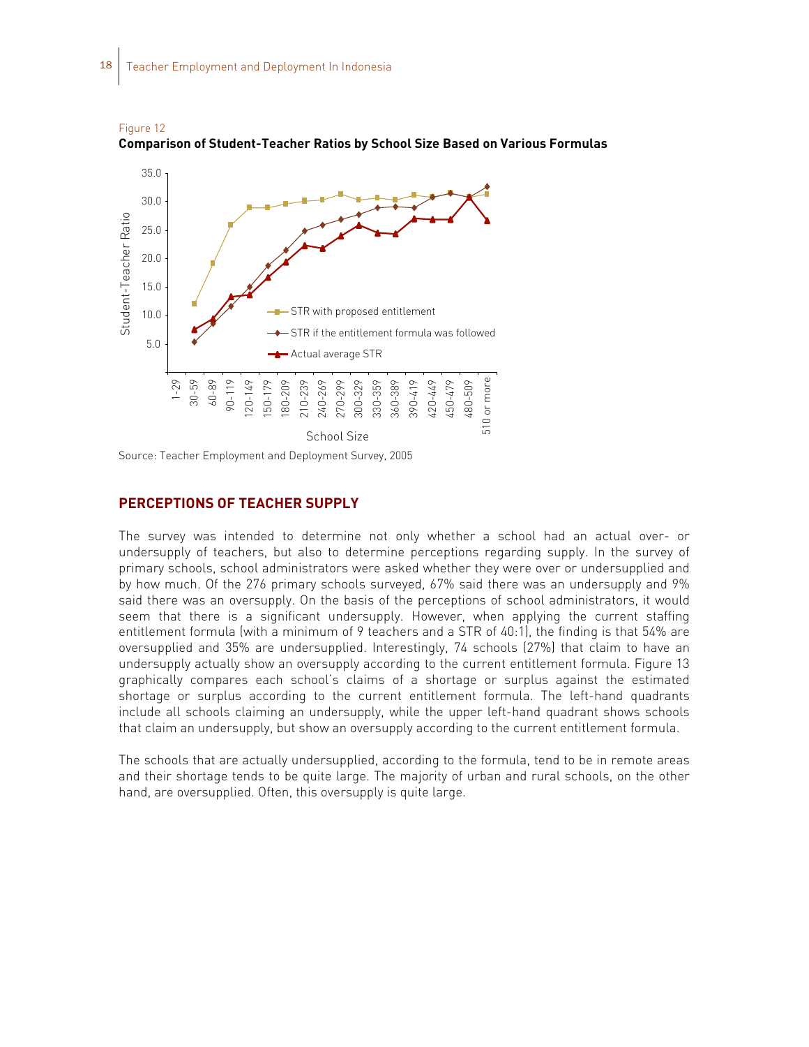Figure 12

**Comparison of Student-Teacher Ratios by School Size Based on Various Formulas**

Source: Teacher Employment and Deployment Survey, 2005

## PERCEPTIONS OF TEACHER SUPPLY

The survey was intended to determine not only whether a school had an actual over- or undersupply of teachers, but also to determine perceptions regarding supply. In the survey of primary schools, school administrators were asked whether they were over or undersupplied and by how much. Of the 276 primary schools surveyed, 67% said there was an undersupply and 9% said there was an oversupply. On the basis of the perceptions of school administrators, it would seem that there is a significant undersupply. However, when applying the current staffing entitlement formula (with a minimum of 9 teachers and a STR of 40:1), the finding is that 54% are oversupplied and 35% are undersupplied. Interestingly, 74 schools (27%) that claim to have an undersupply actually show an oversupply according to the current entitlement formula. Figure 13 graphically compares each school's claims of a shortage or surplus against the estimated shortage or surplus according to the current entitlement formula. The left-hand quadrants include all schools claiming an undersupply, while the upper left-hand quadrant shows schools that claim an undersupply, but show an oversupply according to the current entitlement formula.

The schools that are actually undersupplied, according to the formula, tend to be in remote areas and their shortage tends to be quite large. The majority of urban and rural schools, on the other hand, are oversupplied. Often, this oversupply is quite large.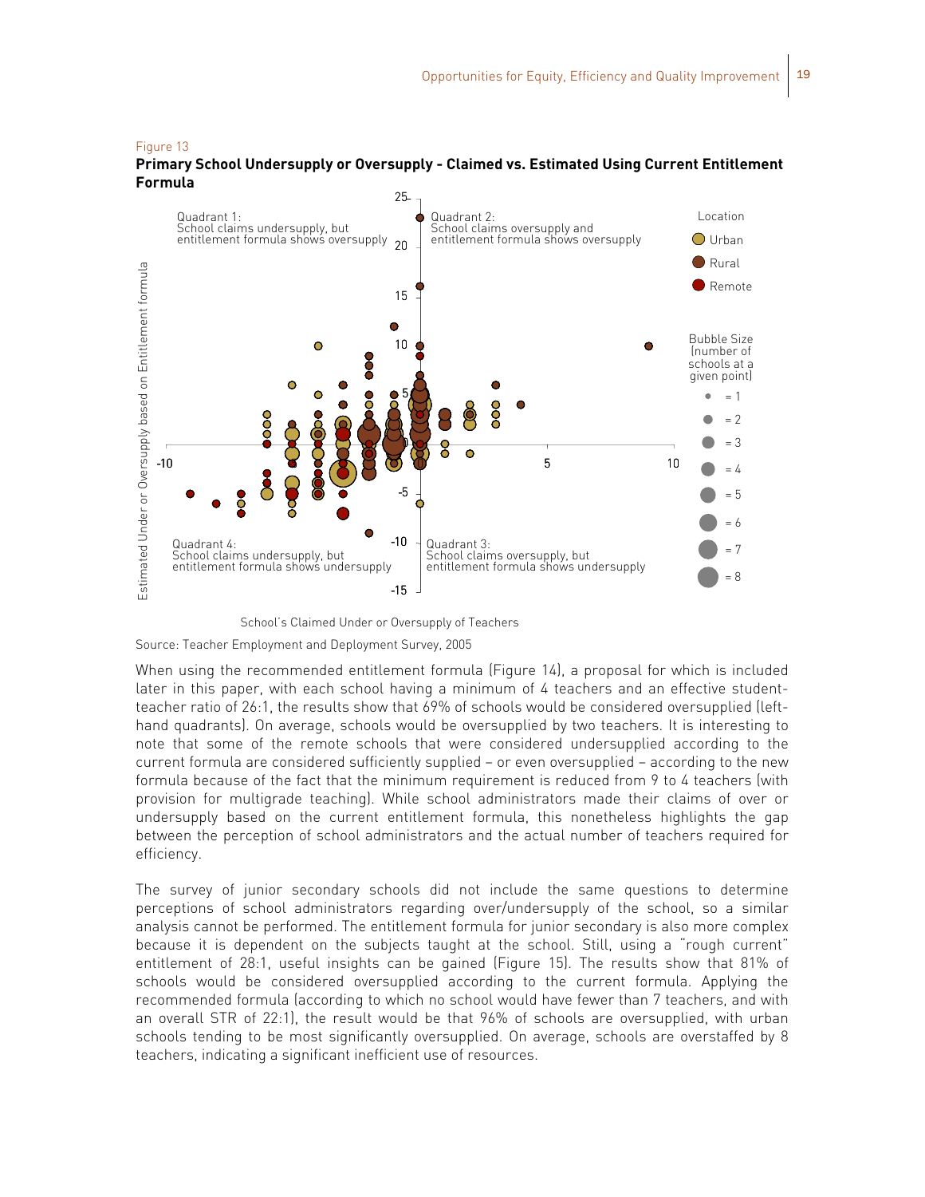Figure 13

**Primary School Undersupply or Oversupply - Claimed vs. Estimated Using Current Entitlement Formula**

Quadrant 1: School claims undersupply, but entitlement formula shows oversupply

Quadrant 2: School claims oversupply and entitlement formula shows oversupply

Quadrant 3: School claims oversupply, but entitlement formula shows undersupply

Quadrant 4: School claims undersupply, but entitlement formula shows undersupply

Location: Urban, Rural, Remote

Bubble Size (number of schools at a given point): = 1, = 2, = 3, = 4, = 5, = 6, = 7, = 8

Estimated Under or Oversupply based on Entitlement formula

School's Claimed Under or Oversupply of Teachers

Source: Teacher Employment and Deployment Survey, 2005

When using the recommended entitlement formula (Figure 14), a proposal for which is included later in this paper, with each school having a minimum of 4 teachers and an effective student-teacher ratio of 26:1, the results show that 69% of schools would be considered oversupplied (left-hand quadrants). On average, schools would be oversupplied by two teachers. It is interesting to note that some of the remote schools that were considered undersupplied according to the current formula are considered sufficiently supplied – or even oversupplied – according to the new formula because of the fact that the minimum requirement is reduced from 9 to 4 teachers (with provision for multigrade teaching). While school administrators made their claims of over or undersupply based on the current entitlement formula, this nonetheless highlights the gap between the perception of school administrators and the actual number of teachers required for efficiency.

The survey of junior secondary schools did not include the same questions to determine perceptions of school administrators regarding over/undersupply of the school, so a similar analysis cannot be performed. The entitlement formula for junior secondary is also more complex because it is dependent on the subjects taught at the school. Still, using a "rough current" entitlement of 28:1, useful insights can be gained (Figure 15). The results show that 81% of schools would be considered oversupplied according to the current formula. Applying the recommended formula (according to which no school would have fewer than 7 teachers, and with an overall STR of 22:1), the result would be that 96% of schools are oversupplied, with urban schools tending to be most significantly oversupplied. On average, schools are overstaffed by 8 teachers, indicating a significant inefficient use of resources.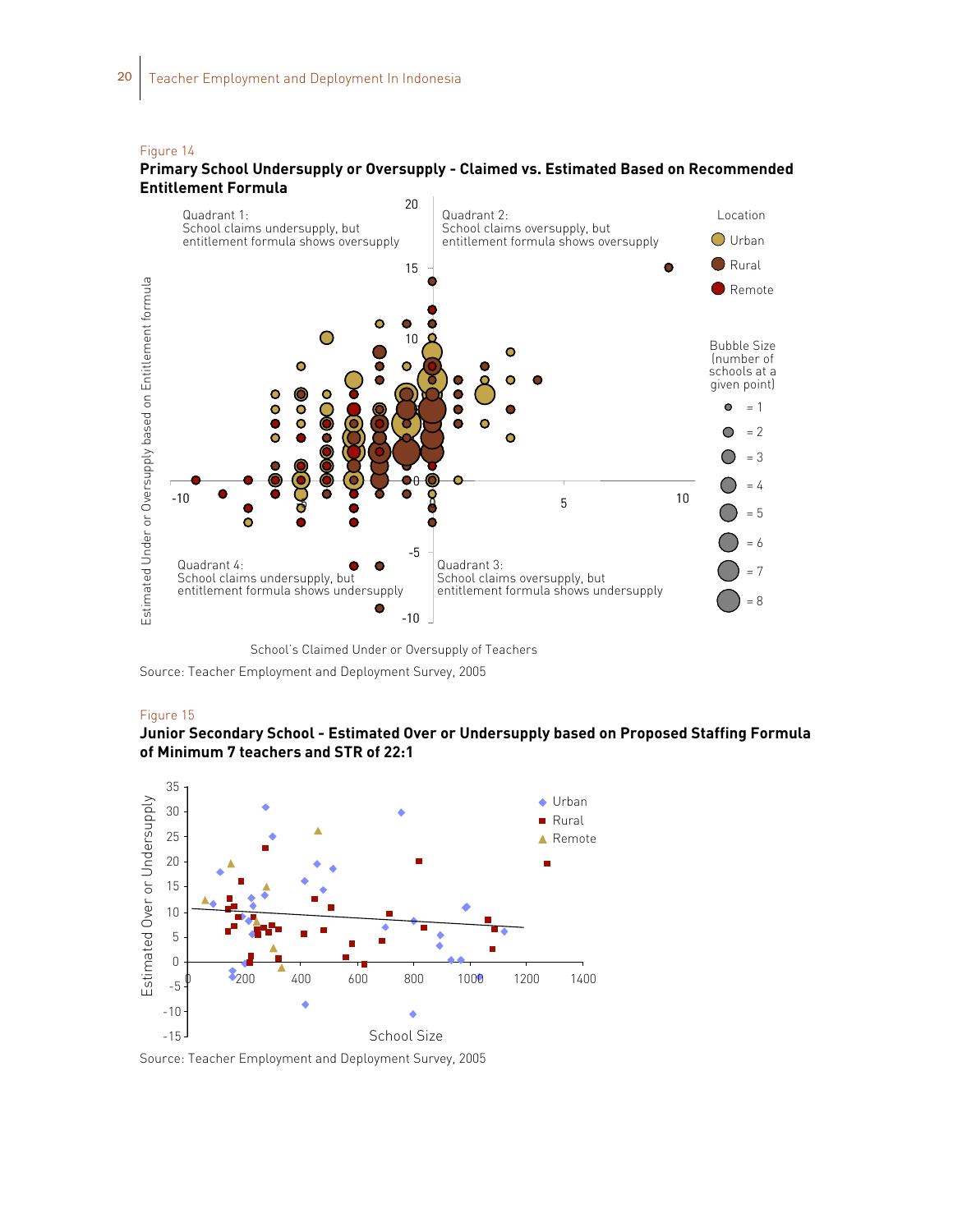Figure 14

**Primary School Undersupply or Oversupply - Claimed vs. Estimated Based on Recommended Entitlement Formula**

Quadrant 1: School claims undersupply, but entitlement formula shows oversupply

Quadrant 2: School claims oversupply, but entitlement formula shows oversupply

Quadrant 3: School claims oversupply, but entitlement formula shows undersupply

Quadrant 4: School claims undersupply, but entitlement formula shows undersupply

Location: Urban, Rural, Remote

Bubble Size (number of schools at a given point): = 1, = 2, = 3, = 4, = 5, = 6, = 7, = 8

Estimated Under or Oversupply based on Entitlement formula

School's Claimed Under or Oversupply of Teachers

Source: Teacher Employment and Deployment Survey, 2005

Figure 15

**Junior Secondary School - Estimated Over or Undersupply based on Proposed Staffing Formula of Minimum 7 teachers and STR of 22:1**

Urban, Rural, Remote

Estimated Over or Undersupply

School Size

Source: Teacher Employment and Deployment Survey, 2005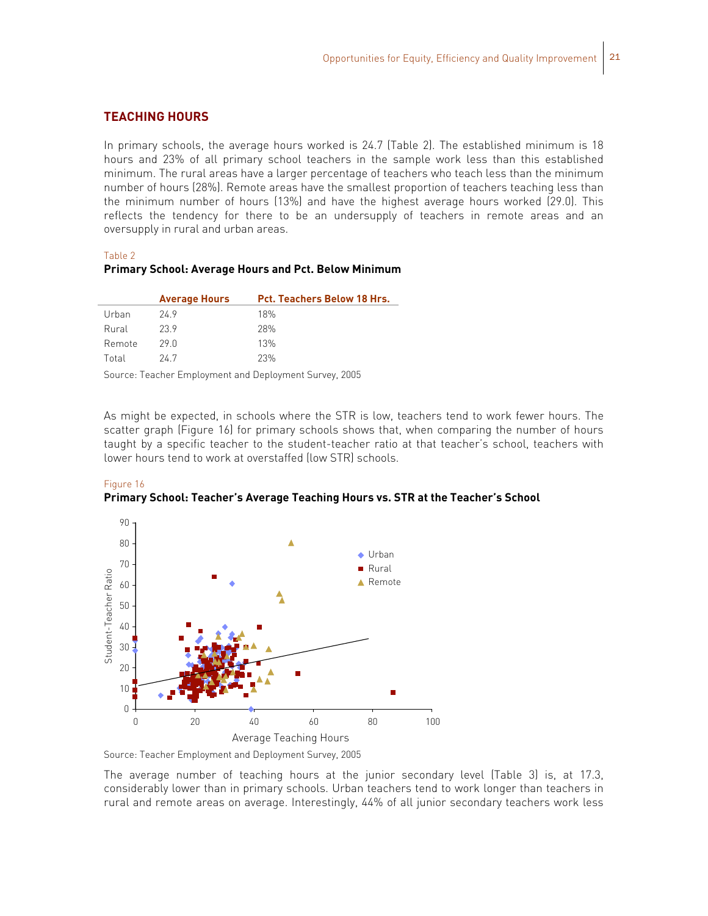## TEACHING HOURS

In primary schools, the average hours worked is 24.7 (Table 2). The established minimum is 18 hours and 23% of all primary school teachers in the sample work less than this established minimum. The rural areas have a larger percentage of teachers who teach less than the minimum number of hours (28%). Remote areas have the smallest proportion of teachers teaching less than the minimum number of hours (13%) and have the highest average hours worked (29.0). This reflects the tendency for there to be an undersupply of teachers in remote areas and an oversupply in rural and urban areas.

Table 2

**Primary School: Average Hours and Pct. Below Minimum**

| | Average Hours | Pct. Teachers Below 18 Hrs. |
|---|---|---|
| Urban | 24.9 | 18% |
| Rural | 23.9 | 28% |
| Remote | 29.0 | 13% |
| Total | 24.7 | 23% |

Source: Teacher Employment and Deployment Survey, 2005

As might be expected, in schools where the STR is low, teachers tend to work fewer hours. The scatter graph (Figure 16) for primary schools shows that, when comparing the number of hours taught by a specific teacher to the student-teacher ratio at that teacher's school, teachers with lower hours tend to work at overstaffed (low STR) schools.

Figure 16

**Primary School: Teacher's Average Teaching Hours vs. STR at the Teacher's School**

Source: Teacher Employment and Deployment Survey, 2005

The average number of teaching hours at the junior secondary level (Table 3) is, at 17.3, considerably lower than in primary schools. Urban teachers tend to work longer than teachers in rural and remote areas on average. Interestingly, 44% of all junior secondary teachers work less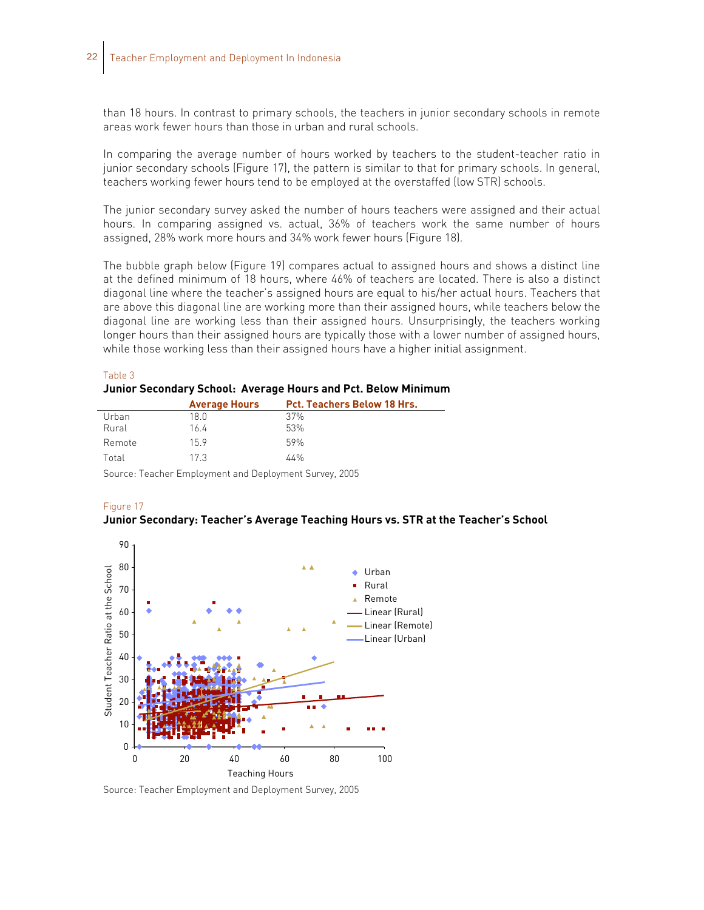than 18 hours. In contrast to primary schools, the teachers in junior secondary schools in remote areas work fewer hours than those in urban and rural schools.

In comparing the average number of hours worked by teachers to the student-teacher ratio in junior secondary schools (Figure 17), the pattern is similar to that for primary schools. In general, teachers working fewer hours tend to be employed at the overstaffed (low STR) schools.

The junior secondary survey asked the number of hours teachers were assigned and their actual hours. In comparing assigned vs. actual, 36% of teachers work the same number of hours assigned, 28% work more hours and 34% work fewer hours (Figure 18).

The bubble graph below (Figure 19) compares actual to assigned hours and shows a distinct line at the defined minimum of 18 hours, where 46% of teachers are located. There is also a distinct diagonal line where the teacher's assigned hours are equal to his/her actual hours. Teachers that are above this diagonal line are working more than their assigned hours, while teachers below the diagonal line are working less than their assigned hours. Unsurprisingly, the teachers working longer hours than their assigned hours are typically those with a lower number of assigned hours, while those working less than their assigned hours have a higher initial assignment.

Table 3

**Junior Secondary School: Average Hours and Pct. Below Minimum**

| | Average Hours | Pct. Teachers Below 18 Hrs. |
|---|---|---|
| Urban | 18.0 | 37% |
| Rural | 16.4 | 53% |
| Remote | 15.9 | 59% |
| Total | 17.3 | 44% |

Source: Teacher Employment and Deployment Survey, 2005

Figure 17

**Junior Secondary: Teacher's Average Teaching Hours vs. STR at the Teacher's School**

Source: Teacher Employment and Deployment Survey, 2005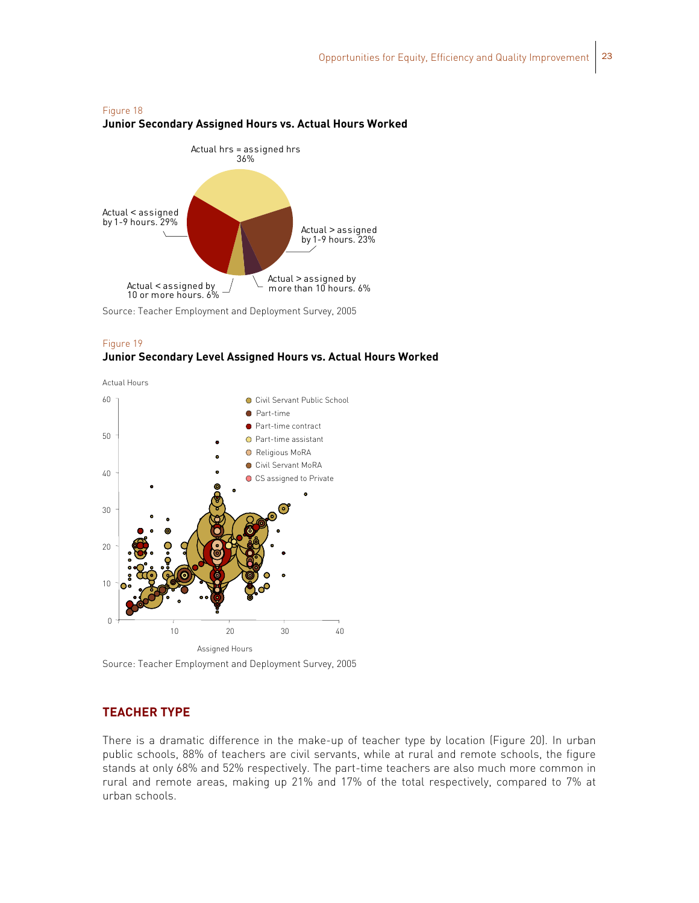Figure 18

**Junior Secondary Assigned Hours vs. Actual Hours Worked**

Actual hrs = assigned hrs 36%

Actual < assigned by 1-9 hours. 29%

Actual > assigned by 1-9 hours. 23%

Actual < assigned by 10 or more hours. 6%

Actual > assigned by more than 10 hours. 6%

Source: Teacher Employment and Deployment Survey, 2005

Figure 19

**Junior Secondary Level Assigned Hours vs. Actual Hours Worked**

Actual Hours

- Civil Servant Public School
- Part-time
- Part-time contract
- Part-time assistant
- Religious MoRA
- Civil Servant MoRA
- CS assigned to Private

Assigned Hours

Source: Teacher Employment and Deployment Survey, 2005

## TEACHER TYPE

There is a dramatic difference in the make-up of teacher type by location (Figure 20). In urban public schools, 88% of teachers are civil servants, while at rural and remote schools, the figure stands at only 68% and 52% respectively. The part-time teachers are also much more common in rural and remote areas, making up 21% and 17% of the total respectively, compared to 7% at urban schools.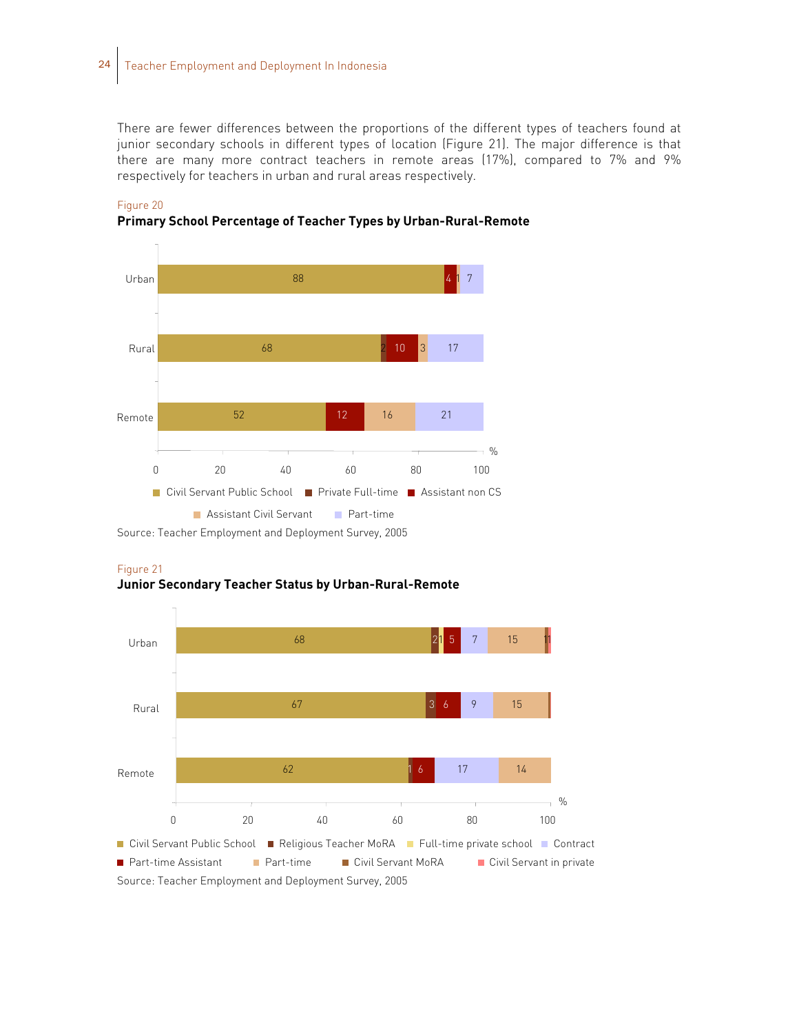There are fewer differences between the proportions of the different types of teachers found at junior secondary schools in different types of location (Figure 21). The major difference is that there are many more contract teachers in remote areas (17%), compared to 7% and 9% respectively for teachers in urban and rural areas respectively.

Figure 20

**Primary School Percentage of Teacher Types by Urban-Rural-Remote**

| | Civil Servant Public School | Private Full-time | Assistant non CS | Assistant Civil Servant | Part-time |
|---|---|---|---|---|---|
| Urban | 88 | | 4 | 1 | 7 |
| Rural | 68 | 2 | 10 | 3 | 17 |
| Remote | 52 | | 12 | 16 | 21 |

Source: Teacher Employment and Deployment Survey, 2005

Figure 21

**Junior Secondary Teacher Status by Urban-Rural-Remote**

| | Civil Servant Public School | Religious Teacher MoRA | Full-time private school | Part-time Assistant | Contract | Part-time | Civil Servant MoRA | Civil Servant in private |
|---|---|---|---|---|---|---|---|---|
| Urban | 68 | 2 | 1 | 5 | 7 | 15 | 1 | 1 |
| Rural | 67 | 3 | | 6 | 9 | 15 | | |
| Remote | 62 | 1 | | 6 | 17 | 14 | | |

Source: Teacher Employment and Deployment Survey, 2005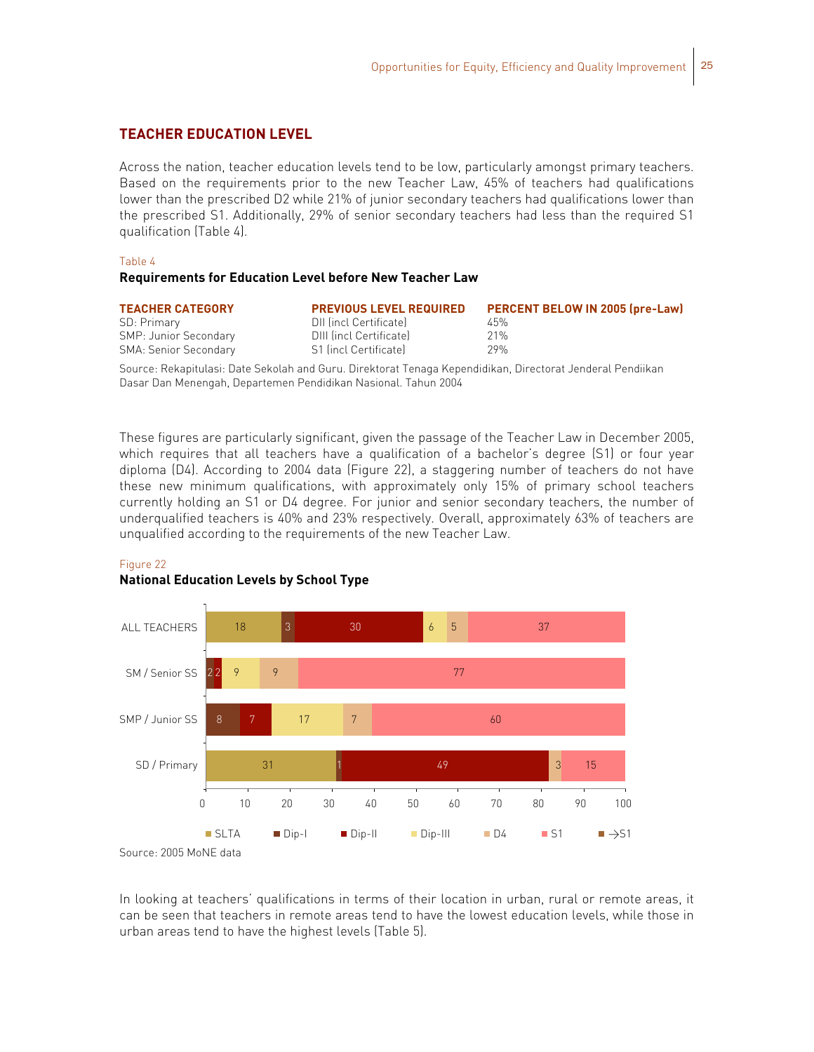## TEACHER EDUCATION LEVEL

Across the nation, teacher education levels tend to be low, particularly amongst primary teachers. Based on the requirements prior to the new Teacher Law, 45% of teachers had qualifications lower than the prescribed D2 while 21% of junior secondary teachers had qualifications lower than the prescribed S1. Additionally, 29% of senior secondary teachers had less than the required S1 qualification (Table 4).

Table 4

**Requirements for Education Level before New Teacher Law**

| TEACHER CATEGORY | PREVIOUS LEVEL REQUIRED | PERCENT BELOW IN 2005 (pre-Law) |
|---|---|---|
| SD: Primary | DII (incl Certificate) | 45% |
| SMP: Junior Secondary | DIII (incl Certificate) | 21% |
| SMA: Senior Secondary | S1 (incl Certificate) | 29% |

Source: Rekapitulasi: Date Sekolah and Guru. Direktorat Tenaga Kependidikan, Directorat Jenderal Pendiikan Dasar Dan Menengah, Departemen Pendidikan Nasional. Tahun 2004

These figures are particularly significant, given the passage of the Teacher Law in December 2005, which requires that all teachers have a qualification of a bachelor's degree (S1) or four year diploma (D4). According to 2004 data (Figure 22), a staggering number of teachers do not have these new minimum qualifications, with approximately only 15% of primary school teachers currently holding an S1 or D4 degree. For junior and senior secondary teachers, the number of underqualified teachers is 40% and 23% respectively. Overall, approximately 63% of teachers are unqualified according to the requirements of the new Teacher Law.

Figure 22

**National Education Levels by School Type**

| | SLTA | Dip-I | Dip-II | Dip-III | D4 | S1 |
|---|---|---|---|---|---|---|
| ALL TEACHERS | 18 | 3 | 30 | 6 | 5 | 37 |
| SM / Senior SS | | 2 | 2 | 9 | 9 | 77 |
| SMP / Junior SS | | 8 | 7 | 17 | 7 | 60 |
| SD / Primary | 31 | 1 | 49 | | 3 | 15 |

Legend: SLTA, Dip-I, Dip-II, Dip-III, D4, S1, →S1

Source: 2005 MoNE data

In looking at teachers' qualifications in terms of their location in urban, rural or remote areas, it can be seen that teachers in remote areas tend to have the lowest education levels, while those in urban areas tend to have the highest levels (Table 5).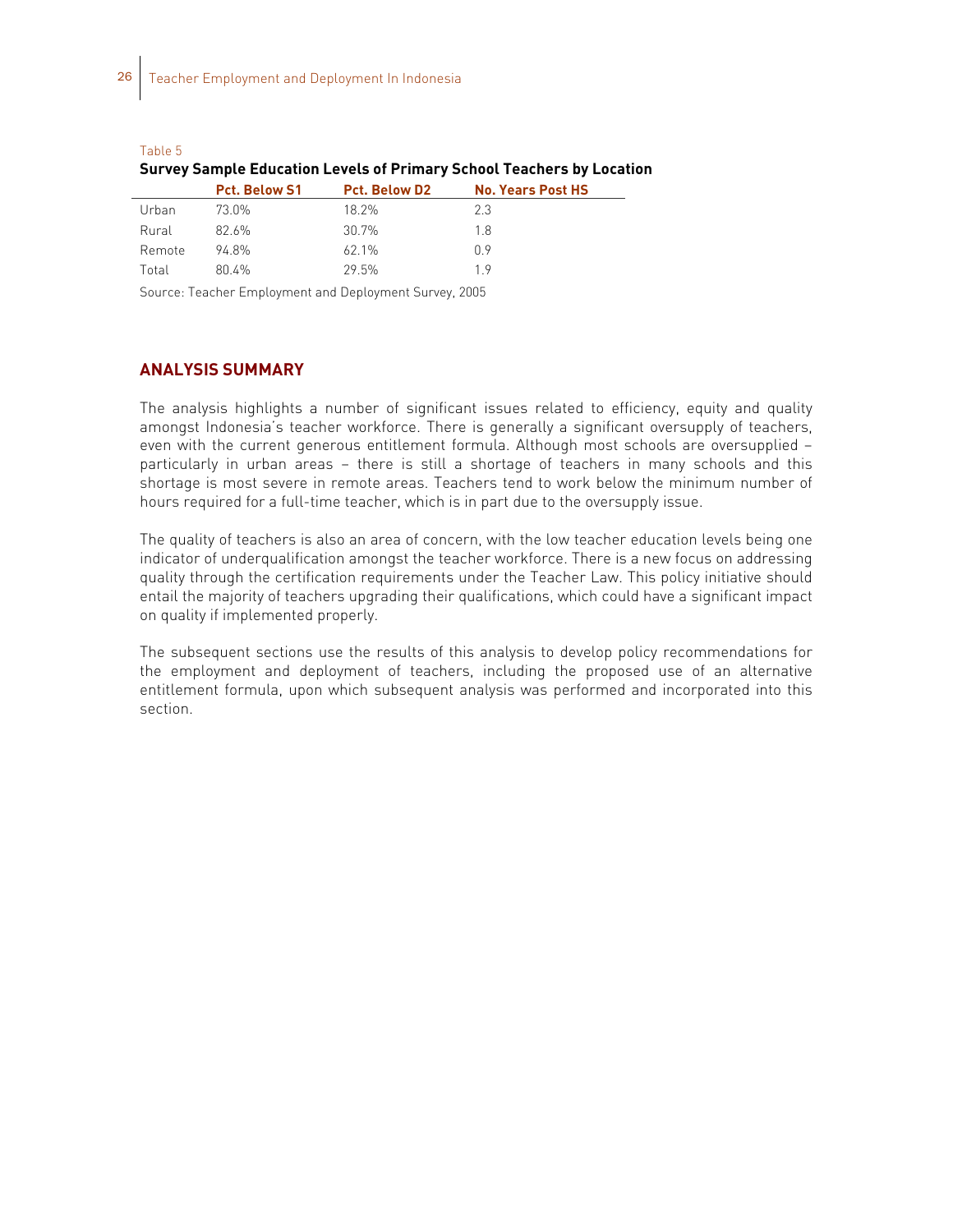Table 5

**Survey Sample Education Levels of Primary School Teachers by Location**

| | Pct. Below S1 | Pct. Below D2 | No. Years Post HS |
|---|---|---|---|
| Urban | 73.0% | 18.2% | 2.3 |
| Rural | 82.6% | 30.7% | 1.8 |
| Remote | 94.8% | 62.1% | 0.9 |
| Total | 80.4% | 29.5% | 1.9 |

Source: Teacher Employment and Deployment Survey, 2005

## ANALYSIS SUMMARY

The analysis highlights a number of significant issues related to efficiency, equity and quality amongst Indonesia's teacher workforce. There is generally a significant oversupply of teachers, even with the current generous entitlement formula. Although most schools are oversupplied – particularly in urban areas – there is still a shortage of teachers in many schools and this shortage is most severe in remote areas. Teachers tend to work below the minimum number of hours required for a full-time teacher, which is in part due to the oversupply issue.

The quality of teachers is also an area of concern, with the low teacher education levels being one indicator of underqualification amongst the teacher workforce. There is a new focus on addressing quality through the certification requirements under the Teacher Law. This policy initiative should entail the majority of teachers upgrading their qualifications, which could have a significant impact on quality if implemented properly.

The subsequent sections use the results of this analysis to develop policy recommendations for the employment and deployment of teachers, including the proposed use of an alternative entitlement formula, upon which subsequent analysis was performed and incorporated into this section.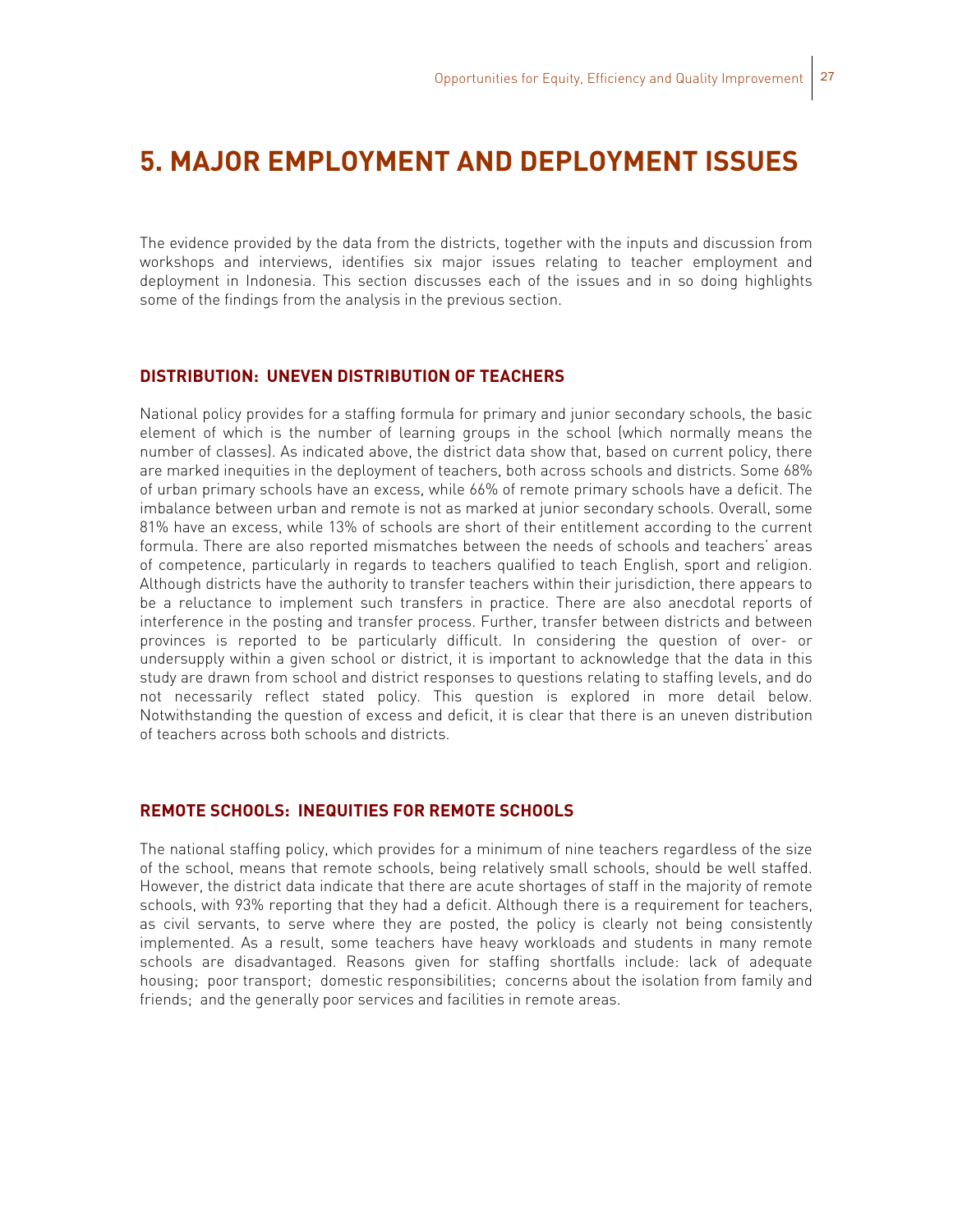# 5. MAJOR EMPLOYMENT AND DEPLOYMENT ISSUES

The evidence provided by the data from the districts, together with the inputs and discussion from workshops and interviews, identifies six major issues relating to teacher employment and deployment in Indonesia. This section discusses each of the issues and in so doing highlights some of the findings from the analysis in the previous section.

## DISTRIBUTION: UNEVEN DISTRIBUTION OF TEACHERS

National policy provides for a staffing formula for primary and junior secondary schools, the basic element of which is the number of learning groups in the school (which normally means the number of classes). As indicated above, the district data show that, based on current policy, there are marked inequities in the deployment of teachers, both across schools and districts. Some 68% of urban primary schools have an excess, while 66% of remote primary schools have a deficit. The imbalance between urban and remote is not as marked at junior secondary schools. Overall, some 81% have an excess, while 13% of schools are short of their entitlement according to the current formula. There are also reported mismatches between the needs of schools and teachers' areas of competence, particularly in regards to teachers qualified to teach English, sport and religion. Although districts have the authority to transfer teachers within their jurisdiction, there appears to be a reluctance to implement such transfers in practice. There are also anecdotal reports of interference in the posting and transfer process. Further, transfer between districts and between provinces is reported to be particularly difficult. In considering the question of over- or undersupply within a given school or district, it is important to acknowledge that the data in this study are drawn from school and district responses to questions relating to staffing levels, and do not necessarily reflect stated policy. This question is explored in more detail below. Notwithstanding the question of excess and deficit, it is clear that there is an uneven distribution of teachers across both schools and districts.

## REMOTE SCHOOLS: INEQUITIES FOR REMOTE SCHOOLS

The national staffing policy, which provides for a minimum of nine teachers regardless of the size of the school, means that remote schools, being relatively small schools, should be well staffed. However, the district data indicate that there are acute shortages of staff in the majority of remote schools, with 93% reporting that they had a deficit. Although there is a requirement for teachers, as civil servants, to serve where they are posted, the policy is clearly not being consistently implemented. As a result, some teachers have heavy workloads and students in many remote schools are disadvantaged. Reasons given for staffing shortfalls include: lack of adequate housing; poor transport; domestic responsibilities; concerns about the isolation from family and friends; and the generally poor services and facilities in remote areas.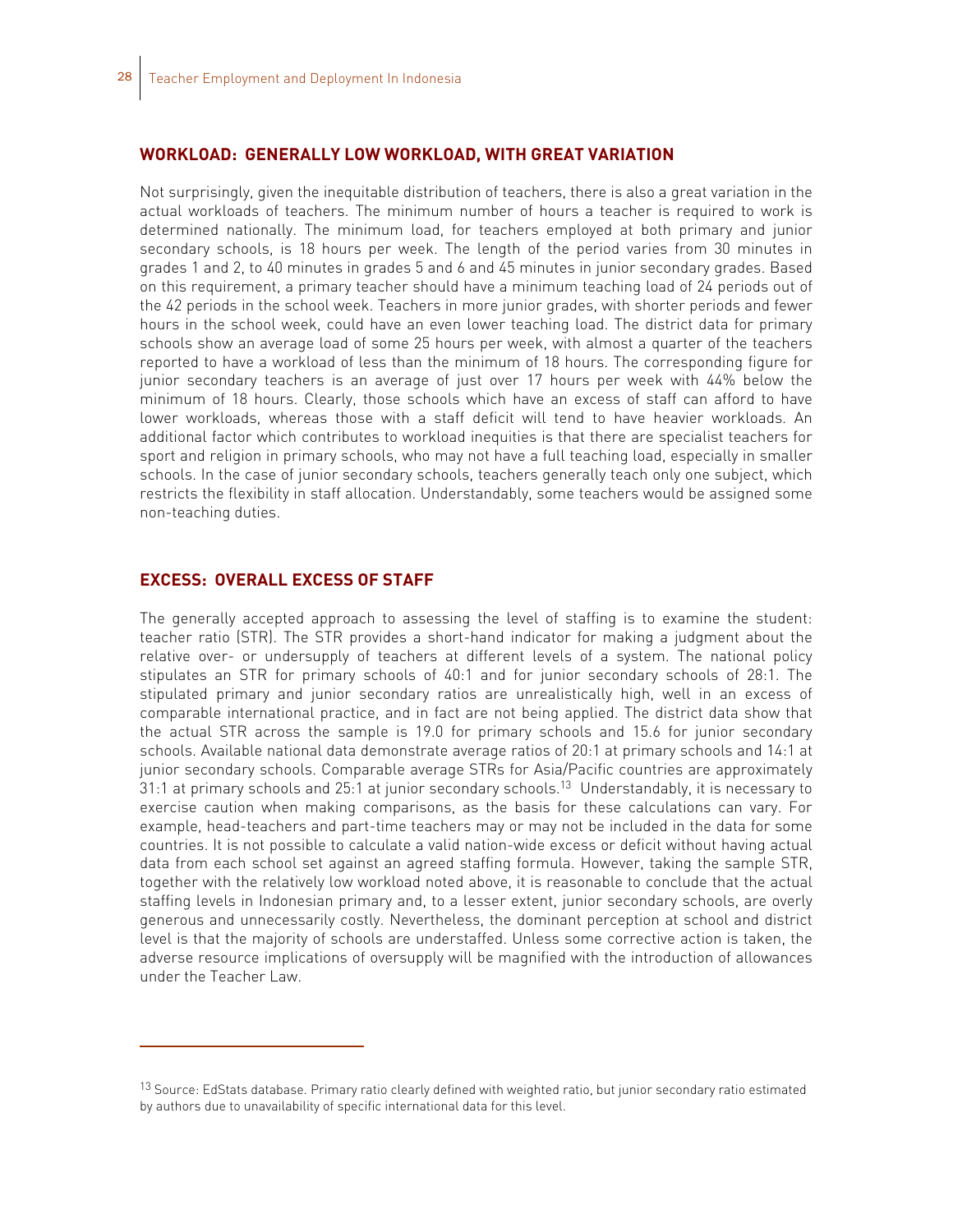## WORKLOAD: GENERALLY LOW WORKLOAD, WITH GREAT VARIATION

Not surprisingly, given the inequitable distribution of teachers, there is also a great variation in the actual workloads of teachers. The minimum number of hours a teacher is required to work is determined nationally. The minimum load, for teachers employed at both primary and junior secondary schools, is 18 hours per week. The length of the period varies from 30 minutes in grades 1 and 2, to 40 minutes in grades 5 and 6 and 45 minutes in junior secondary grades. Based on this requirement, a primary teacher should have a minimum teaching load of 24 periods out of the 42 periods in the school week. Teachers in more junior grades, with shorter periods and fewer hours in the school week, could have an even lower teaching load. The district data for primary schools show an average load of some 25 hours per week, with almost a quarter of the teachers reported to have a workload of less than the minimum of 18 hours. The corresponding figure for junior secondary teachers is an average of just over 17 hours per week with 44% below the minimum of 18 hours. Clearly, those schools which have an excess of staff can afford to have lower workloads, whereas those with a staff deficit will tend to have heavier workloads. An additional factor which contributes to workload inequities is that there are specialist teachers for sport and religion in primary schools, who may not have a full teaching load, especially in smaller schools. In the case of junior secondary schools, teachers generally teach only one subject, which restricts the flexibility in staff allocation. Understandably, some teachers would be assigned some non-teaching duties.

## EXCESS: OVERALL EXCESS OF STAFF

The generally accepted approach to assessing the level of staffing is to examine the student: teacher ratio (STR). The STR provides a short-hand indicator for making a judgment about the relative over- or undersupply of teachers at different levels of a system. The national policy stipulates an STR for primary schools of 40:1 and for junior secondary schools of 28:1. The stipulated primary and junior secondary ratios are unrealistically high, well in an excess of comparable international practice, and in fact are not being applied. The district data show that the actual STR across the sample is 19.0 for primary schools and 15.6 for junior secondary schools. Available national data demonstrate average ratios of 20:1 at primary schools and 14:1 at junior secondary schools. Comparable average STRs for Asia/Pacific countries are approximately 31:1 at primary schools and 25:1 at junior secondary schools.[13] Understandably, it is necessary to exercise caution when making comparisons, as the basis for these calculations can vary. For example, head-teachers and part-time teachers may or may not be included in the data for some countries. It is not possible to calculate a valid nation-wide excess or deficit without having actual data from each school set against an agreed staffing formula. However, taking the sample STR, together with the relatively low workload noted above, it is reasonable to conclude that the actual staffing levels in Indonesian primary and, to a lesser extent, junior secondary schools, are overly generous and unnecessarily costly. Nevertheless, the dominant perception at school and district level is that the majority of schools are understaffed. Unless some corrective action is taken, the adverse resource implications of oversupply will be magnified with the introduction of allowances under the Teacher Law.

---

[13] Source: EdStats database. Primary ratio clearly defined with weighted ratio, but junior secondary ratio estimated by authors due to unavailability of specific international data for this level.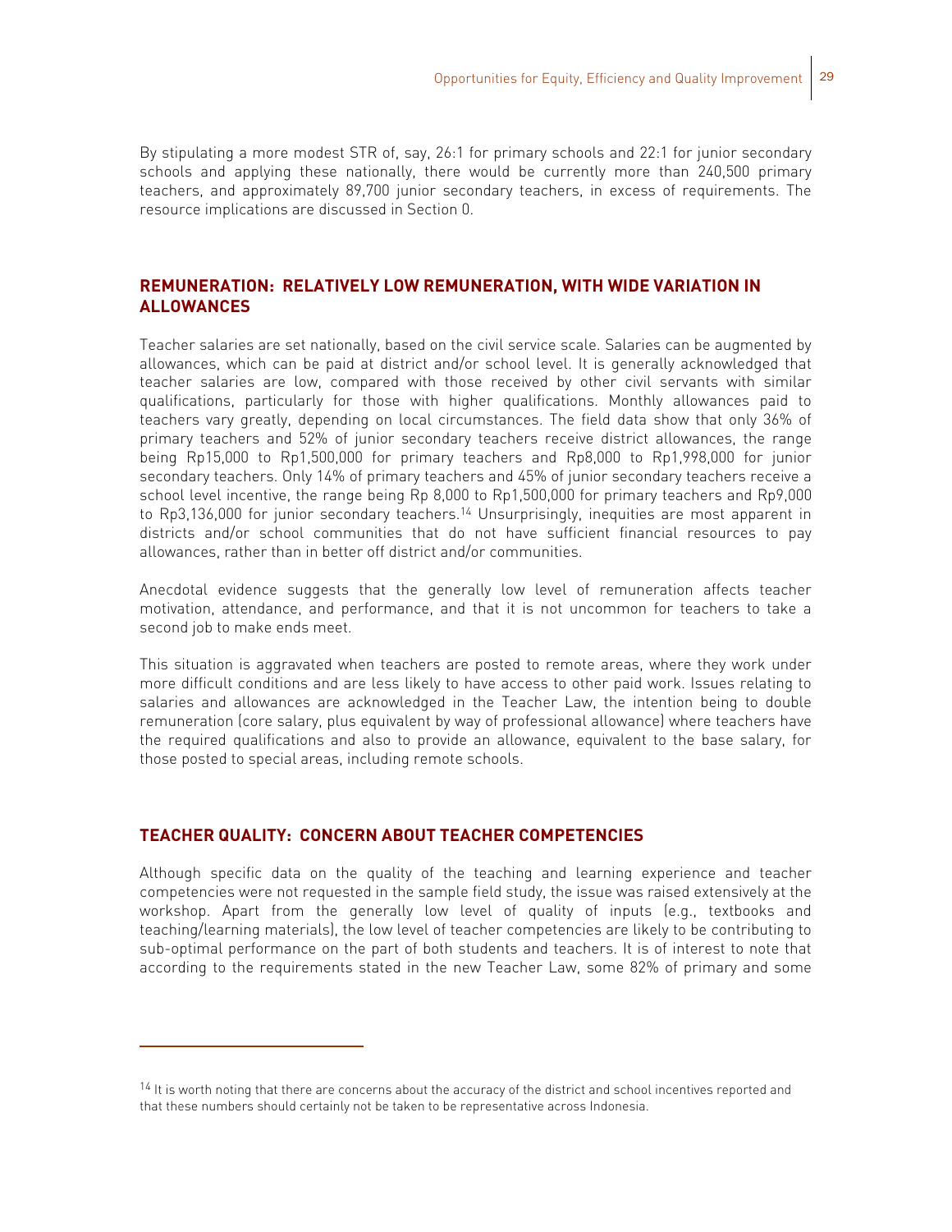By stipulating a more modest STR of, say, 26:1 for primary schools and 22:1 for junior secondary schools and applying these nationally, there would be currently more than 240,500 primary teachers, and approximately 89,700 junior secondary teachers, in excess of requirements. The resource implications are discussed in Section 0.

## REMUNERATION: RELATIVELY LOW REMUNERATION, WITH WIDE VARIATION IN ALLOWANCES

Teacher salaries are set nationally, based on the civil service scale. Salaries can be augmented by allowances, which can be paid at district and/or school level. It is generally acknowledged that teacher salaries are low, compared with those received by other civil servants with similar qualifications, particularly for those with higher qualifications. Monthly allowances paid to teachers vary greatly, depending on local circumstances. The field data show that only 36% of primary teachers and 52% of junior secondary teachers receive district allowances, the range being Rp15,000 to Rp1,500,000 for primary teachers and Rp8,000 to Rp1,998,000 for junior secondary teachers. Only 14% of primary teachers and 45% of junior secondary teachers receive a school level incentive, the range being Rp 8,000 to Rp1,500,000 for primary teachers and Rp9,000 to Rp3,136,000 for junior secondary teachers.[14] Unsurprisingly, inequities are most apparent in districts and/or school communities that do not have sufficient financial resources to pay allowances, rather than in better off district and/or communities.

Anecdotal evidence suggests that the generally low level of remuneration affects teacher motivation, attendance, and performance, and that it is not uncommon for teachers to take a second job to make ends meet.

This situation is aggravated when teachers are posted to remote areas, where they work under more difficult conditions and are less likely to have access to other paid work. Issues relating to salaries and allowances are acknowledged in the Teacher Law, the intention being to double remuneration (core salary, plus equivalent by way of professional allowance) where teachers have the required qualifications and also to provide an allowance, equivalent to the base salary, for those posted to special areas, including remote schools.

## TEACHER QUALITY: CONCERN ABOUT TEACHER COMPETENCIES

Although specific data on the quality of the teaching and learning experience and teacher competencies were not requested in the sample field study, the issue was raised extensively at the workshop. Apart from the generally low level of quality of inputs (e.g., textbooks and teaching/learning materials), the low level of teacher competencies are likely to be contributing to sub-optimal performance on the part of both students and teachers. It is of interest to note that according to the requirements stated in the new Teacher Law, some 82% of primary and some

---

[14] It is worth noting that there are concerns about the accuracy of the district and school incentives reported and that these numbers should certainly not be taken to be representative across Indonesia.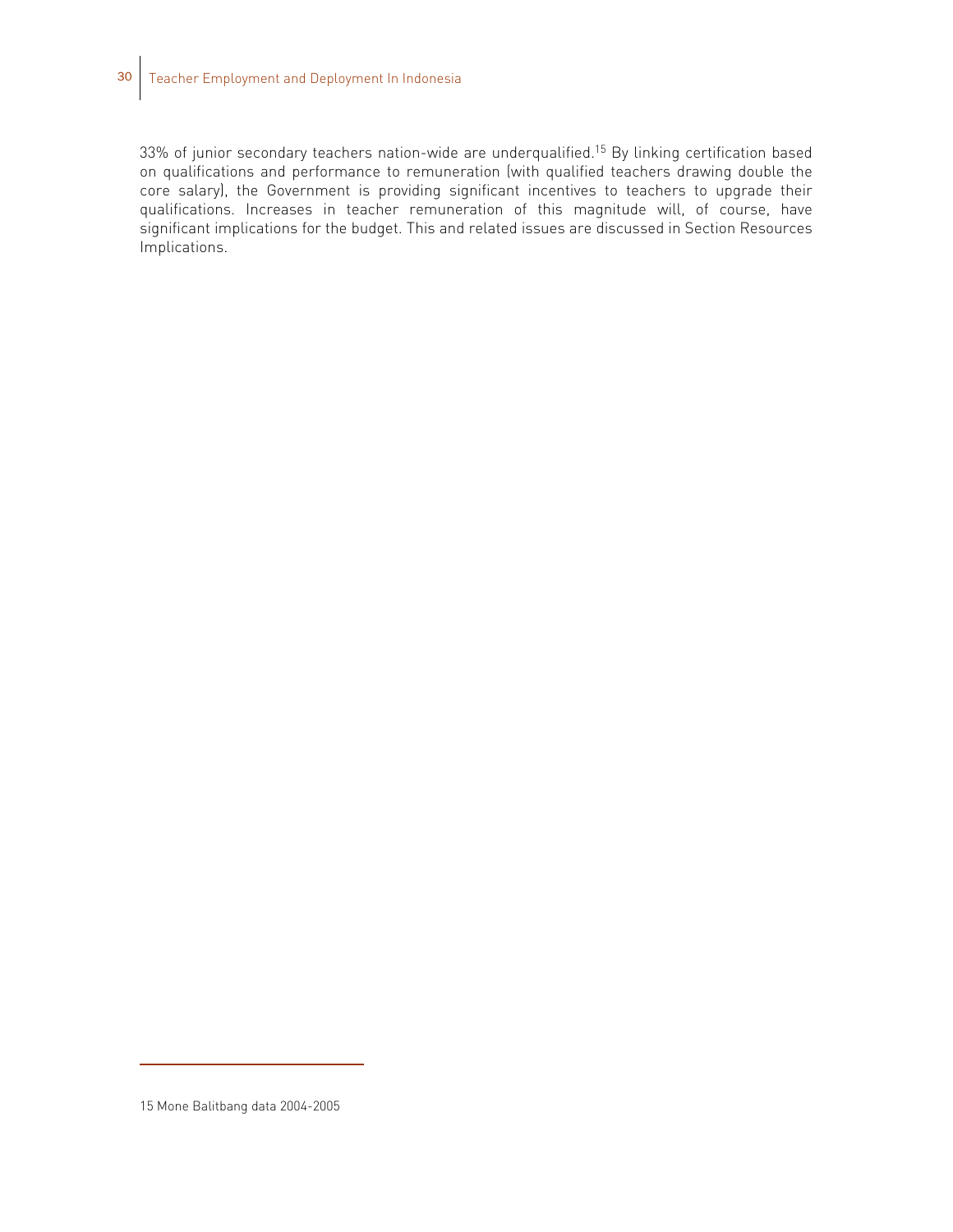33% of junior secondary teachers nation-wide are underqualified.[15] By linking certification based on qualifications and performance to remuneration (with qualified teachers drawing double the core salary), the Government is providing significant incentives to teachers to upgrade their qualifications. Increases in teacher remuneration of this magnitude will, of course, have significant implications for the budget. This and related issues are discussed in Section Resources Implications.

---

15 Mone Balitbang data 2004-2005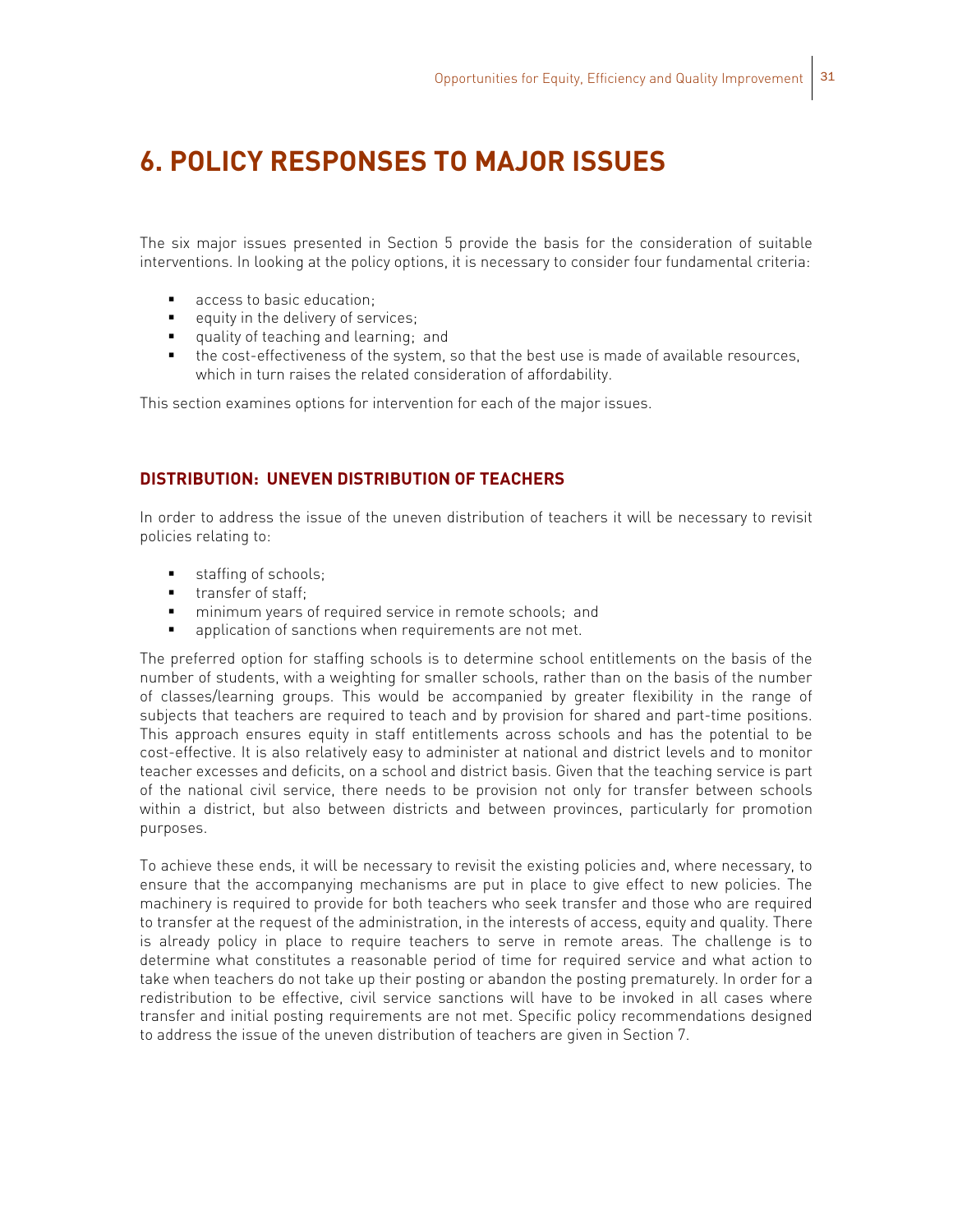# 6. POLICY RESPONSES TO MAJOR ISSUES

The six major issues presented in Section 5 provide the basis for the consideration of suitable interventions. In looking at the policy options, it is necessary to consider four fundamental criteria:

- access to basic education;
- equity in the delivery of services;
- quality of teaching and learning; and
- the cost-effectiveness of the system, so that the best use is made of available resources, which in turn raises the related consideration of affordability.

This section examines options for intervention for each of the major issues.

### DISTRIBUTION: UNEVEN DISTRIBUTION OF TEACHERS

In order to address the issue of the uneven distribution of teachers it will be necessary to revisit policies relating to:

- staffing of schools;
- transfer of staff;
- minimum years of required service in remote schools; and
- application of sanctions when requirements are not met.

The preferred option for staffing schools is to determine school entitlements on the basis of the number of students, with a weighting for smaller schools, rather than on the basis of the number of classes/learning groups. This would be accompanied by greater flexibility in the range of subjects that teachers are required to teach and by provision for shared and part-time positions. This approach ensures equity in staff entitlements across schools and has the potential to be cost-effective. It is also relatively easy to administer at national and district levels and to monitor teacher excesses and deficits, on a school and district basis. Given that the teaching service is part of the national civil service, there needs to be provision not only for transfer between schools within a district, but also between districts and between provinces, particularly for promotion purposes.

To achieve these ends, it will be necessary to revisit the existing policies and, where necessary, to ensure that the accompanying mechanisms are put in place to give effect to new policies. The machinery is required to provide for both teachers who seek transfer and those who are required to transfer at the request of the administration, in the interests of access, equity and quality. There is already policy in place to require teachers to serve in remote areas. The challenge is to determine what constitutes a reasonable period of time for required service and what action to take when teachers do not take up their posting or abandon the posting prematurely. In order for a redistribution to be effective, civil service sanctions will have to be invoked in all cases where transfer and initial posting requirements are not met. Specific policy recommendations designed to address the issue of the uneven distribution of teachers are given in Section 7.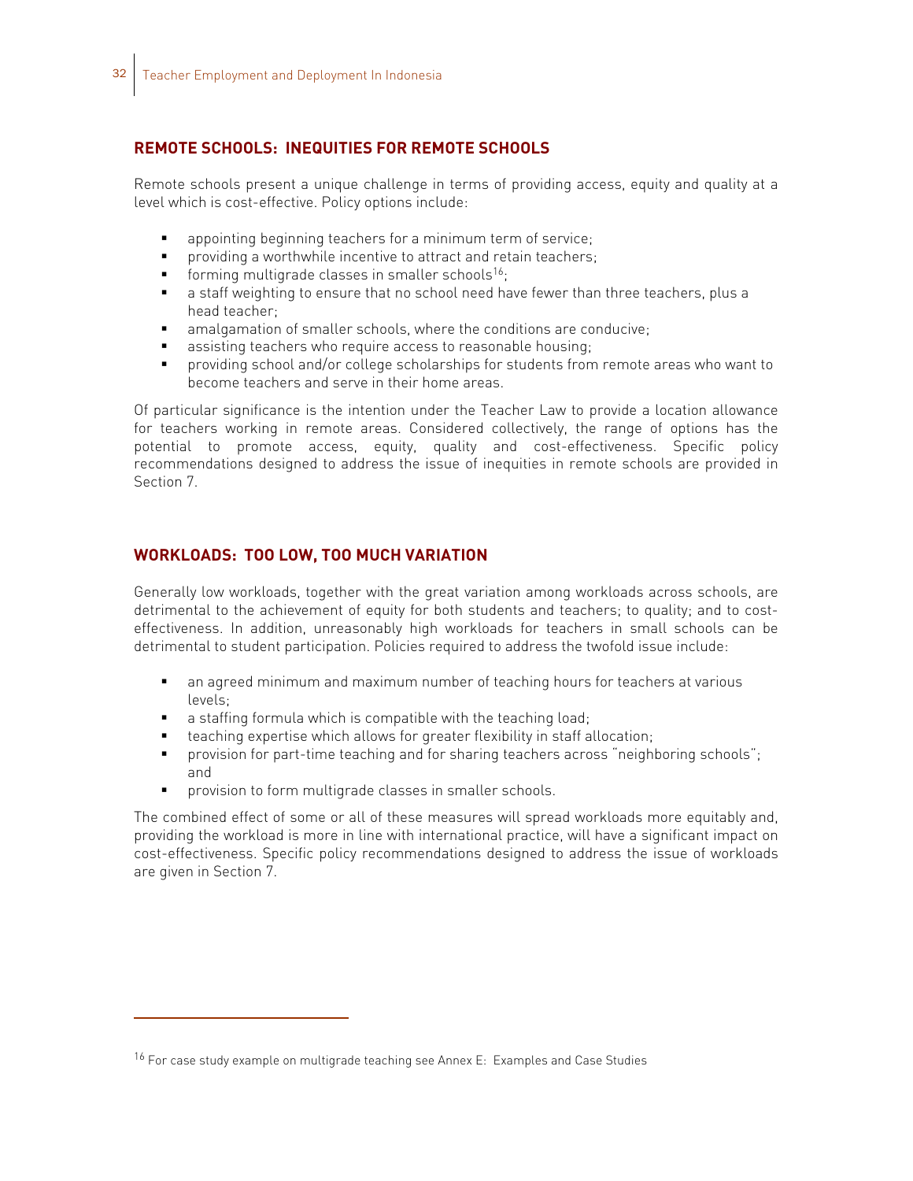## REMOTE SCHOOLS: INEQUITIES FOR REMOTE SCHOOLS

Remote schools present a unique challenge in terms of providing access, equity and quality at a level which is cost-effective. Policy options include:

- appointing beginning teachers for a minimum term of service;
- providing a worthwhile incentive to attract and retain teachers;
- forming multigrade classes in smaller schools[16];
- a staff weighting to ensure that no school need have fewer than three teachers, plus a head teacher;
- amalgamation of smaller schools, where the conditions are conducive;
- assisting teachers who require access to reasonable housing;
- providing school and/or college scholarships for students from remote areas who want to become teachers and serve in their home areas.

Of particular significance is the intention under the Teacher Law to provide a location allowance for teachers working in remote areas. Considered collectively, the range of options has the potential to promote access, equity, quality and cost-effectiveness. Specific policy recommendations designed to address the issue of inequities in remote schools are provided in Section 7.

## WORKLOADS: TOO LOW, TOO MUCH VARIATION

Generally low workloads, together with the great variation among workloads across schools, are detrimental to the achievement of equity for both students and teachers; to quality; and to cost-effectiveness. In addition, unreasonably high workloads for teachers in small schools can be detrimental to student participation. Policies required to address the twofold issue include:

- an agreed minimum and maximum number of teaching hours for teachers at various levels;
- a staffing formula which is compatible with the teaching load;
- teaching expertise which allows for greater flexibility in staff allocation;
- provision for part-time teaching and for sharing teachers across "neighboring schools"; and
- provision to form multigrade classes in smaller schools.

The combined effect of some or all of these measures will spread workloads more equitably and, providing the workload is more in line with international practice, will have a significant impact on cost-effectiveness. Specific policy recommendations designed to address the issue of workloads are given in Section 7.

---

[16] For case study example on multigrade teaching see Annex E: Examples and Case Studies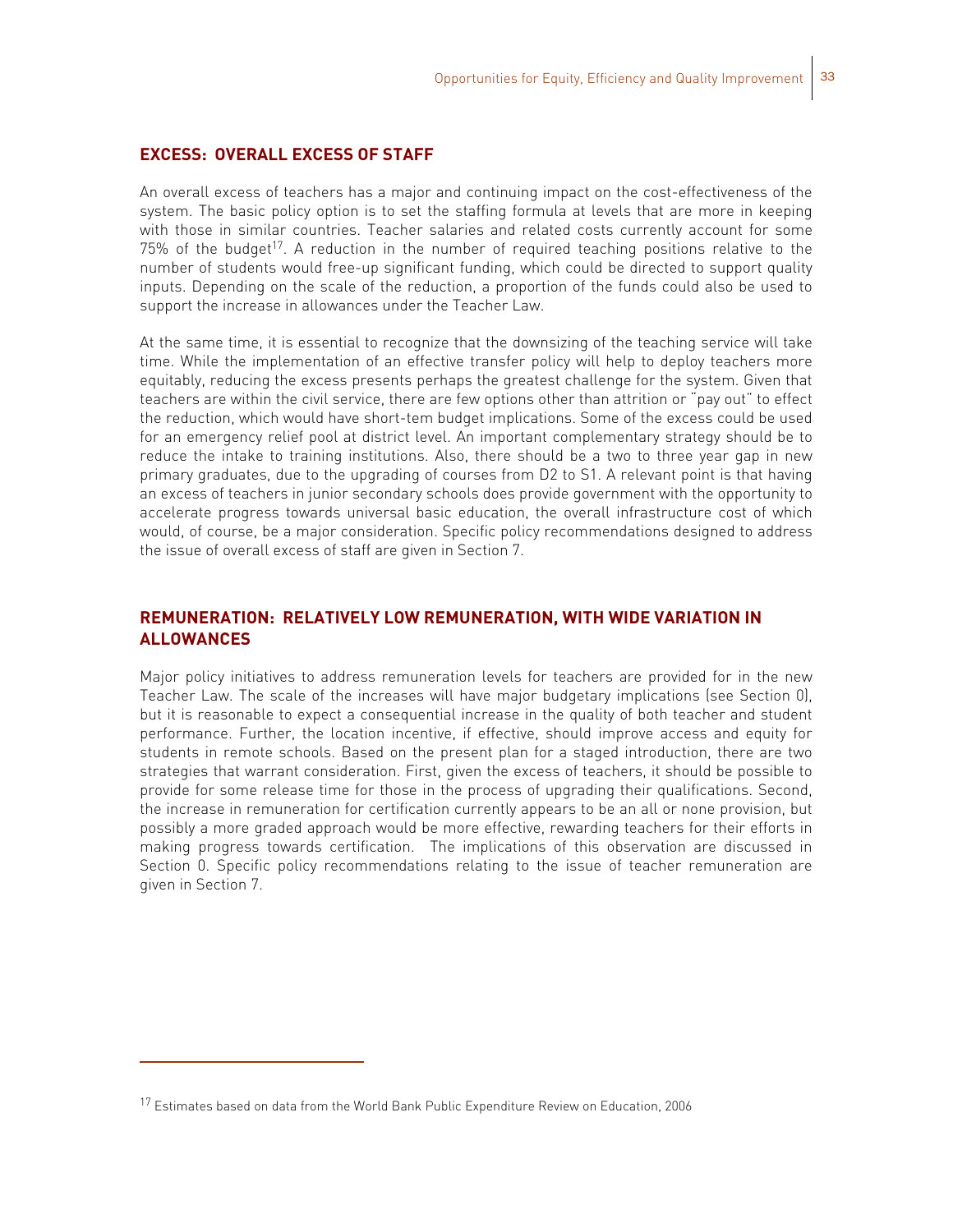## EXCESS: OVERALL EXCESS OF STAFF

An overall excess of teachers has a major and continuing impact on the cost-effectiveness of the system. The basic policy option is to set the staffing formula at levels that are more in keeping with those in similar countries. Teacher salaries and related costs currently account for some 75% of the budget[17]. A reduction in the number of required teaching positions relative to the number of students would free-up significant funding, which could be directed to support quality inputs. Depending on the scale of the reduction, a proportion of the funds could also be used to support the increase in allowances under the Teacher Law.

At the same time, it is essential to recognize that the downsizing of the teaching service will take time. While the implementation of an effective transfer policy will help to deploy teachers more equitably, reducing the excess presents perhaps the greatest challenge for the system. Given that teachers are within the civil service, there are few options other than attrition or "pay out" to effect the reduction, which would have short-tem budget implications. Some of the excess could be used for an emergency relief pool at district level. An important complementary strategy should be to reduce the intake to training institutions. Also, there should be a two to three year gap in new primary graduates, due to the upgrading of courses from D2 to S1. A relevant point is that having an excess of teachers in junior secondary schools does provide government with the opportunity to accelerate progress towards universal basic education, the overall infrastructure cost of which would, of course, be a major consideration. Specific policy recommendations designed to address the issue of overall excess of staff are given in Section 7.

## REMUNERATION: RELATIVELY LOW REMUNERATION, WITH WIDE VARIATION IN ALLOWANCES

Major policy initiatives to address remuneration levels for teachers are provided for in the new Teacher Law. The scale of the increases will have major budgetary implications (see Section 0), but it is reasonable to expect a consequential increase in the quality of both teacher and student performance. Further, the location incentive, if effective, should improve access and equity for students in remote schools. Based on the present plan for a staged introduction, there are two strategies that warrant consideration. First, given the excess of teachers, it should be possible to provide for some release time for those in the process of upgrading their qualifications. Second, the increase in remuneration for certification currently appears to be an all or none provision, but possibly a more graded approach would be more effective, rewarding teachers for their efforts in making progress towards certification. The implications of this observation are discussed in Section 0. Specific policy recommendations relating to the issue of teacher remuneration are given in Section 7.

---

[17] Estimates based on data from the World Bank Public Expenditure Review on Education, 2006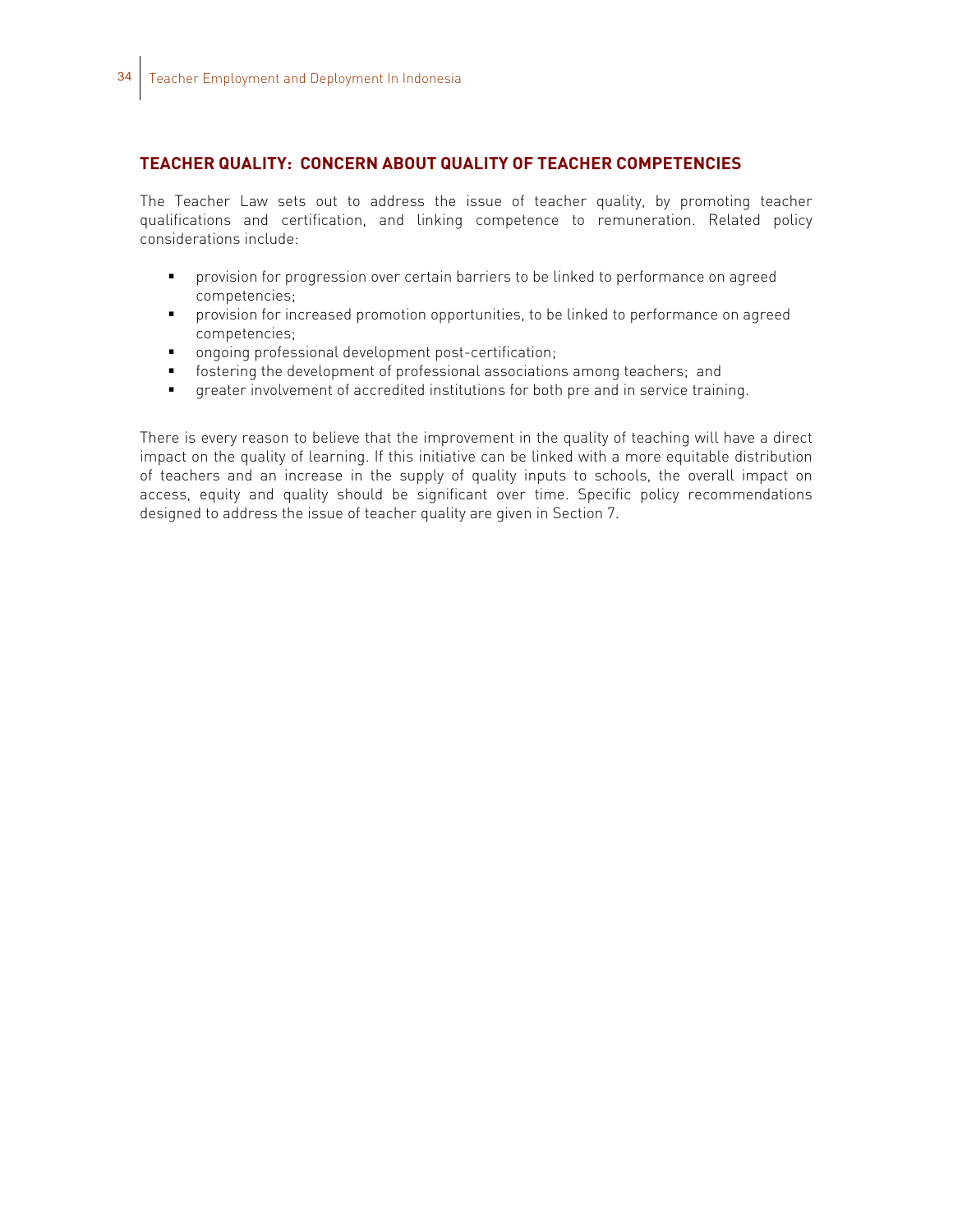## TEACHER QUALITY: CONCERN ABOUT QUALITY OF TEACHER COMPETENCIES

The Teacher Law sets out to address the issue of teacher quality, by promoting teacher qualifications and certification, and linking competence to remuneration. Related policy considerations include:

- provision for progression over certain barriers to be linked to performance on agreed competencies;
- provision for increased promotion opportunities, to be linked to performance on agreed competencies;
- ongoing professional development post-certification;
- fostering the development of professional associations among teachers; and
- greater involvement of accredited institutions for both pre and in service training.

There is every reason to believe that the improvement in the quality of teaching will have a direct impact on the quality of learning. If this initiative can be linked with a more equitable distribution of teachers and an increase in the supply of quality inputs to schools, the overall impact on access, equity and quality should be significant over time. Specific policy recommendations designed to address the issue of teacher quality are given in Section 7.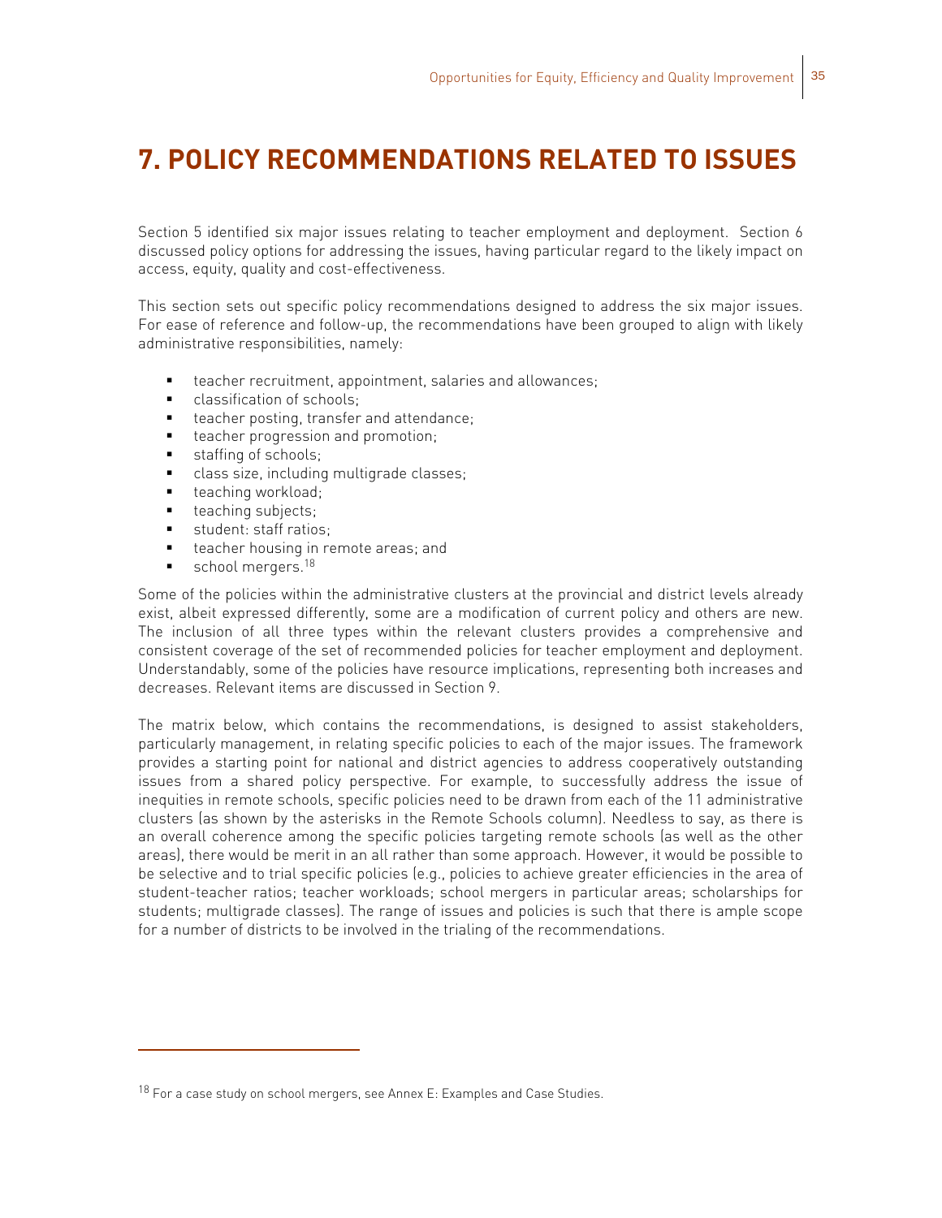# 7. POLICY RECOMMENDATIONS RELATED TO ISSUES

Section 5 identified six major issues relating to teacher employment and deployment. Section 6 discussed policy options for addressing the issues, having particular regard to the likely impact on access, equity, quality and cost-effectiveness.

This section sets out specific policy recommendations designed to address the six major issues. For ease of reference and follow-up, the recommendations have been grouped to align with likely administrative responsibilities, namely:

- teacher recruitment, appointment, salaries and allowances;
- classification of schools;
- teacher posting, transfer and attendance;
- teacher progression and promotion;
- staffing of schools;
- class size, including multigrade classes;
- teaching workload;
- teaching subjects;
- student: staff ratios;
- teacher housing in remote areas; and
- school mergers.[18]

Some of the policies within the administrative clusters at the provincial and district levels already exist, albeit expressed differently, some are a modification of current policy and others are new. The inclusion of all three types within the relevant clusters provides a comprehensive and consistent coverage of the set of recommended policies for teacher employment and deployment. Understandably, some of the policies have resource implications, representing both increases and decreases. Relevant items are discussed in Section 9.

The matrix below, which contains the recommendations, is designed to assist stakeholders, particularly management, in relating specific policies to each of the major issues. The framework provides a starting point for national and district agencies to address cooperatively outstanding issues from a shared policy perspective. For example, to successfully address the issue of inequities in remote schools, specific policies need to be drawn from each of the 11 administrative clusters (as shown by the asterisks in the Remote Schools column). Needless to say, as there is an overall coherence among the specific policies targeting remote schools (as well as the other areas), there would be merit in an all rather than some approach. However, it would be possible to be selective and to trial specific policies (e.g., policies to achieve greater efficiencies in the area of student-teacher ratios; teacher workloads; school mergers in particular areas; scholarships for students; multigrade classes). The range of issues and policies is such that there is ample scope for a number of districts to be involved in the trialing of the recommendations.

[18] For a case study on school mergers, see Annex E: Examples and Case Studies.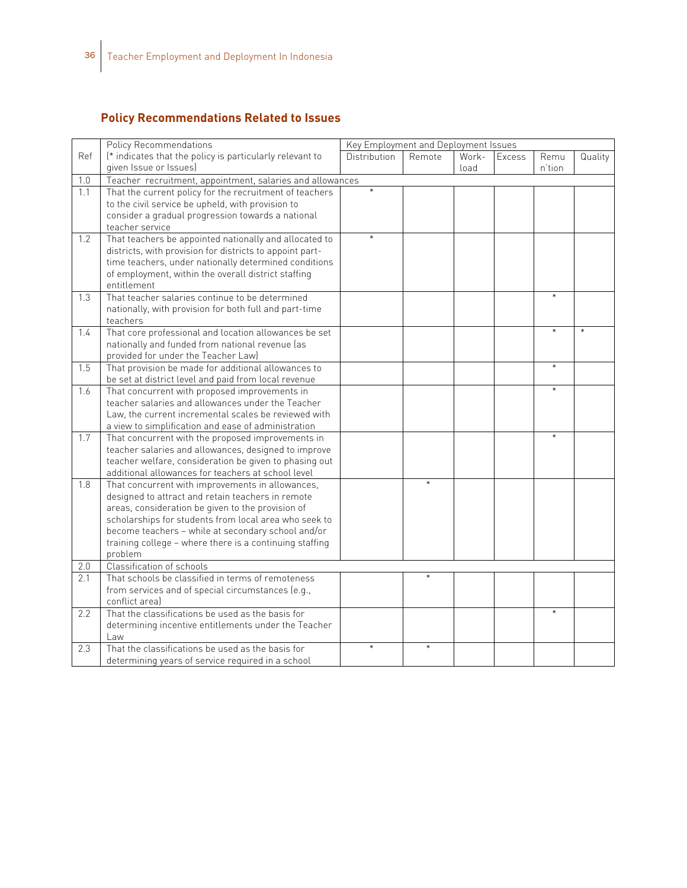## Policy Recommendations Related to Issues

| Ref | Policy Recommendations (* indicates that the policy is particularly relevant to given Issue or Issues) | Key Employment and Deployment Issues | | | | | |
|---|---|---|---|---|---|---|---|
| | | Distribution | Remote | Work-load | Excess | Remu n'tion | Quality |
| 1.0 | Teacher recruitment, appointment, salaries and allowances | | | | | | |
| 1.1 | That the current policy for the recruitment of teachers to the civil service be upheld, with provision to consider a gradual progression towards a national teacher service | * | | | | | |
| 1.2 | That teachers be appointed nationally and allocated to districts, with provision for districts to appoint part-time teachers, under nationally determined conditions of employment, within the overall district staffing entitlement | * | | | | | |
| 1.3 | That teacher salaries continue to be determined nationally, with provision for both full and part-time teachers | | | | | * | |
| 1.4 | That core professional and location allowances be set nationally and funded from national revenue (as provided for under the Teacher Law) | | | | | * | * |
| 1.5 | That provision be made for additional allowances to be set at district level and paid from local revenue | | | | | * | |
| 1.6 | That concurrent with proposed improvements in teacher salaries and allowances under the Teacher Law, the current incremental scales be reviewed with a view to simplification and ease of administration | | | | | * | |
| 1.7 | That concurrent with the proposed improvements in teacher salaries and allowances, designed to improve teacher welfare, consideration be given to phasing out additional allowances for teachers at school level | | | | | * | |
| 1.8 | That concurrent with improvements in allowances, designed to attract and retain teachers in remote areas, consideration be given to the provision of scholarships for students from local area who seek to become teachers – while at secondary school and/or training college – where there is a continuing staffing problem | | * | | | | |
| 2.0 | Classification of schools | | | | | | |
| 2.1 | That schools be classified in terms of remoteness from services and of special circumstances (e.g., conflict area) | | * | | | | |
| 2.2 | That the classifications be used as the basis for determining incentive entitlements under the Teacher Law | | | | | * | |
| 2.3 | That the classifications be used as the basis for determining years of service required in a school | * | * | | | | |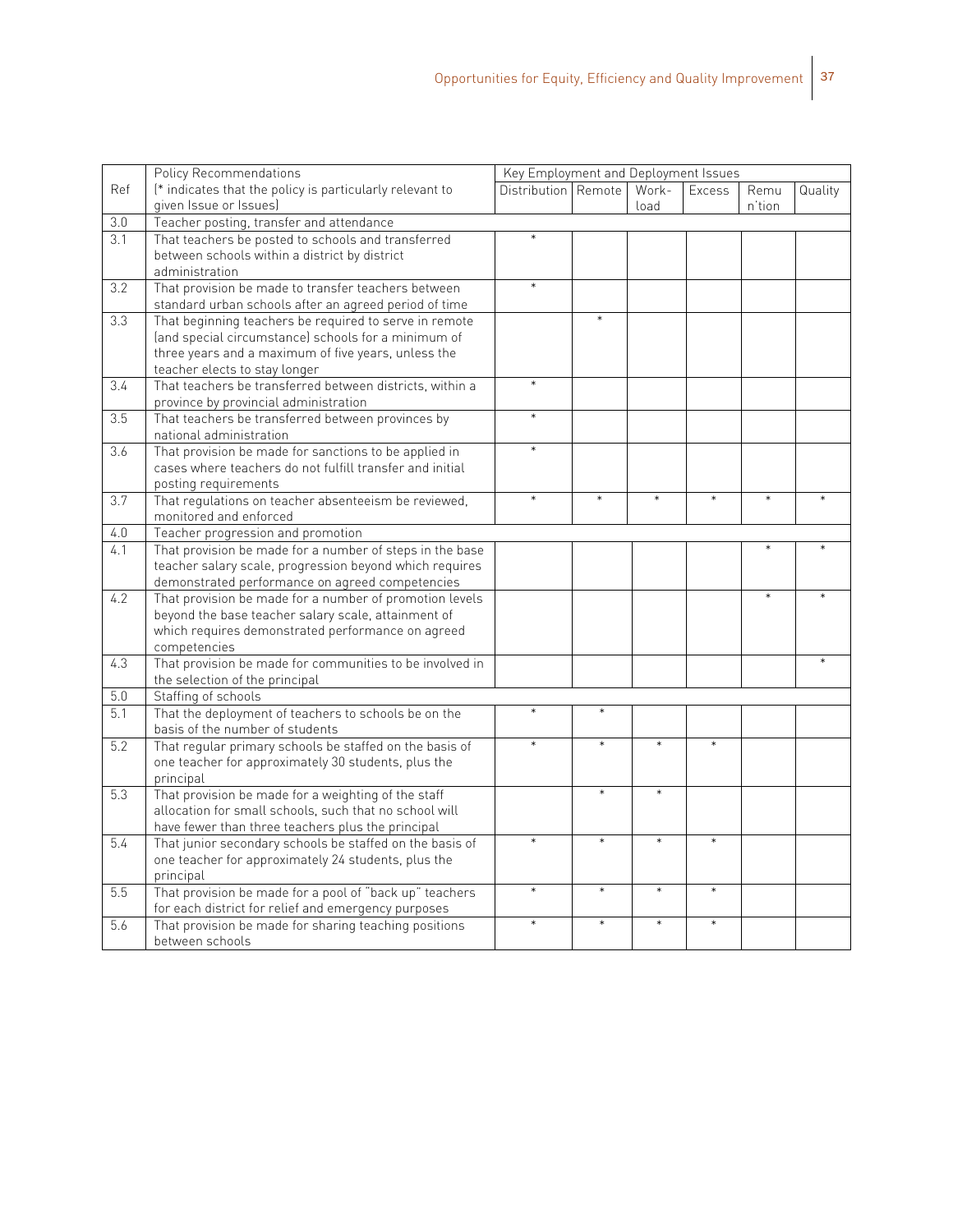| Ref | Policy Recommendations (* indicates that the policy is particularly relevant to given Issue or Issues) | Key Employment and Deployment Issues | | | | | |
|---|---|---|---|---|---|---|---|
| | | Distribution | Remote | Work-load | Excess | Remu n'tion | Quality |
| 3.0 | Teacher posting, transfer and attendance | | | | | | |
| 3.1 | That teachers be posted to schools and transferred between schools within a district by district administration | * | | | | | |
| 3.2 | That provision be made to transfer teachers between standard urban schools after an agreed period of time | * | | | | | |
| 3.3 | That beginning teachers be required to serve in remote (and special circumstance) schools for a minimum of three years and a maximum of five years, unless the teacher elects to stay longer | | * | | | | |
| 3.4 | That teachers be transferred between districts, within a province by provincial administration | * | | | | | |
| 3.5 | That teachers be transferred between provinces by national administration | * | | | | | |
| 3.6 | That provision be made for sanctions to be applied in cases where teachers do not fulfill transfer and initial posting requirements | * | | | | | |
| 3.7 | That regulations on teacher absenteeism be reviewed, monitored and enforced | * | * | * | * | * | * |
| 4.0 | Teacher progression and promotion | | | | | | |
| 4.1 | That provision be made for a number of steps in the base teacher salary scale, progression beyond which requires demonstrated performance on agreed competencies | | | | | * | * |
| 4.2 | That provision be made for a number of promotion levels beyond the base teacher salary scale, attainment of which requires demonstrated performance on agreed competencies | | | | | * | * |
| 4.3 | That provision be made for communities to be involved in the selection of the principal | | | | | | * |
| 5.0 | Staffing of schools | | | | | | |
| 5.1 | That the deployment of teachers to schools be on the basis of the number of students | * | * | | | | |
| 5.2 | That regular primary schools be staffed on the basis of one teacher for approximately 30 students, plus the principal | * | * | * | * | | |
| 5.3 | That provision be made for a weighting of the staff allocation for small schools, such that no school will have fewer than three teachers plus the principal | | * | * | | | |
| 5.4 | That junior secondary schools be staffed on the basis of one teacher for approximately 24 students, plus the principal | * | * | * | * | | |
| 5.5 | That provision be made for a pool of "back up" teachers for each district for relief and emergency purposes | * | * | * | * | | |
| 5.6 | That provision be made for sharing teaching positions between schools | * | * | * | * | | |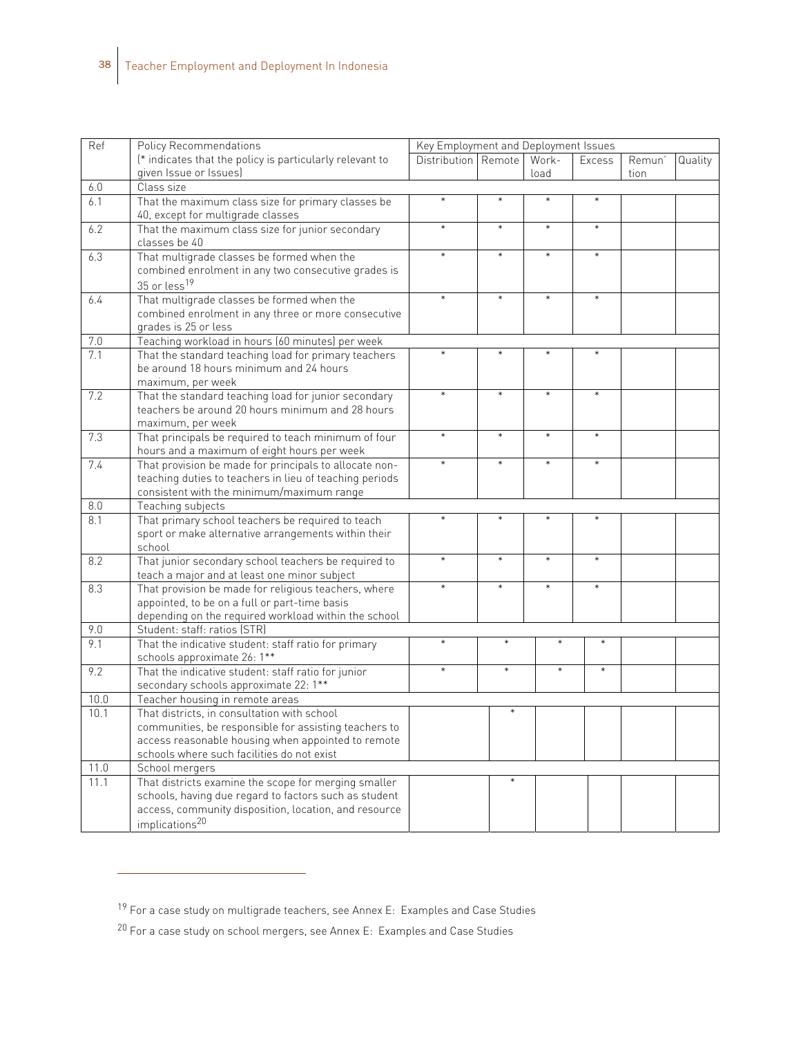| Ref | Policy Recommendations (* indicates that the policy is particularly relevant to given Issue or Issues) | Key Employment and Deployment Issues | | | | | |
|---|---|---|---|---|---|---|---|
| | | Distribution | Remote | Work-load | Excess | Remun'tion | Quality |
| 6.0 | Class size | | | | | | |
| 6.1 | That the maximum class size for primary classes be 40, except for multigrade classes | * | * | * | * | | |
| 6.2 | That the maximum class size for junior secondary classes be 40 | * | * | * | * | | |
| 6.3 | That multigrade classes be formed when the combined enrolment in any two consecutive grades is 35 or less[19] | * | * | * | * | | |
| 6.4 | That multigrade classes be formed when the combined enrolment in any three or more consecutive grades is 25 or less | * | * | * | * | | |
| 7.0 | Teaching workload in hours (60 minutes) per week | | | | | | |
| 7.1 | That the standard teaching load for primary teachers be around 18 hours minimum and 24 hours maximum, per week | * | * | * | * | | |
| 7.2 | That the standard teaching load for junior secondary teachers be around 20 hours minimum and 28 hours maximum, per week | * | * | * | * | | |
| 7.3 | That principals be required to teach minimum of four hours and a maximum of eight hours per week | * | * | * | * | | |
| 7.4 | That provision be made for principals to allocate non-teaching duties to teachers in lieu of teaching periods consistent with the minimum/maximum range | * | * | * | * | | |
| 8.0 | Teaching subjects | | | | | | |
| 8.1 | That primary school teachers be required to teach sport or make alternative arrangements within their school | * | * | * | * | | |
| 8.2 | That junior secondary school teachers be required to teach a major and at least one minor subject | * | * | * | * | | |
| 8.3 | That provision be made for religious teachers, where appointed, to be on a full or part-time basis depending on the required workload within the school | * | * | * | * | | |
| 9.0 | Student: staff: ratios (STR) | | | | | | |
| 9.1 | That the indicative student: staff ratio for primary schools approximate 26: 1** | * | * | * | * | | |
| 9.2 | That the indicative student: staff ratio for junior secondary schools approximate 22: 1** | * | * | * | * | | |
| 10.0 | Teacher housing in remote areas | | | | | | |
| 10.1 | That districts, in consultation with school communities, be responsible for assisting teachers to access reasonable housing when appointed to remote schools where such facilities do not exist | | * | | | | |
| 11.0 | School mergers | | | | | | |
| 11.1 | That districts examine the scope for merging smaller schools, having due regard to factors such as student access, community disposition, location, and resource implications[20] | | * | | | | |

[19] For a case study on multigrade teachers, see Annex E: Examples and Case Studies

[20] For a case study on school mergers, see Annex E: Examples and Case Studies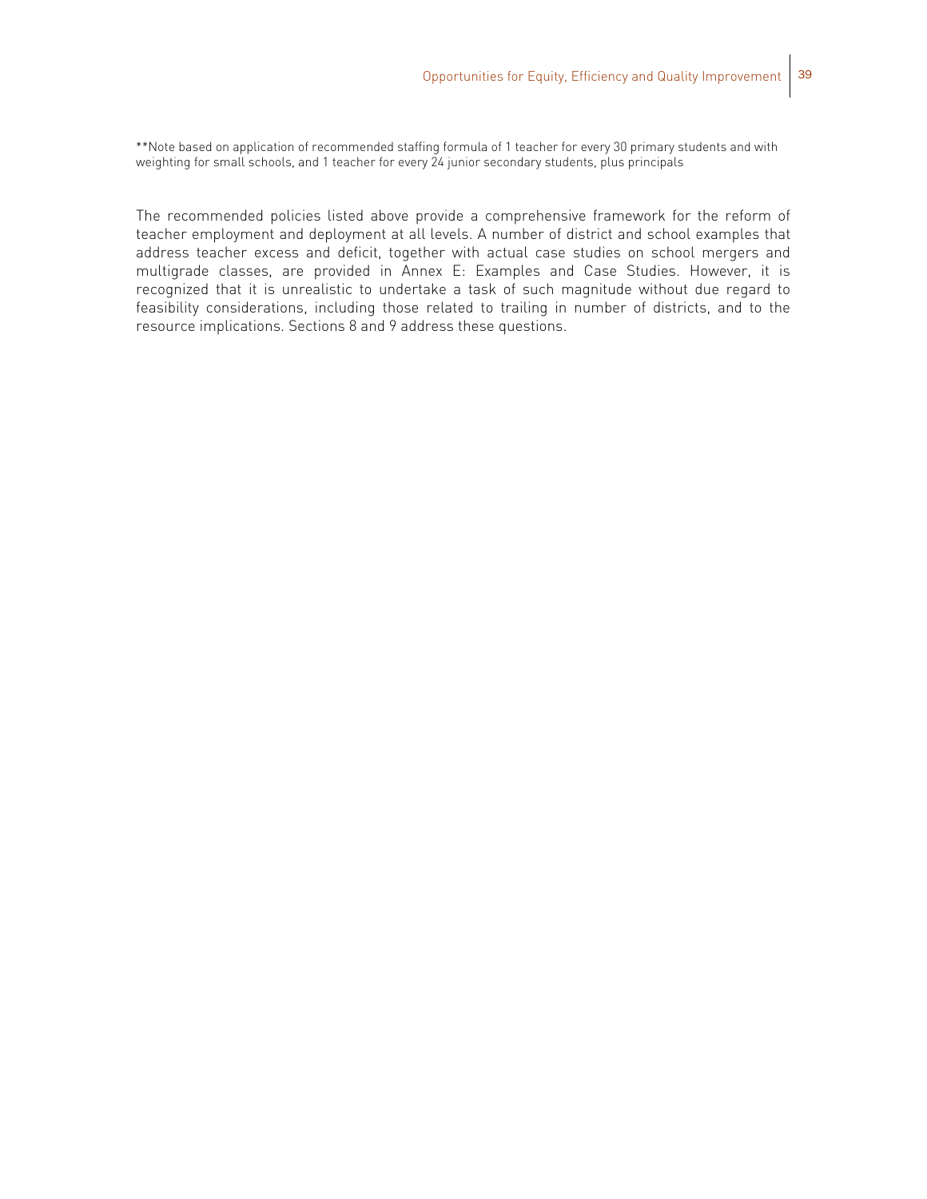**Note based on application of recommended staffing formula of 1 teacher for every 30 primary students and with weighting for small schools, and 1 teacher for every 24 junior secondary students, plus principals

The recommended policies listed above provide a comprehensive framework for the reform of teacher employment and deployment at all levels. A number of district and school examples that address teacher excess and deficit, together with actual case studies on school mergers and multigrade classes, are provided in Annex E: Examples and Case Studies. However, it is recognized that it is unrealistic to undertake a task of such magnitude without due regard to feasibility considerations, including those related to trailing in number of districts, and to the resource implications. Sections 8 and 9 address these questions.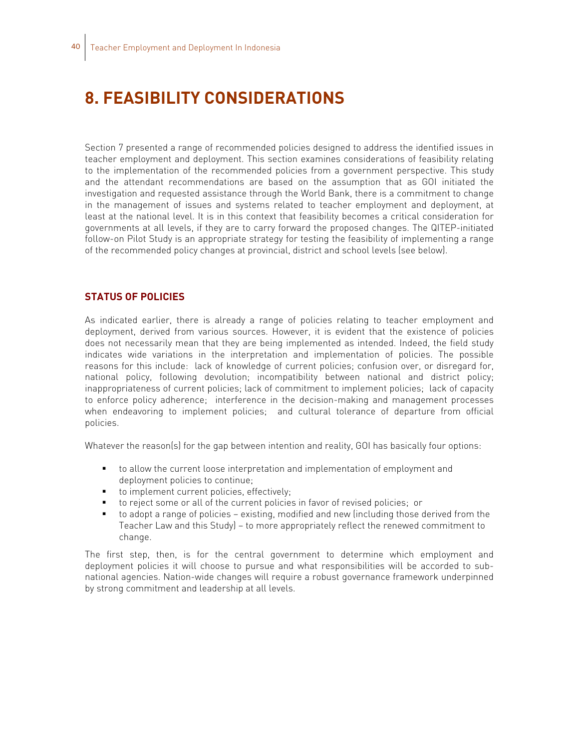# 8. FEASIBILITY CONSIDERATIONS

Section 7 presented a range of recommended policies designed to address the identified issues in teacher employment and deployment. This section examines considerations of feasibility relating to the implementation of the recommended policies from a government perspective. This study and the attendant recommendations are based on the assumption that as GOI initiated the investigation and requested assistance through the World Bank, there is a commitment to change in the management of issues and systems related to teacher employment and deployment, at least at the national level. It is in this context that feasibility becomes a critical consideration for governments at all levels, if they are to carry forward the proposed changes. The QITEP-initiated follow-on Pilot Study is an appropriate strategy for testing the feasibility of implementing a range of the recommended policy changes at provincial, district and school levels (see below).

## STATUS OF POLICIES

As indicated earlier, there is already a range of policies relating to teacher employment and deployment, derived from various sources. However, it is evident that the existence of policies does not necessarily mean that they are being implemented as intended. Indeed, the field study indicates wide variations in the interpretation and implementation of policies. The possible reasons for this include: lack of knowledge of current policies; confusion over, or disregard for, national policy, following devolution; incompatibility between national and district policy; inappropriateness of current policies; lack of commitment to implement policies; lack of capacity to enforce policy adherence; interference in the decision-making and management processes when endeavoring to implement policies; and cultural tolerance of departure from official policies.

Whatever the reason(s) for the gap between intention and reality, GOI has basically four options:

- to allow the current loose interpretation and implementation of employment and deployment policies to continue;
- to implement current policies, effectively;
- to reject some or all of the current policies in favor of revised policies; or
- to adopt a range of policies – existing, modified and new (including those derived from the Teacher Law and this Study) – to more appropriately reflect the renewed commitment to change.

The first step, then, is for the central government to determine which employment and deployment policies it will choose to pursue and what responsibilities will be accorded to sub-national agencies. Nation-wide changes will require a robust governance framework underpinned by strong commitment and leadership at all levels.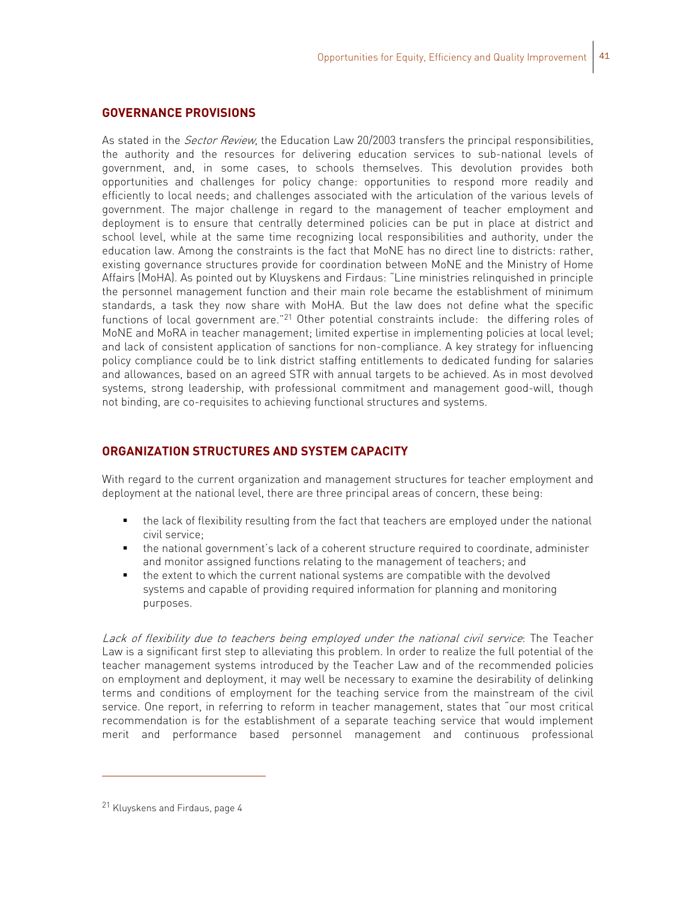## GOVERNANCE PROVISIONS

As stated in the *Sector Review*, the Education Law 20/2003 transfers the principal responsibilities, the authority and the resources for delivering education services to sub-national levels of government, and, in some cases, to schools themselves. This devolution provides both opportunities and challenges for policy change: opportunities to respond more readily and efficiently to local needs; and challenges associated with the articulation of the various levels of government. The major challenge in regard to the management of teacher employment and deployment is to ensure that centrally determined policies can be put in place at district and school level, while at the same time recognizing local responsibilities and authority, under the education law. Among the constraints is the fact that MoNE has no direct line to districts: rather, existing governance structures provide for coordination between MoNE and the Ministry of Home Affairs (MoHA). As pointed out by Kluyskens and Firdaus: "Line ministries relinquished in principle the personnel management function and their main role became the establishment of minimum standards, a task they now share with MoHA. But the law does not define what the specific functions of local government are."[21] Other potential constraints include: the differing roles of MoNE and MoRA in teacher management; limited expertise in implementing policies at local level; and lack of consistent application of sanctions for non-compliance. A key strategy for influencing policy compliance could be to link district staffing entitlements to dedicated funding for salaries and allowances, based on an agreed STR with annual targets to be achieved. As in most devolved systems, strong leadership, with professional commitment and management good-will, though not binding, are co-requisites to achieving functional structures and systems.

## ORGANIZATION STRUCTURES AND SYSTEM CAPACITY

With regard to the current organization and management structures for teacher employment and deployment at the national level, there are three principal areas of concern, these being:

- the lack of flexibility resulting from the fact that teachers are employed under the national civil service;
- the national government's lack of a coherent structure required to coordinate, administer and monitor assigned functions relating to the management of teachers; and
- the extent to which the current national systems are compatible with the devolved systems and capable of providing required information for planning and monitoring purposes.

*Lack of flexibility due to teachers being employed under the national civil service*: The Teacher Law is a significant first step to alleviating this problem. In order to realize the full potential of the teacher management systems introduced by the Teacher Law and of the recommended policies on employment and deployment, it may well be necessary to examine the desirability of delinking terms and conditions of employment for the teaching service from the mainstream of the civil service. One report, in referring to reform in teacher management, states that "our most critical recommendation is for the establishment of a separate teaching service that would implement merit and performance based personnel management and continuous professional

---

[21] Kluyskens and Firdaus, page 4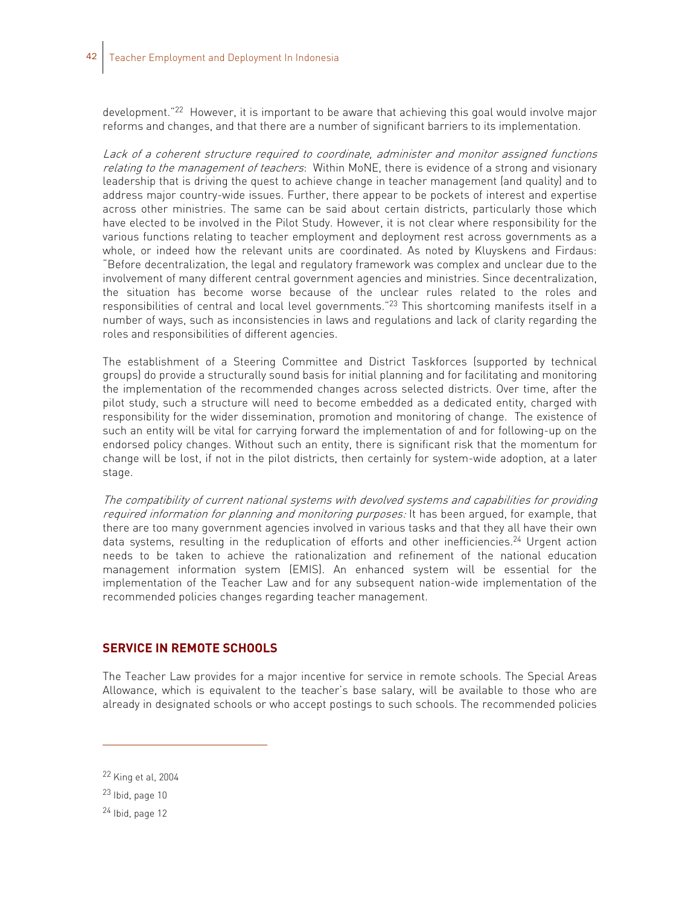development."[22] However, it is important to be aware that achieving this goal would involve major reforms and changes, and that there are a number of significant barriers to its implementation.

*Lack of a coherent structure required to coordinate, administer and monitor assigned functions relating to the management of teachers*: Within MoNE, there is evidence of a strong and visionary leadership that is driving the quest to achieve change in teacher management (and quality) and to address major country-wide issues. Further, there appear to be pockets of interest and expertise across other ministries. The same can be said about certain districts, particularly those which have elected to be involved in the Pilot Study. However, it is not clear where responsibility for the various functions relating to teacher employment and deployment rest across governments as a whole, or indeed how the relevant units are coordinated. As noted by Kluyskens and Firdaus: "Before decentralization, the legal and regulatory framework was complex and unclear due to the involvement of many different central government agencies and ministries. Since decentralization, the situation has become worse because of the unclear rules related to the roles and responsibilities of central and local level governments."[23] This shortcoming manifests itself in a number of ways, such as inconsistencies in laws and regulations and lack of clarity regarding the roles and responsibilities of different agencies.

The establishment of a Steering Committee and District Taskforces (supported by technical groups) do provide a structurally sound basis for initial planning and for facilitating and monitoring the implementation of the recommended changes across selected districts. Over time, after the pilot study, such a structure will need to become embedded as a dedicated entity, charged with responsibility for the wider dissemination, promotion and monitoring of change. The existence of such an entity will be vital for carrying forward the implementation of and for following-up on the endorsed policy changes. Without such an entity, there is significant risk that the momentum for change will be lost, if not in the pilot districts, then certainly for system-wide adoption, at a later stage.

*The compatibility of current national systems with devolved systems and capabilities for providing required information for planning and monitoring purposes:* It has been argued, for example, that there are too many government agencies involved in various tasks and that they all have their own data systems, resulting in the reduplication of efforts and other inefficiencies.[24] Urgent action needs to be taken to achieve the rationalization and refinement of the national education management information system (EMIS). An enhanced system will be essential for the implementation of the Teacher Law and for any subsequent nation-wide implementation of the recommended policies changes regarding teacher management.

## SERVICE IN REMOTE SCHOOLS

The Teacher Law provides for a major incentive for service in remote schools. The Special Areas Allowance, which is equivalent to the teacher's base salary, will be available to those who are already in designated schools or who accept postings to such schools. The recommended policies

---

[22] King et al, 2004

[23] Ibid, page 10

[24] Ibid, page 12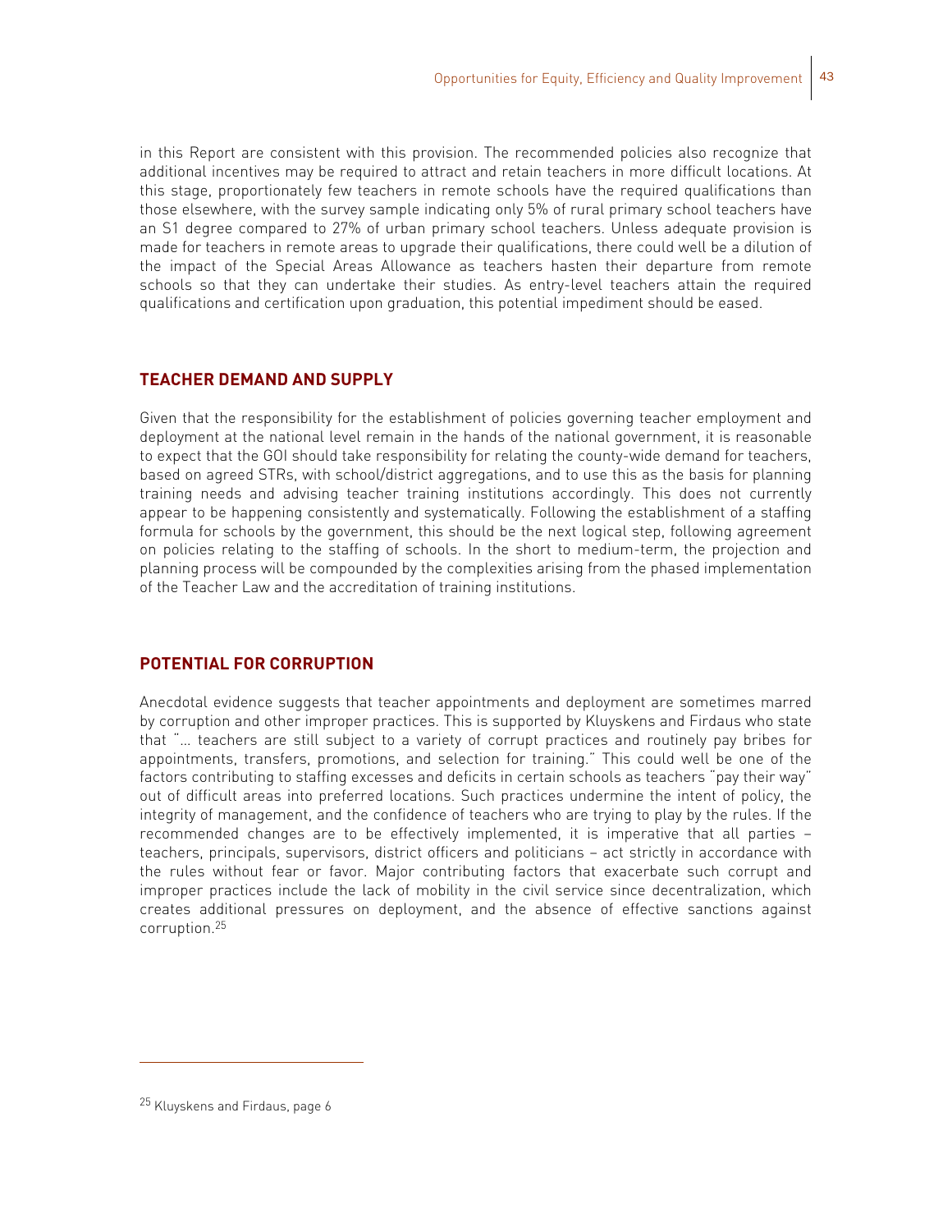in this Report are consistent with this provision. The recommended policies also recognize that additional incentives may be required to attract and retain teachers in more difficult locations. At this stage, proportionately few teachers in remote schools have the required qualifications than those elsewhere, with the survey sample indicating only 5% of rural primary school teachers have an S1 degree compared to 27% of urban primary school teachers. Unless adequate provision is made for teachers in remote areas to upgrade their qualifications, there could well be a dilution of the impact of the Special Areas Allowance as teachers hasten their departure from remote schools so that they can undertake their studies. As entry-level teachers attain the required qualifications and certification upon graduation, this potential impediment should be eased.

## TEACHER DEMAND AND SUPPLY

Given that the responsibility for the establishment of policies governing teacher employment and deployment at the national level remain in the hands of the national government, it is reasonable to expect that the GOI should take responsibility for relating the county-wide demand for teachers, based on agreed STRs, with school/district aggregations, and to use this as the basis for planning training needs and advising teacher training institutions accordingly. This does not currently appear to be happening consistently and systematically. Following the establishment of a staffing formula for schools by the government, this should be the next logical step, following agreement on policies relating to the staffing of schools. In the short to medium-term, the projection and planning process will be compounded by the complexities arising from the phased implementation of the Teacher Law and the accreditation of training institutions.

## POTENTIAL FOR CORRUPTION

Anecdotal evidence suggests that teacher appointments and deployment are sometimes marred by corruption and other improper practices. This is supported by Kluyskens and Firdaus who state that "… teachers are still subject to a variety of corrupt practices and routinely pay bribes for appointments, transfers, promotions, and selection for training." This could well be one of the factors contributing to staffing excesses and deficits in certain schools as teachers "pay their way" out of difficult areas into preferred locations. Such practices undermine the intent of policy, the integrity of management, and the confidence of teachers who are trying to play by the rules. If the recommended changes are to be effectively implemented, it is imperative that all parties – teachers, principals, supervisors, district officers and politicians – act strictly in accordance with the rules without fear or favor. Major contributing factors that exacerbate such corrupt and improper practices include the lack of mobility in the civil service since decentralization, which creates additional pressures on deployment, and the absence of effective sanctions against corruption.[25]

---

[25] Kluyskens and Firdaus, page 6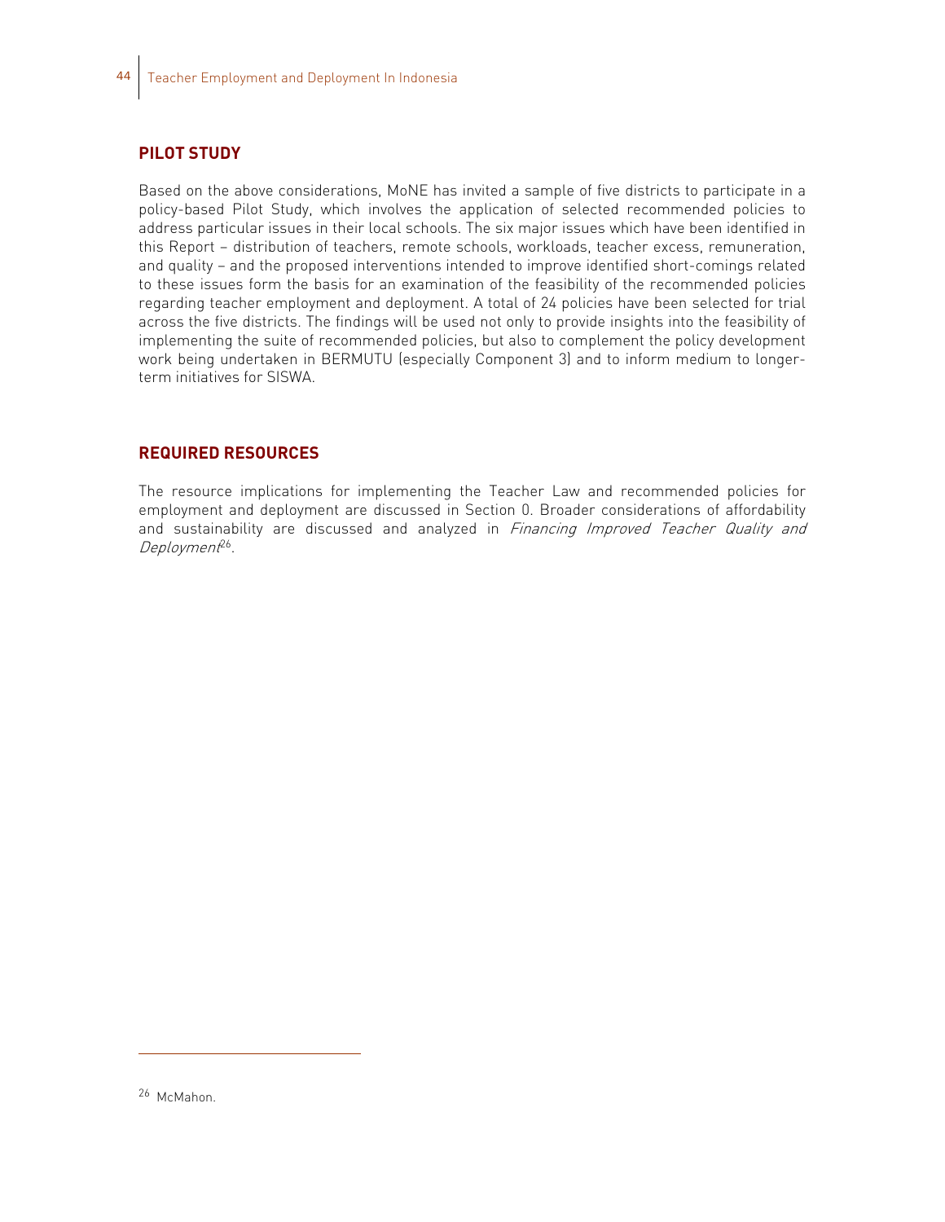## PILOT STUDY

Based on the above considerations, MoNE has invited a sample of five districts to participate in a policy-based Pilot Study, which involves the application of selected recommended policies to address particular issues in their local schools. The six major issues which have been identified in this Report – distribution of teachers, remote schools, workloads, teacher excess, remuneration, and quality – and the proposed interventions intended to improve identified short-comings related to these issues form the basis for an examination of the feasibility of the recommended policies regarding teacher employment and deployment. A total of 24 policies have been selected for trial across the five districts. The findings will be used not only to provide insights into the feasibility of implementing the suite of recommended policies, but also to complement the policy development work being undertaken in BERMUTU (especially Component 3) and to inform medium to longer-term initiatives for SISWA.

## REQUIRED RESOURCES

The resource implications for implementing the Teacher Law and recommended policies for employment and deployment are discussed in Section 0. Broader considerations of affordability and sustainability are discussed and analyzed in *Financing Improved Teacher Quality and Deployment*[26].

---

[26] McMahon.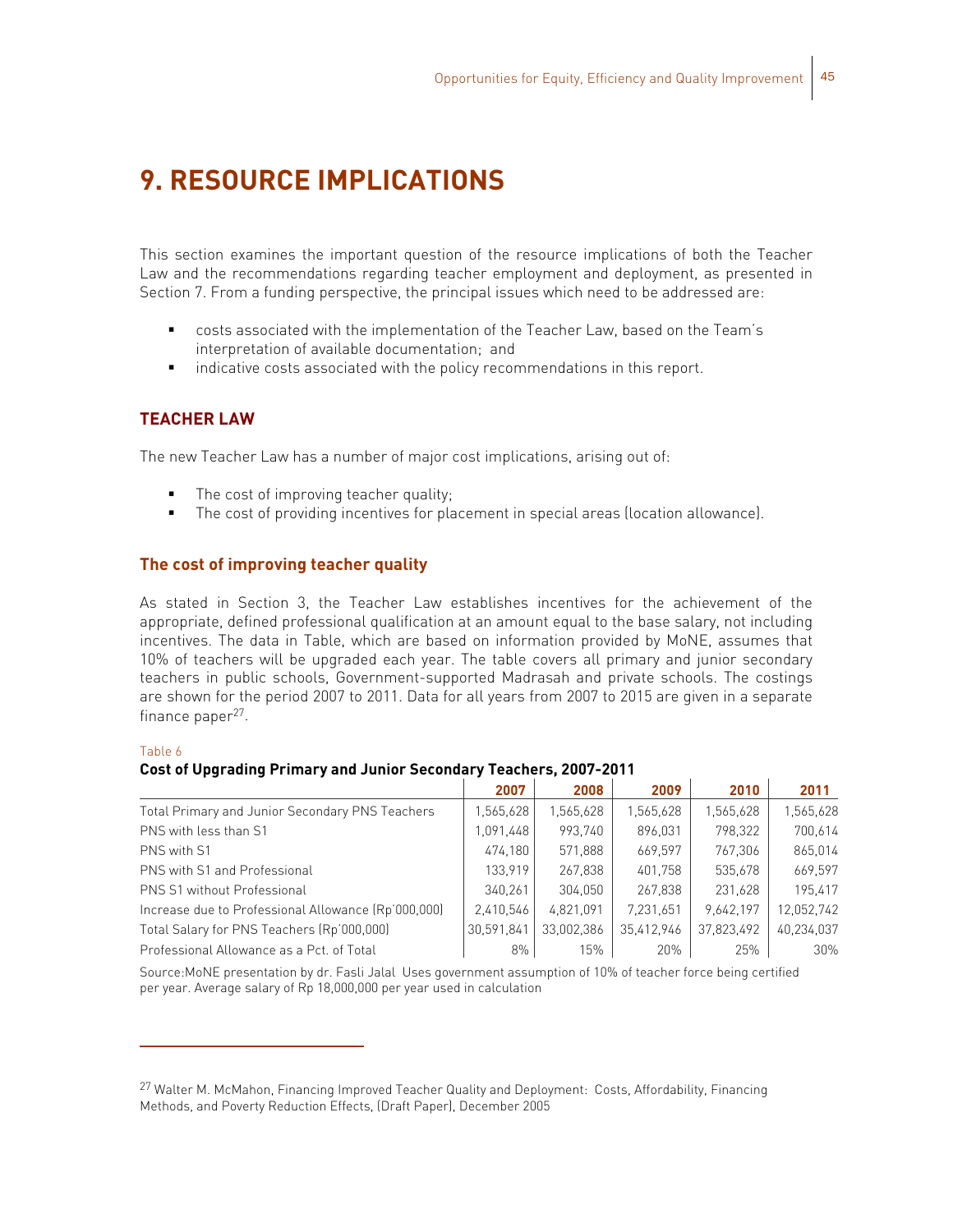# 9. RESOURCE IMPLICATIONS

This section examines the important question of the resource implications of both the Teacher Law and the recommendations regarding teacher employment and deployment, as presented in Section 7. From a funding perspective, the principal issues which need to be addressed are:

- costs associated with the implementation of the Teacher Law, based on the Team's interpretation of available documentation; and
- indicative costs associated with the policy recommendations in this report.

## TEACHER LAW

The new Teacher Law has a number of major cost implications, arising out of:

- The cost of improving teacher quality;
- The cost of providing incentives for placement in special areas (location allowance).

### The cost of improving teacher quality

As stated in Section 3, the Teacher Law establishes incentives for the achievement of the appropriate, defined professional qualification at an amount equal to the base salary, not including incentives. The data in Table, which are based on information provided by MoNE, assumes that 10% of teachers will be upgraded each year. The table covers all primary and junior secondary teachers in public schools, Government-supported Madrasah and private schools. The costings are shown for the period 2007 to 2011. Data for all years from 2007 to 2015 are given in a separate finance paper[27].

Table 6

**Cost of Upgrading Primary and Junior Secondary Teachers, 2007-2011**

| | 2007 | 2008 | 2009 | 2010 | 2011 |
|---|---|---|---|---|---|
| Total Primary and Junior Secondary PNS Teachers | 1,565,628 | 1,565,628 | 1,565,628 | 1,565,628 | 1,565,628 |
| PNS with less than S1 | 1,091,448 | 993,740 | 896,031 | 798,322 | 700,614 |
| PNS with S1 | 474,180 | 571,888 | 669,597 | 767,306 | 865,014 |
| PNS with S1 and Professional | 133,919 | 267,838 | 401,758 | 535,678 | 669,597 |
| PNS S1 without Professional | 340,261 | 304,050 | 267,838 | 231,628 | 195,417 |
| Increase due to Professional Allowance (Rp'000,000) | 2,410,546 | 4,821,091 | 7,231,651 | 9,642,197 | 12,052,742 |
| Total Salary for PNS Teachers (Rp'000,000) | 30,591,841 | 33,002,386 | 35,412,946 | 37,823,492 | 40,234,037 |
| Professional Allowance as a Pct. of Total | 8% | 15% | 20% | 25% | 30% |

Source:MoNE presentation by dr. Fasli Jalal Uses government assumption of 10% of teacher force being certified per year. Average salary of Rp 18,000,000 per year used in calculation

[27] Walter M. McMahon, Financing Improved Teacher Quality and Deployment: Costs, Affordability, Financing Methods, and Poverty Reduction Effects, (Draft Paper), December 2005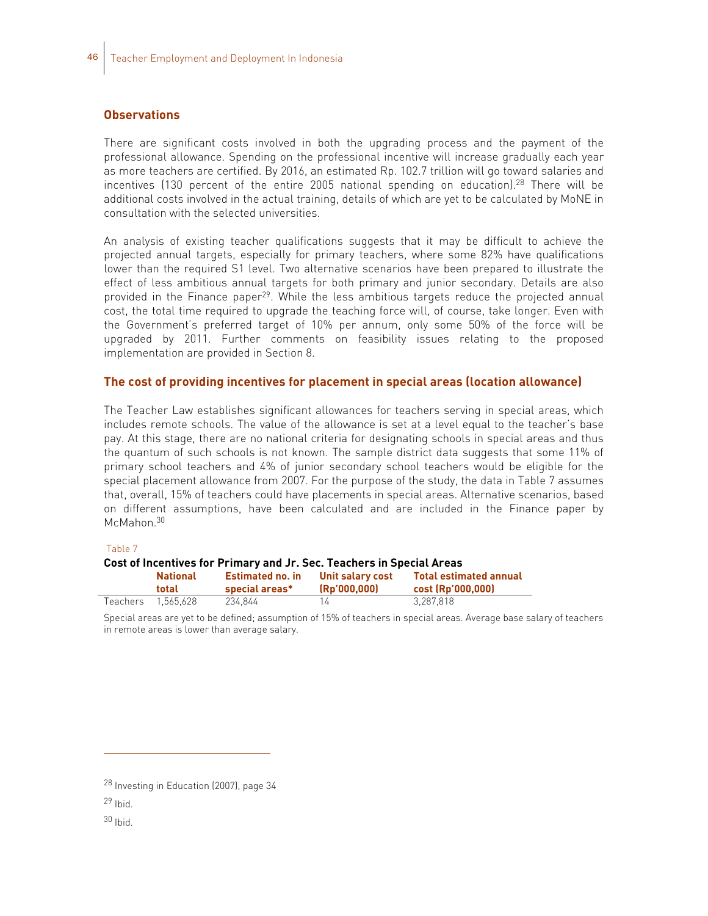### Observations

There are significant costs involved in both the upgrading process and the payment of the professional allowance. Spending on the professional incentive will increase gradually each year as more teachers are certified. By 2016, an estimated Rp. 102.7 trillion will go toward salaries and incentives (130 percent of the entire 2005 national spending on education).[28] There will be additional costs involved in the actual training, details of which are yet to be calculated by MoNE in consultation with the selected universities.

An analysis of existing teacher qualifications suggests that it may be difficult to achieve the projected annual targets, especially for primary teachers, where some 82% have qualifications lower than the required S1 level. Two alternative scenarios have been prepared to illustrate the effect of less ambitious annual targets for both primary and junior secondary. Details are also provided in the Finance paper[29]. While the less ambitious targets reduce the projected annual cost, the total time required to upgrade the teaching force will, of course, take longer. Even with the Government's preferred target of 10% per annum, only some 50% of the force will be upgraded by 2011. Further comments on feasibility issues relating to the proposed implementation are provided in Section 8.

### The cost of providing incentives for placement in special areas (location allowance)

The Teacher Law establishes significant allowances for teachers serving in special areas, which includes remote schools. The value of the allowance is set at a level equal to the teacher's base pay. At this stage, there are no national criteria for designating schools in special areas and thus the quantum of such schools is not known. The sample district data suggests that some 11% of primary school teachers and 4% of junior secondary school teachers would be eligible for the special placement allowance from 2007. For the purpose of the study, the data in Table 7 assumes that, overall, 15% of teachers could have placements in special areas. Alternative scenarios, based on different assumptions, have been calculated and are included in the Finance paper by McMahon.[30]

Table 7

**Cost of Incentives for Primary and Jr. Sec. Teachers in Special Areas**

| | National total | Estimated no. in special areas* | Unit salary cost (Rp'000,000) | Total estimated annual cost (Rp'000,000) |
|---|---|---|---|---|
| Teachers | 1,565,628 | 234,844 | 14 | 3,287,818 |

Special areas are yet to be defined; assumption of 15% of teachers in special areas. Average base salary of teachers in remote areas is lower than average salary.

[28] Investing in Education (2007), page 34

[29] Ibid.

[30] Ibid.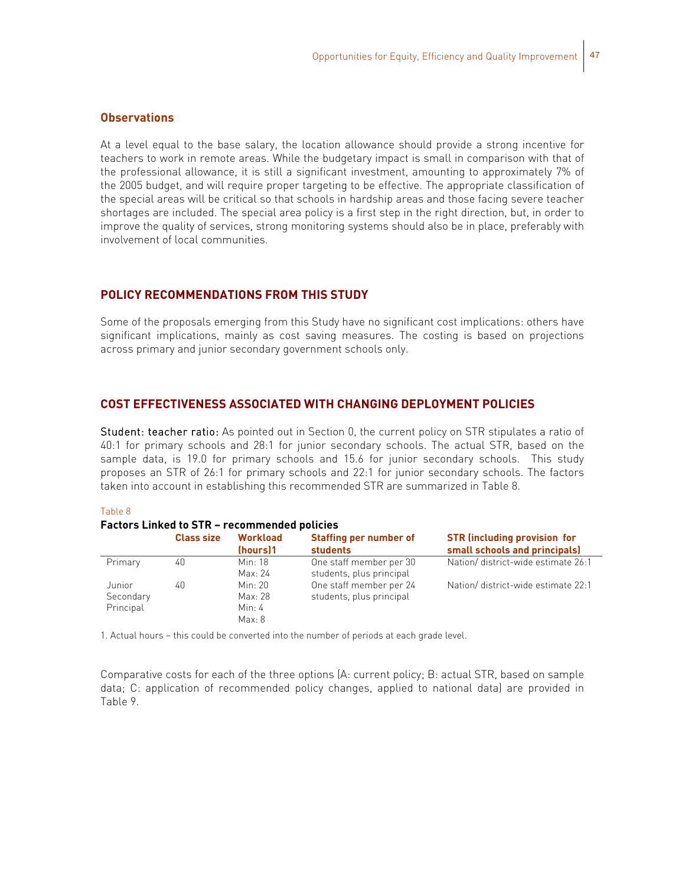## Observations

At a level equal to the base salary, the location allowance should provide a strong incentive for teachers to work in remote areas. While the budgetary impact is small in comparison with that of the professional allowance, it is still a significant investment, amounting to approximately 7% of the 2005 budget, and will require proper targeting to be effective. The appropriate classification of the special areas will be critical so that schools in hardship areas and those facing severe teacher shortages are included. The special area policy is a first step in the right direction, but, in order to improve the quality of services, strong monitoring systems should also be in place, preferably with involvement of local communities.

## POLICY RECOMMENDATIONS FROM THIS STUDY

Some of the proposals emerging from this Study have no significant cost implications: others have significant implications, mainly as cost saving measures. The costing is based on projections across primary and junior secondary government schools only.

## COST EFFECTIVENESS ASSOCIATED WITH CHANGING DEPLOYMENT POLICIES

Student: teacher ratio: As pointed out in Section 0, the current policy on STR stipulates a ratio of 40:1 for primary schools and 28:1 for junior secondary schools. The actual STR, based on the sample data, is 19.0 for primary schools and 15.6 for junior secondary schools. This study proposes an STR of 26:1 for primary schools and 22:1 for junior secondary schools. The factors taken into account in establishing this recommended STR are summarized in Table 8.

Table 8

**Factors Linked to STR – recommended policies**

| | Class size | Workload (hours)1 | Staffing per number of students | STR (including provision for small schools and principals) |
|---|---|---|---|---|
| Primary | 40 | Min: 18<br>Max: 24 | One staff member per 30 students, plus principal | Nation/ district-wide estimate 26:1 |
| Junior Secondary | 40 | Min: 20<br>Max: 28 | One staff member per 24 students, plus principal | Nation/ district-wide estimate 22:1 |
| Principal | | Min: 4<br>Max: 8 | | |

1. Actual hours – this could be converted into the number of periods at each grade level.

Comparative costs for each of the three options (A: current policy; B: actual STR, based on sample data; C: application of recommended policy changes, applied to national data) are provided in Table 9.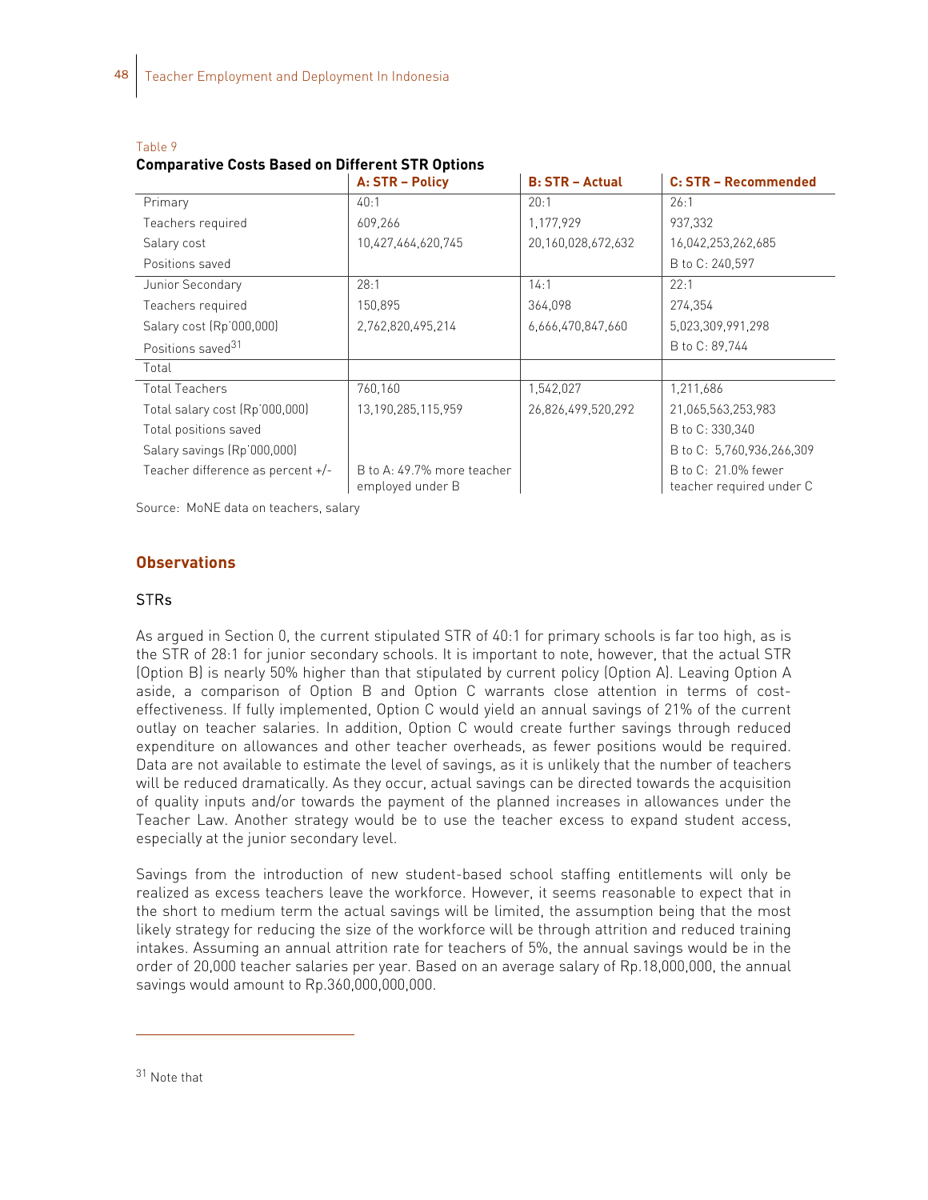Table 9

**Comparative Costs Based on Different STR Options**

| | A: STR – Policy | B: STR – Actual | C: STR – Recommended |
|---|---|---|---|
| Primary | 40:1 | 20:1 | 26:1 |
| Teachers required | 609,266 | 1,177,929 | 937,332 |
| Salary cost | 10,427,464,620,745 | 20,160,028,672,632 | 16,042,253,262,685 |
| Positions saved | | | B to C: 240,597 |
| Junior Secondary | 28:1 | 14:1 | 22:1 |
| Teachers required | 150,895 | 364,098 | 274,354 |
| Salary cost (Rp'000,000) | 2,762,820,495,214 | 6,666,470,847,660 | 5,023,309,991,298 |
| Positions saved[31] | | | B to C: 89,744 |
| Total | | | |
| Total Teachers | 760,160 | 1,542,027 | 1,211,686 |
| Total salary cost (Rp'000,000) | 13,190,285,115,959 | 26,826,499,520,292 | 21,065,563,253,983 |
| Total positions saved | | | B to C: 330,340 |
| Salary savings (Rp'000,000) | | | B to C: 5,760,936,266,309 |
| Teacher difference as percent +/- | B to A: 49.7% more teacher employed under B | | B to C: 21.0% fewer teacher required under C |

Source: MoNE data on teachers, salary

## Observations

### STRs

As argued in Section 0, the current stipulated STR of 40:1 for primary schools is far too high, as is the STR of 28:1 for junior secondary schools. It is important to note, however, that the actual STR (Option B) is nearly 50% higher than that stipulated by current policy (Option A). Leaving Option A aside, a comparison of Option B and Option C warrants close attention in terms of cost-effectiveness. If fully implemented, Option C would yield an annual savings of 21% of the current outlay on teacher salaries. In addition, Option C would create further savings through reduced expenditure on allowances and other teacher overheads, as fewer positions would be required. Data are not available to estimate the level of savings, as it is unlikely that the number of teachers will be reduced dramatically. As they occur, actual savings can be directed towards the acquisition of quality inputs and/or towards the payment of the planned increases in allowances under the Teacher Law. Another strategy would be to use the teacher excess to expand student access, especially at the junior secondary level.

Savings from the introduction of new student-based school staffing entitlements will only be realized as excess teachers leave the workforce. However, it seems reasonable to expect that in the short to medium term the actual savings will be limited, the assumption being that the most likely strategy for reducing the size of the workforce will be through attrition and reduced training intakes. Assuming an annual attrition rate for teachers of 5%, the annual savings would be in the order of 20,000 teacher salaries per year. Based on an average salary of Rp.18,000,000, the annual savings would amount to Rp.360,000,000,000.

---

[31] Note that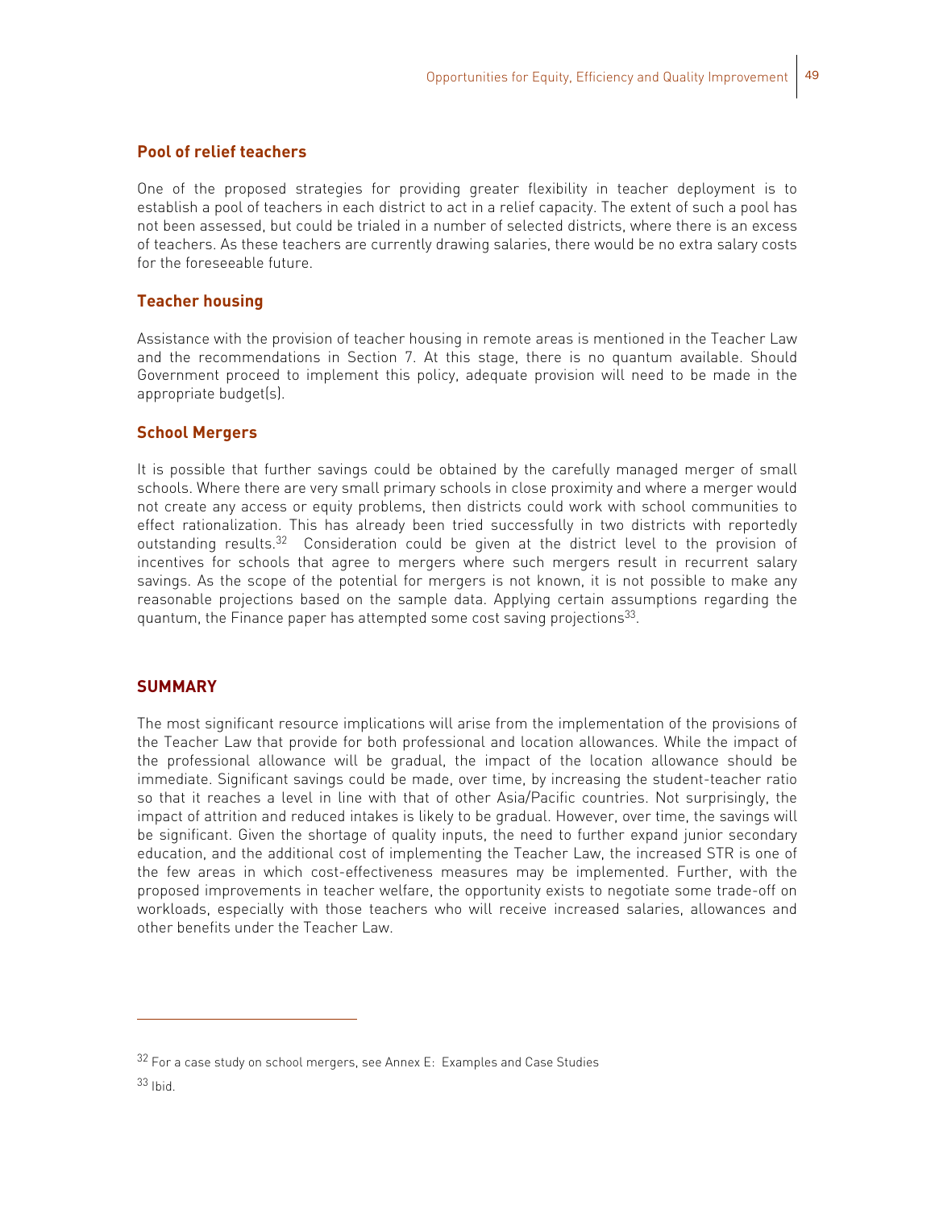### Pool of relief teachers

One of the proposed strategies for providing greater flexibility in teacher deployment is to establish a pool of teachers in each district to act in a relief capacity. The extent of such a pool has not been assessed, but could be trialed in a number of selected districts, where there is an excess of teachers. As these teachers are currently drawing salaries, there would be no extra salary costs for the foreseeable future.

### Teacher housing

Assistance with the provision of teacher housing in remote areas is mentioned in the Teacher Law and the recommendations in Section 7. At this stage, there is no quantum available. Should Government proceed to implement this policy, adequate provision will need to be made in the appropriate budget(s).

### School Mergers

It is possible that further savings could be obtained by the carefully managed merger of small schools. Where there are very small primary schools in close proximity and where a merger would not create any access or equity problems, then districts could work with school communities to effect rationalization. This has already been tried successfully in two districts with reportedly outstanding results.[32] Consideration could be given at the district level to the provision of incentives for schools that agree to mergers where such mergers result in recurrent salary savings. As the scope of the potential for mergers is not known, it is not possible to make any reasonable projections based on the sample data. Applying certain assumptions regarding the quantum, the Finance paper has attempted some cost saving projections[33].

## SUMMARY

The most significant resource implications will arise from the implementation of the provisions of the Teacher Law that provide for both professional and location allowances. While the impact of the professional allowance will be gradual, the impact of the location allowance should be immediate. Significant savings could be made, over time, by increasing the student-teacher ratio so that it reaches a level in line with that of other Asia/Pacific countries. Not surprisingly, the impact of attrition and reduced intakes is likely to be gradual. However, over time, the savings will be significant. Given the shortage of quality inputs, the need to further expand junior secondary education, and the additional cost of implementing the Teacher Law, the increased STR is one of the few areas in which cost-effectiveness measures may be implemented. Further, with the proposed improvements in teacher welfare, the opportunity exists to negotiate some trade-off on workloads, especially with those teachers who will receive increased salaries, allowances and other benefits under the Teacher Law.

---

[32] For a case study on school mergers, see Annex E: Examples and Case Studies

[33] Ibid.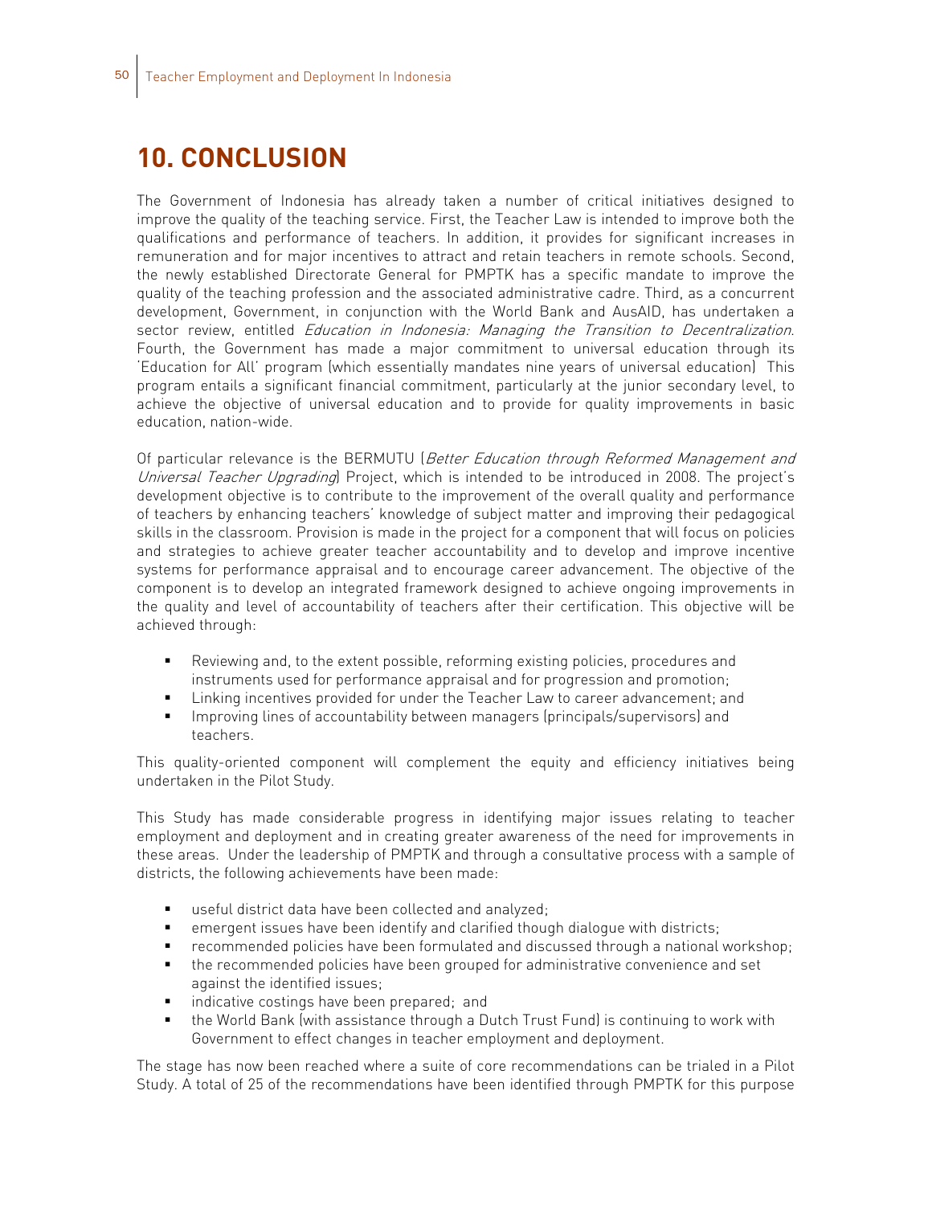# 10. CONCLUSION

The Government of Indonesia has already taken a number of critical initiatives designed to improve the quality of the teaching service. First, the Teacher Law is intended to improve both the qualifications and performance of teachers. In addition, it provides for significant increases in remuneration and for major incentives to attract and retain teachers in remote schools. Second, the newly established Directorate General for PMPTK has a specific mandate to improve the quality of the teaching profession and the associated administrative cadre. Third, as a concurrent development, Government, in conjunction with the World Bank and AusAID, has undertaken a sector review, entitled *Education in Indonesia: Managing the Transition to Decentralization*. Fourth, the Government has made a major commitment to universal education through its 'Education for All' program (which essentially mandates nine years of universal education) This program entails a significant financial commitment, particularly at the junior secondary level, to achieve the objective of universal education and to provide for quality improvements in basic education, nation-wide.

Of particular relevance is the BERMUTU (*Better Education through Reformed Management and Universal Teacher Upgrading*) Project, which is intended to be introduced in 2008. The project's development objective is to contribute to the improvement of the overall quality and performance of teachers by enhancing teachers' knowledge of subject matter and improving their pedagogical skills in the classroom. Provision is made in the project for a component that will focus on policies and strategies to achieve greater teacher accountability and to develop and improve incentive systems for performance appraisal and to encourage career advancement. The objective of the component is to develop an integrated framework designed to achieve ongoing improvements in the quality and level of accountability of teachers after their certification. This objective will be achieved through:

- Reviewing and, to the extent possible, reforming existing policies, procedures and instruments used for performance appraisal and for progression and promotion;
- Linking incentives provided for under the Teacher Law to career advancement; and
- Improving lines of accountability between managers (principals/supervisors) and teachers.

This quality-oriented component will complement the equity and efficiency initiatives being undertaken in the Pilot Study.

This Study has made considerable progress in identifying major issues relating to teacher employment and deployment and in creating greater awareness of the need for improvements in these areas. Under the leadership of PMPTK and through a consultative process with a sample of districts, the following achievements have been made:

- useful district data have been collected and analyzed;
- emergent issues have been identify and clarified though dialogue with districts;
- recommended policies have been formulated and discussed through a national workshop;
- the recommended policies have been grouped for administrative convenience and set against the identified issues;
- indicative costings have been prepared; and
- the World Bank (with assistance through a Dutch Trust Fund) is continuing to work with Government to effect changes in teacher employment and deployment.

The stage has now been reached where a suite of core recommendations can be trialed in a Pilot Study. A total of 25 of the recommendations have been identified through PMPTK for this purpose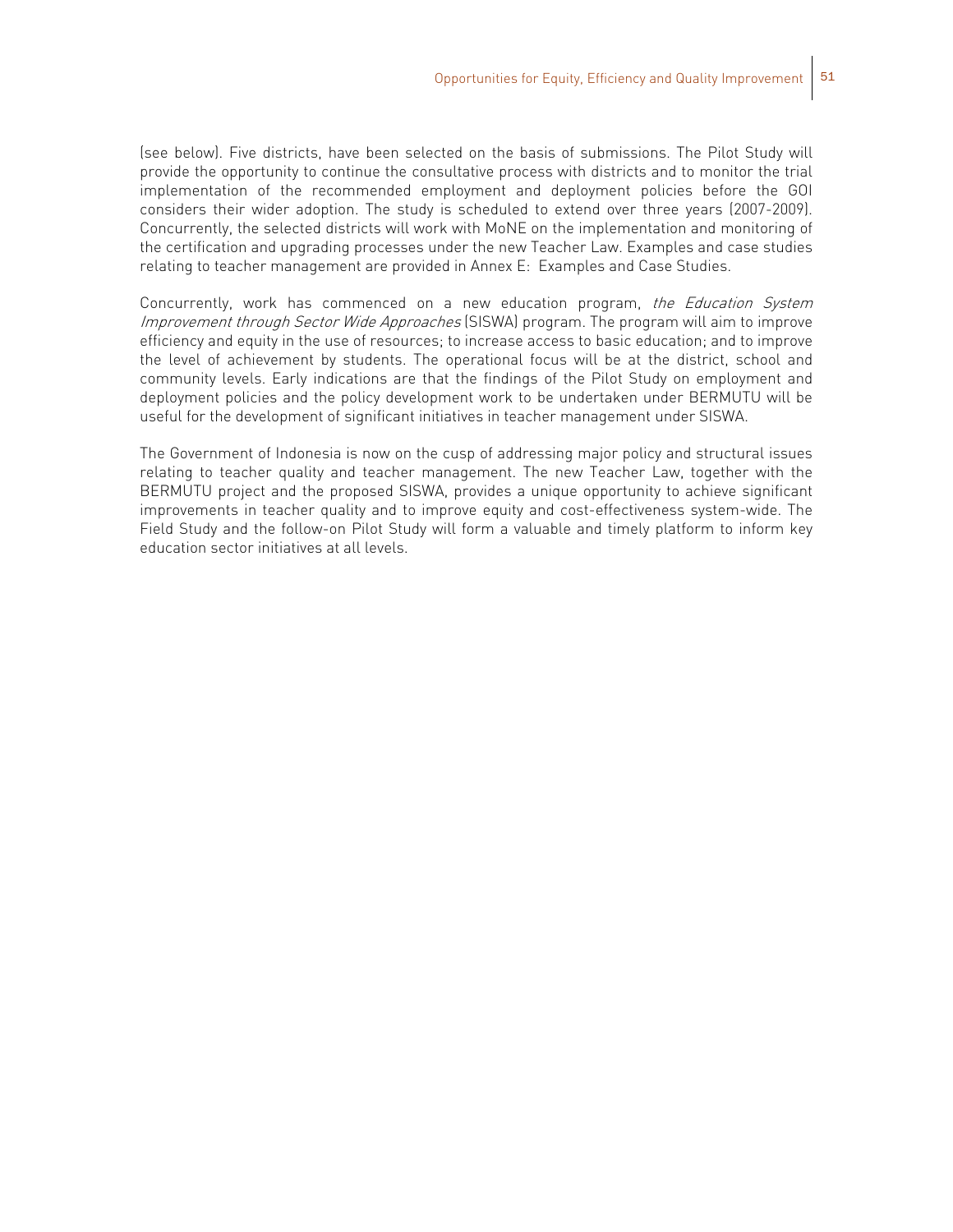(see below). Five districts, have been selected on the basis of submissions. The Pilot Study will provide the opportunity to continue the consultative process with districts and to monitor the trial implementation of the recommended employment and deployment policies before the GOI considers their wider adoption. The study is scheduled to extend over three years (2007-2009). Concurrently, the selected districts will work with MoNE on the implementation and monitoring of the certification and upgrading processes under the new Teacher Law. Examples and case studies relating to teacher management are provided in Annex E: Examples and Case Studies.

Concurrently, work has commenced on a new education program, *the Education System Improvement through Sector Wide Approaches* (SISWA) program. The program will aim to improve efficiency and equity in the use of resources; to increase access to basic education; and to improve the level of achievement by students. The operational focus will be at the district, school and community levels. Early indications are that the findings of the Pilot Study on employment and deployment policies and the policy development work to be undertaken under BERMUTU will be useful for the development of significant initiatives in teacher management under SISWA.

The Government of Indonesia is now on the cusp of addressing major policy and structural issues relating to teacher quality and teacher management. The new Teacher Law, together with the BERMUTU project and the proposed SISWA, provides a unique opportunity to achieve significant improvements in teacher quality and to improve equity and cost-effectiveness system-wide. The Field Study and the follow-on Pilot Study will form a valuable and timely platform to inform key education sector initiatives at all levels.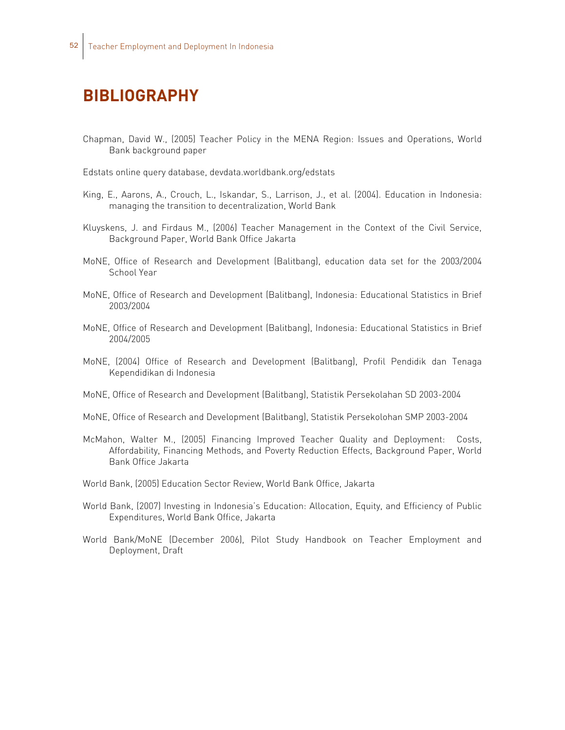# BIBLIOGRAPHY

Chapman, David W., (2005) Teacher Policy in the MENA Region: Issues and Operations, World Bank background paper

Edstats online query database, devdata.worldbank.org/edstats

King, E., Aarons, A., Crouch, L., Iskandar, S., Larrison, J., et al. (2004). Education in Indonesia: managing the transition to decentralization, World Bank

Kluyskens, J. and Firdaus M., (2006) Teacher Management in the Context of the Civil Service, Background Paper, World Bank Office Jakarta

MoNE, Office of Research and Development (Balitbang), education data set for the 2003/2004 School Year

MoNE, Office of Research and Development (Balitbang), Indonesia: Educational Statistics in Brief 2003/2004

MoNE, Office of Research and Development (Balitbang), Indonesia: Educational Statistics in Brief 2004/2005

MoNE, (2004) Office of Research and Development (Balitbang), Profil Pendidik dan Tenaga Kependidikan di Indonesia

MoNE, Office of Research and Development (Balitbang), Statistik Persekolahan SD 2003-2004

MoNE, Office of Research and Development (Balitbang), Statistik Persekolohan SMP 2003-2004

McMahon, Walter M., (2005) Financing Improved Teacher Quality and Deployment: Costs, Affordability, Financing Methods, and Poverty Reduction Effects, Background Paper, World Bank Office Jakarta

World Bank, (2005) Education Sector Review, World Bank Office, Jakarta

World Bank, (2007) Investing in Indonesia's Education: Allocation, Equity, and Efficiency of Public Expenditures, World Bank Office, Jakarta

World Bank/MoNE (December 2006), Pilot Study Handbook on Teacher Employment and Deployment, Draft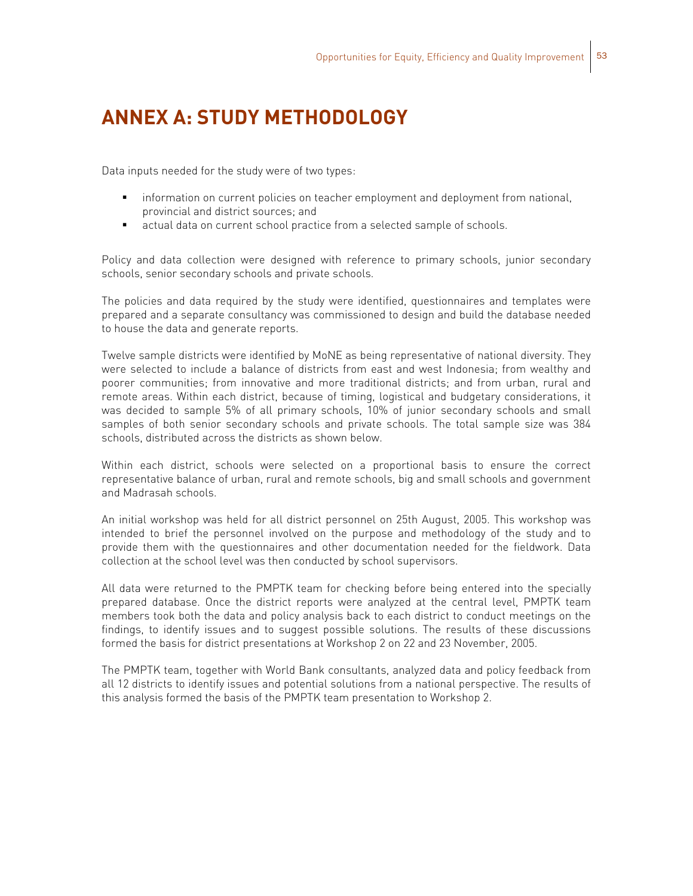# ANNEX A: STUDY METHODOLOGY

Data inputs needed for the study were of two types:

- information on current policies on teacher employment and deployment from national, provincial and district sources; and
- actual data on current school practice from a selected sample of schools.

Policy and data collection were designed with reference to primary schools, junior secondary schools, senior secondary schools and private schools.

The policies and data required by the study were identified, questionnaires and templates were prepared and a separate consultancy was commissioned to design and build the database needed to house the data and generate reports.

Twelve sample districts were identified by MoNE as being representative of national diversity. They were selected to include a balance of districts from east and west Indonesia; from wealthy and poorer communities; from innovative and more traditional districts; and from urban, rural and remote areas. Within each district, because of timing, logistical and budgetary considerations, it was decided to sample 5% of all primary schools, 10% of junior secondary schools and small samples of both senior secondary schools and private schools. The total sample size was 384 schools, distributed across the districts as shown below.

Within each district, schools were selected on a proportional basis to ensure the correct representative balance of urban, rural and remote schools, big and small schools and government and Madrasah schools.

An initial workshop was held for all district personnel on 25th August, 2005. This workshop was intended to brief the personnel involved on the purpose and methodology of the study and to provide them with the questionnaires and other documentation needed for the fieldwork. Data collection at the school level was then conducted by school supervisors.

All data were returned to the PMPTK team for checking before being entered into the specially prepared database. Once the district reports were analyzed at the central level, PMPTK team members took both the data and policy analysis back to each district to conduct meetings on the findings, to identify issues and to suggest possible solutions. The results of these discussions formed the basis for district presentations at Workshop 2 on 22 and 23 November, 2005.

The PMPTK team, together with World Bank consultants, analyzed data and policy feedback from all 12 districts to identify issues and potential solutions from a national perspective. The results of this analysis formed the basis of the PMPTK team presentation to Workshop 2.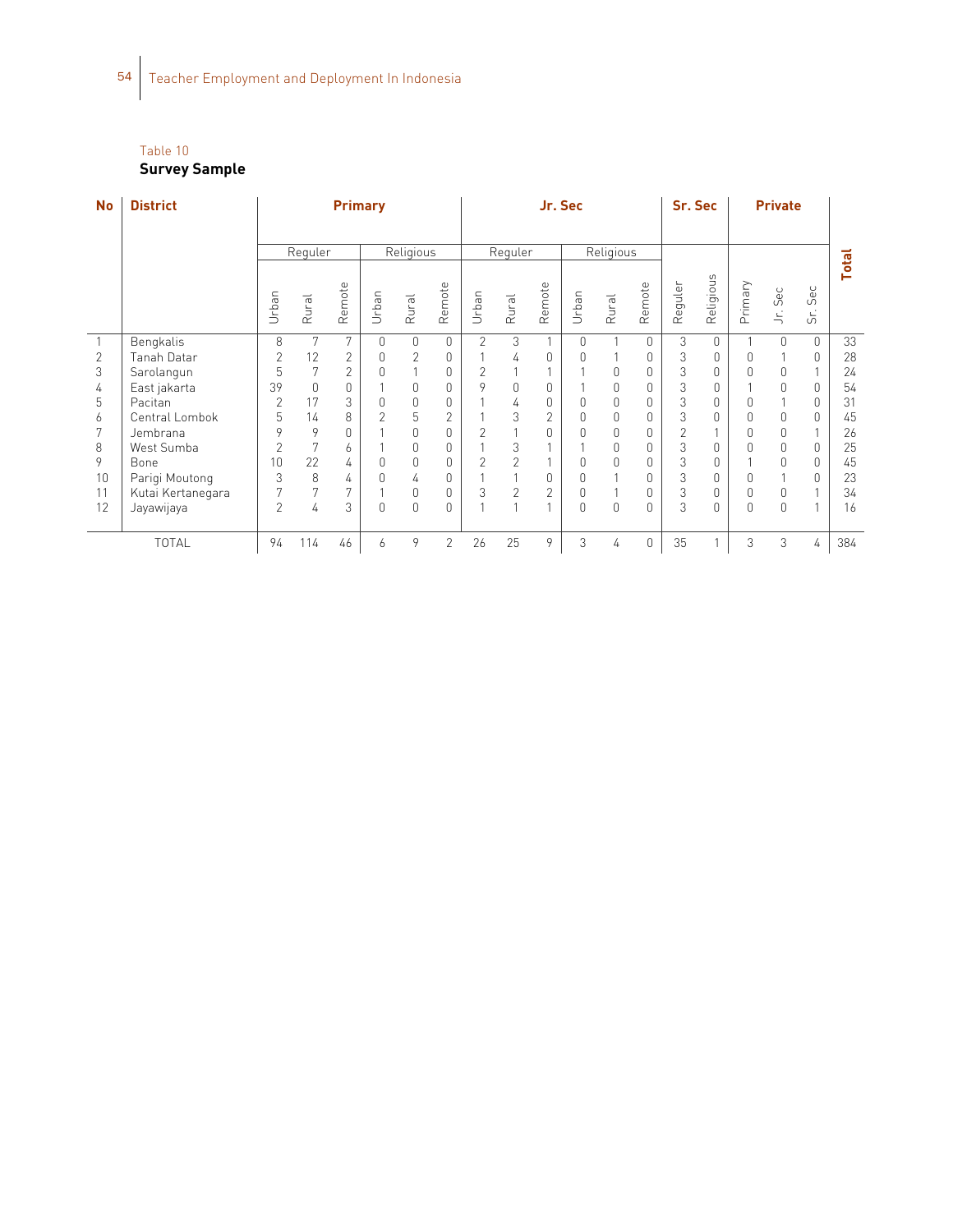Table 10

**Survey Sample**

| No | District | Primary | | | | | | Jr. Sec | | | | | | Sr. Sec | | Private | | | Total |
|---|---|---|---|---|---|---|---|---|---|---|---|---|---|---|---|---|---|---|---|
| | | Reguler | | | Religious | | | Reguler | | | Religious | | | | | | | | |
| | | Urban | Rural | Remote | Urban | Rural | Remote | Urban | Rural | Remote | Urban | Rural | Remote | Reguler | Religious | Primary | Jr. Sec | Sr. Sec | |
| 1 | Bengkalis | 8 | 7 | 7 | 0 | 0 | 0 | 2 | 3 | 1 | 0 | 1 | 0 | 3 | 0 | 1 | 0 | 0 | 33 |
| 2 | Tanah Datar | 2 | 12 | 2 | 0 | 2 | 0 | 1 | 4 | 0 | 0 | 1 | 0 | 3 | 0 | 0 | 1 | 0 | 28 |
| 3 | Sarolangun | 5 | 7 | 2 | 0 | 1 | 0 | 2 | 1 | 1 | 1 | 0 | 0 | 3 | 0 | 0 | 0 | 1 | 24 |
| 4 | East jakarta | 39 | 0 | 0 | 1 | 0 | 0 | 9 | 0 | 0 | 1 | 0 | 0 | 3 | 0 | 1 | 0 | 0 | 54 |
| 5 | Pacitan | 2 | 17 | 3 | 0 | 0 | 0 | 1 | 4 | 0 | 0 | 0 | 0 | 3 | 0 | 0 | 1 | 0 | 31 |
| 6 | Central Lombok | 5 | 14 | 8 | 2 | 5 | 2 | 1 | 3 | 2 | 0 | 0 | 0 | 3 | 0 | 0 | 0 | 0 | 45 |
| 7 | Jembrana | 9 | 9 | 0 | 1 | 0 | 0 | 2 | 1 | 0 | 0 | 0 | 0 | 2 | 1 | 0 | 0 | 1 | 26 |
| 8 | West Sumba | 2 | 7 | 6 | 1 | 0 | 0 | 1 | 3 | 1 | 1 | 0 | 0 | 3 | 0 | 0 | 0 | 0 | 25 |
| 9 | Bone | 10 | 22 | 4 | 0 | 0 | 0 | 2 | 2 | 1 | 0 | 0 | 0 | 3 | 0 | 1 | 0 | 0 | 45 |
| 10 | Parigi Moutong | 3 | 8 | 4 | 0 | 4 | 0 | 1 | 1 | 0 | 0 | 1 | 0 | 3 | 0 | 0 | 1 | 0 | 23 |
| 11 | Kutai Kertanegara | 7 | 7 | 7 | 1 | 0 | 0 | 3 | 2 | 2 | 0 | 1 | 0 | 3 | 0 | 0 | 0 | 1 | 34 |
| 12 | Jayawijaya | 2 | 4 | 3 | 0 | 0 | 0 | 1 | 1 | 1 | 0 | 0 | 0 | 3 | 0 | 0 | 0 | 1 | 16 |
| | TOTAL | 94 | 114 | 46 | 6 | 9 | 2 | 26 | 25 | 9 | 3 | 4 | 0 | 35 | 1 | 3 | 3 | 4 | 384 |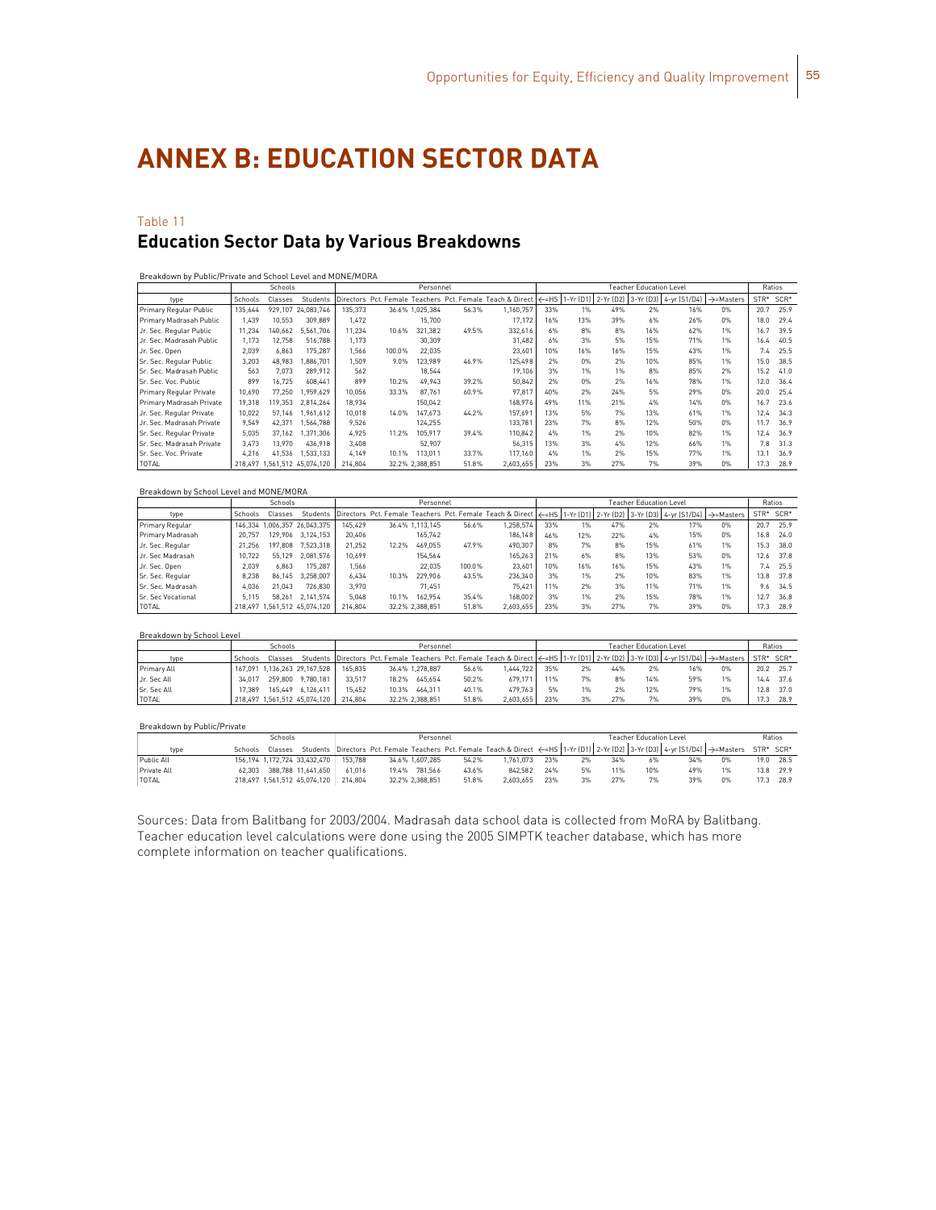# ANNEX B: EDUCATION SECTOR DATA

Table 11

## Education Sector Data by Various Breakdowns

Breakdown by Public/Private and School Level and MONE/MORA

| | Schools | | | Personnel | | | | | | Teacher Education Level | | | | | | Ratios | |
|---|---|---|---|---|---|---|---|---|---|---|---|---|---|---|---|---|---|
| type | Schools | Classes | Students | Directors | Pct. Female | Teachers | Pct. Female | Teach & Direct | <=HS | 1-Yr (D1) | 2-Yr (D2) | 3-Yr (D3) | 4-yr (S1/D4) | >=Masters | STR* | SCR* |
| Primary Regular Public | 135,644 | 929,107 | 24,083,746 | 135,373 | 36.6% | 1,025,384 | 56.3% | 1,160,757 | 33% | 1% | 49% | 2% | 16% | 0% | 20.7 | 25.9 |
| Primary Madrasah Public | 1,439 | 10,553 | 309,889 | 1,472 | | 15,700 | | 17,172 | 16% | 13% | 39% | 6% | 26% | 0% | 18.0 | 29.4 |
| Jr. Sec. Regular Public | 11,234 | 140,662 | 5,561,706 | 11,234 | 10.6% | 321,382 | 49.5% | 332,616 | 6% | 8% | 8% | 16% | 62% | 1% | 16.7 | 39.5 |
| Jr. Sec. Madrasah Public | 1,173 | 12,758 | 516,788 | 1,173 | | 30,309 | | 31,482 | 6% | 3% | 5% | 15% | 71% | 0% | 16.4 | 40.5 |
| Jr. Sec. Open | 2,039 | 6,863 | 175,287 | 1,566 | 100.0% | 22,035 | | 23,601 | 10% | 16% | 16% | 15% | 43% | 1% | 7.4 | 25.5 |
| Sr. Sec. Regular Public | 3,203 | 48,983 | 1,886,701 | 1,509 | 9.0% | 123,989 | 46.9% | 125,498 | 2% | 0% | 2% | 10% | 85% | 1% | 15.0 | 38.5 |
| Sr. Sec. Madrasah Public | 563 | 7,073 | 289,912 | 562 | | 18,544 | | 19,106 | 3% | 1% | 1% | 8% | 85% | 2% | 15.2 | 41.0 |
| Sr. Sec. Voc. Public | 899 | 16,725 | 608,441 | 899 | 10.2% | 49,943 | 39.2% | 50,842 | 2% | 0% | 2% | 16% | 78% | 1% | 12.0 | 36.4 |
| Primary Regular Private | 10,690 | 77,250 | 1,959,629 | 10,056 | 33.3% | 87,761 | 60.9% | 97,817 | 40% | 2% | 24% | 5% | 29% | 0% | 20.0 | 25.4 |
| Primary Madrasah Private | 19,318 | 119,353 | 2,814,264 | 18,934 | | 150,042 | | 168,976 | 49% | 11% | 21% | 4% | 14% | 0% | 16.7 | 23.6 |
| Jr. Sec. Regular Private | 10,022 | 57,146 | 1,961,612 | 10,018 | 14.0% | 147,673 | 44.2% | 157,691 | 13% | 5% | 7% | 13% | 61% | 1% | 12.4 | 34.3 |
| Jr. Sec. Madrasah Private | 9,549 | 42,371 | 1,564,788 | 9,526 | | 124,255 | | 133,781 | 23% | 7% | 8% | 12% | 50% | 0% | 11.7 | 36.9 |
| Sr. Sec. Regular Private | 5,035 | 37,162 | 1,371,306 | 4,925 | 11.2% | 105,917 | 39.4% | 110,842 | 4% | 1% | 2% | 10% | 82% | 1% | 12.4 | 36.9 |
| Sr. Sec. Madrasah Private | 3,473 | 13,970 | 436,918 | 3,408 | | 52,907 | | 56,315 | 13% | 3% | 4% | 12% | 66% | 1% | 7.8 | 31.3 |
| Sr. Sec. Voc. Private | 4,216 | 41,536 | 1,533,133 | 4,149 | 10.1% | 113,011 | 33.7% | 117,160 | 4% | 1% | 2% | 15% | 77% | 1% | 13.1 | 36.9 |
| TOTAL | 218,497 | 1,561,512 | 45,074,120 | 214,804 | 32.2% | 2,388,851 | 51.8% | 2,603,655 | 23% | 3% | 27% | 7% | 39% | 0% | 17.3 | 28.9 |

Breakdown by School Level and MONE/MORA

| | Schools | | | Personnel | | | | | | Teacher Education Level | | | | | | Ratios | |
|---|---|---|---|---|---|---|---|---|---|---|---|---|---|---|---|---|---|
| type | Schools | Classes | Students | Directors | Pct. Female | Teachers | Pct. Female | Teach & Direct | <=HS | 1-Yr (D1) | 2-Yr (D2) | 3-Yr (D3) | 4-yr (S1/D4) | >=Masters | STR* | SCR* |
| Primary Regular | 146,334 | 1,006,357 | 26,043,375 | 145,429 | 36.4% | 1,113,145 | 56.6% | 1,258,574 | 33% | 1% | 47% | 2% | 17% | 0% | 20.7 | 25.9 |
| Primary Madrasah | 20,757 | 129,906 | 3,124,153 | 20,406 | | 165,742 | | 186,148 | 46% | 12% | 22% | 4% | 15% | 0% | 16.8 | 24.0 |
| Jr. Sec. Regular | 21,256 | 197,808 | 7,523,318 | 21,252 | 12.2% | 469,055 | 47.9% | 490,307 | 8% | 7% | 8% | 15% | 61% | 1% | 15.3 | 38.0 |
| Jr. Sec Madrasah | 10,722 | 55,129 | 2,081,576 | 10,699 | | 154,564 | | 165,263 | 21% | 6% | 8% | 13% | 53% | 0% | 12.6 | 37.8 |
| Jr. Sec. Open | 2,039 | 6,863 | 175,287 | 1,566 | | 22,035 | 100.0% | 23,601 | 10% | 16% | 16% | 15% | 43% | 1% | 7.4 | 25.5 |
| Sr. Sec. Regular | 8,238 | 86,145 | 3,258,007 | 6,434 | 10.3% | 229,906 | 43.5% | 236,340 | 3% | 1% | 2% | 10% | 83% | 1% | 13.8 | 37.8 |
| Sr. Sec. Madrasah | 4,036 | 21,043 | 726,830 | 3,970 | | 71,451 | | 75,421 | 11% | 2% | 3% | 11% | 71% | 1% | 9.6 | 34.5 |
| Sr. Sec Vocational | 5,115 | 58,261 | 2,141,574 | 5,048 | 10.1% | 162,954 | 35.4% | 168,002 | 3% | 1% | 2% | 15% | 78% | 1% | 12.7 | 36.8 |
| TOTAL | 218,497 | 1,561,512 | 45,074,120 | 214,804 | 32.2% | 2,388,851 | 51.8% | 2,603,655 | 23% | 3% | 27% | 7% | 39% | 0% | 17.3 | 28.9 |

Breakdown by School Level

| | Schools | | | Personnel | | | | | | Teacher Education Level | | | | | | Ratios | |
|---|---|---|---|---|---|---|---|---|---|---|---|---|---|---|---|---|---|
| type | Schools | Classes | Students | Directors | Pct. Female | Teachers | Pct. Female | Teach & Direct | <=HS | 1-Yr (D1) | 2-Yr (D2) | 3-Yr (D3) | 4-yr (S1/D4) | >=Masters | STR* | SCR* |
| Primary All | 167,091 | 1,136,263 | 29,167,528 | 165,835 | 36.4% | 1,278,887 | 56.6% | 1,444,722 | 35% | 2% | 44% | 2% | 16% | 0% | 20.2 | 25.7 |
| Jr. Sec All | 34,017 | 259,800 | 9,780,181 | 33,517 | 18.2% | 645,654 | 50.2% | 679,171 | 11% | 7% | 8% | 14% | 59% | 1% | 14.4 | 37.6 |
| Sr. Sec All | 17,389 | 165,449 | 6,126,411 | 15,452 | 10.3% | 464,311 | 40.1% | 479,763 | 5% | 1% | 2% | 12% | 79% | 1% | 12.8 | 37.0 |
| TOTAL | 218,497 | 1,561,512 | 45,074,120 | 214,804 | 32.2% | 2,388,851 | 51.8% | 2,603,655 | 23% | 3% | 27% | 7% | 39% | 0% | 17.3 | 28.9 |

Breakdown by Public/Private

| | Schools | | | Personnel | | | | | | Teacher Education Level | | | | | | Ratios | |
|---|---|---|---|---|---|---|---|---|---|---|---|---|---|---|---|---|---|
| type | Schools | Classes | Students | Directors | Pct. Female | Teachers | Pct. Female | Teach & Direct | <=HS | 1-Yr (D1) | 2-Yr (D2) | 3-Yr (D3) | 4-yr (S1/D4) | >=Masters | STR* | SCR* |
| Public All | 156,194 | 1,172,724 | 33,432,470 | 153,788 | 34.6% | 1,607,285 | 54.2% | 1,761,073 | 23% | 2% | 34% | 6% | 34% | 0% | 19.0 | 28.5 |
| Private All | 62,303 | 388,788 | 11,641,650 | 61,016 | 19.4% | 781,566 | 43.6% | 842,582 | 24% | 5% | 11% | 10% | 49% | 1% | 13.8 | 29.9 |
| TOTAL | 218,497 | 1,561,512 | 45,074,120 | 214,804 | 32.2% | 2,388,851 | 51.8% | 2,603,655 | 23% | 3% | 27% | 7% | 39% | 0% | 17.3 | 28.9 |

Sources: Data from Balitbang for 2003/2004. Madrasah data school data is collected from MoRA by Balitbang. Teacher education level calculations were done using the 2005 SIMPTK teacher database, which has more complete information on teacher qualifications.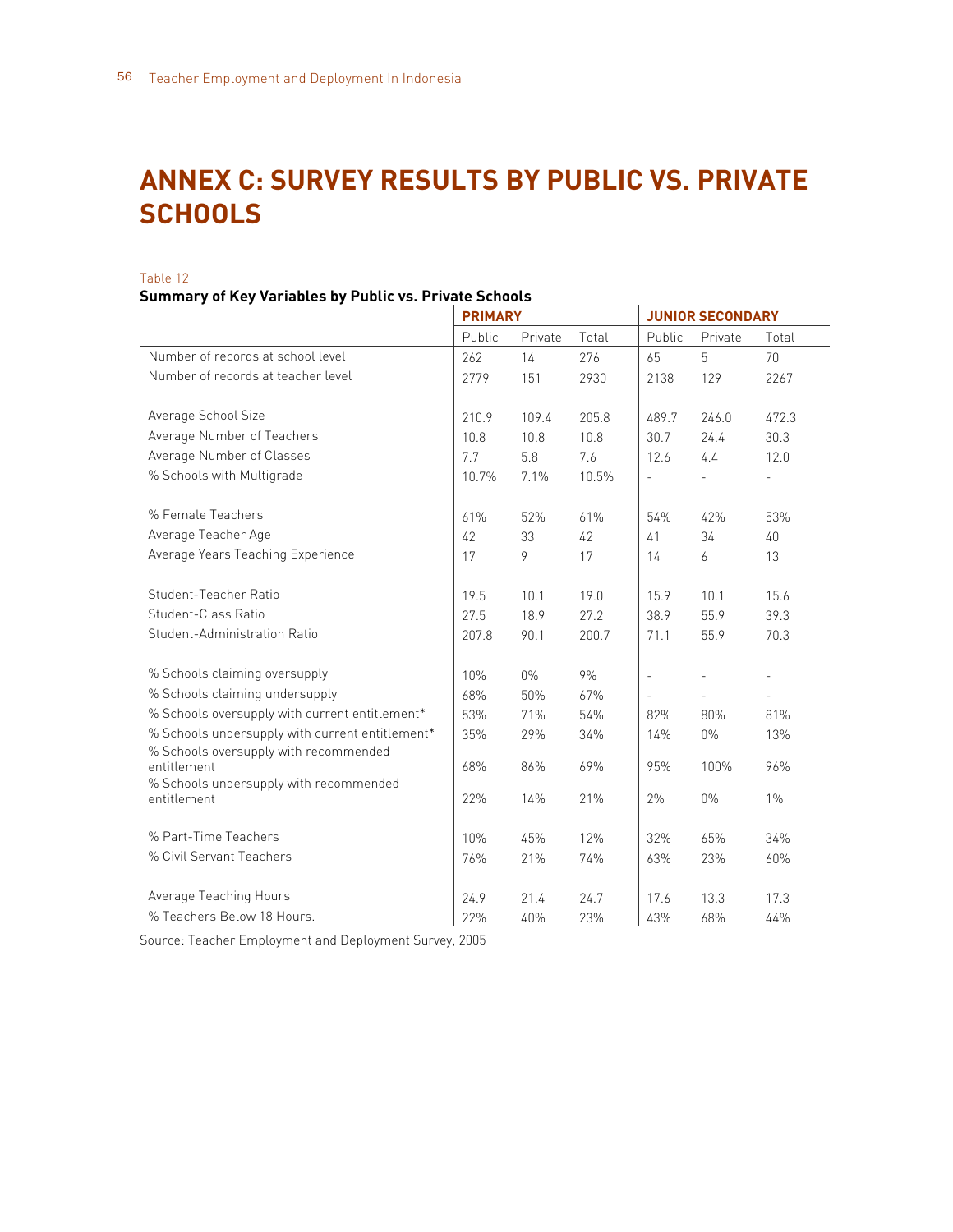# ANNEX C: SURVEY RESULTS BY PUBLIC VS. PRIVATE SCHOOLS

Table 12

**Summary of Key Variables by Public vs. Private Schools**

| | **PRIMARY** | | | **JUNIOR SECONDARY** | | |
|---|---|---|---|---|---|---|
| | Public | Private | Total | Public | Private | Total |
| Number of records at school level | 262 | 14 | 276 | 65 | 5 | 70 |
| Number of records at teacher level | 2779 | 151 | 2930 | 2138 | 129 | 2267 |
| Average School Size | 210.9 | 109.4 | 205.8 | 489.7 | 246.0 | 472.3 |
| Average Number of Teachers | 10.8 | 10.8 | 10.8 | 30.7 | 24.4 | 30.3 |
| Average Number of Classes | 7.7 | 5.8 | 7.6 | 12.6 | 4.4 | 12.0 |
| % Schools with Multigrade | 10.7% | 7.1% | 10.5% | - | - | - |
| % Female Teachers | 61% | 52% | 61% | 54% | 42% | 53% |
| Average Teacher Age | 42 | 33 | 42 | 41 | 34 | 40 |
| Average Years Teaching Experience | 17 | 9 | 17 | 14 | 6 | 13 |
| Student-Teacher Ratio | 19.5 | 10.1 | 19.0 | 15.9 | 10.1 | 15.6 |
| Student-Class Ratio | 27.5 | 18.9 | 27.2 | 38.9 | 55.9 | 39.3 |
| Student-Administration Ratio | 207.8 | 90.1 | 200.7 | 71.1 | 55.9 | 70.3 |
| % Schools claiming oversupply | 10% | 0% | 9% | - | - | - |
| % Schools claiming undersupply | 68% | 50% | 67% | - | - | - |
| % Schools oversupply with current entitlement* | 53% | 71% | 54% | 82% | 80% | 81% |
| % Schools undersupply with current entitlement* | 35% | 29% | 34% | 14% | 0% | 13% |
| % Schools oversupply with recommended entitlement | 68% | 86% | 69% | 95% | 100% | 96% |
| % Schools undersupply with recommended entitlement | 22% | 14% | 21% | 2% | 0% | 1% |
| % Part-Time Teachers | 10% | 45% | 12% | 32% | 65% | 34% |
| % Civil Servant Teachers | 76% | 21% | 74% | 63% | 23% | 60% |
| Average Teaching Hours | 24.9 | 21.4 | 24.7 | 17.6 | 13.3 | 17.3 |
| % Teachers Below 18 Hours. | 22% | 40% | 23% | 43% | 68% | 44% |

Source: Teacher Employment and Deployment Survey, 2005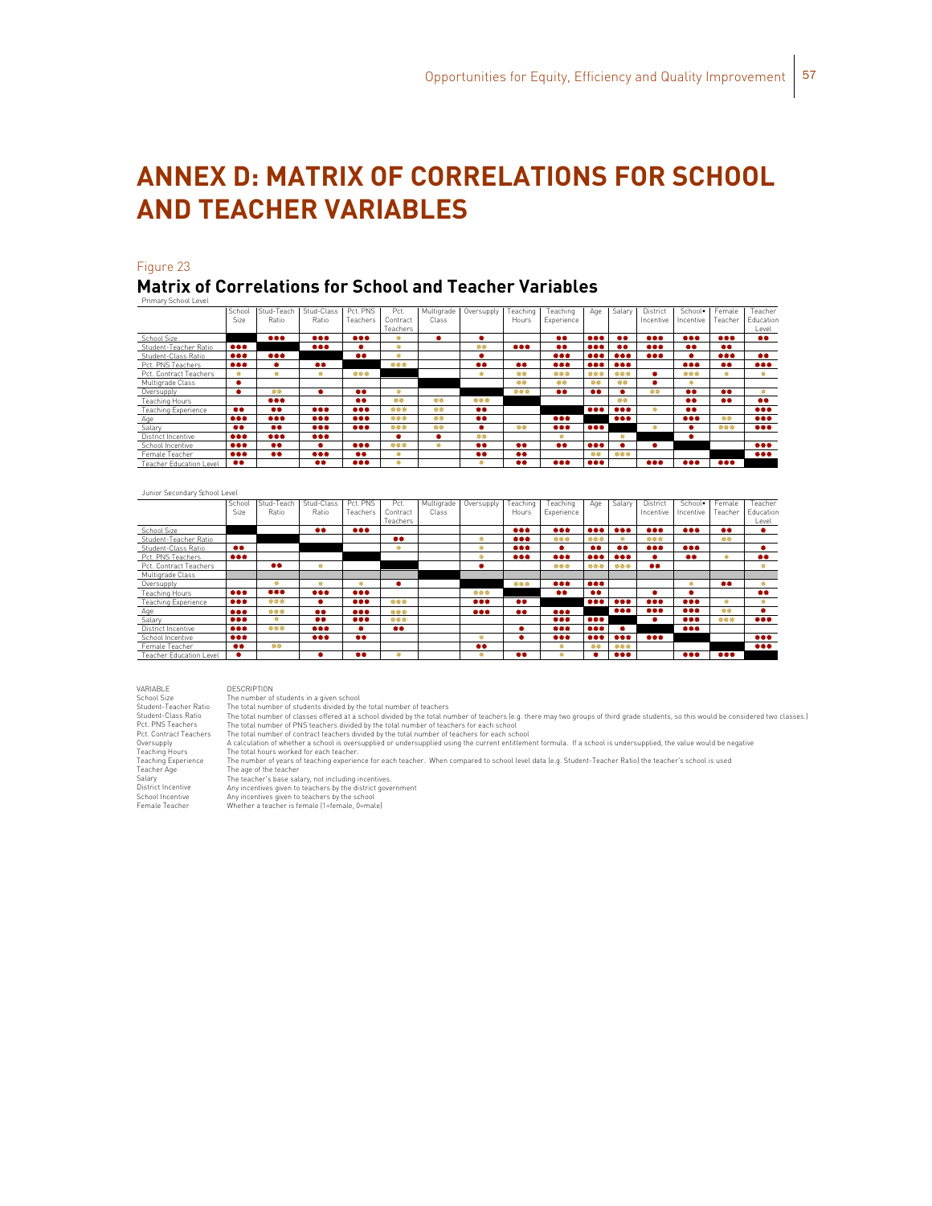# ANNEX D: MATRIX OF CORRELATIONS FOR SCHOOL AND TEACHER VARIABLES

Figure 23

## Matrix of Correlations for School and Teacher Variables

Primary School Level

| | School Size | Stud-Teach Ratio | Stud-Class Ratio | Pct. PNS Teachers | Pct. Contract Teachers | Multigrade Class | Oversupply | Teaching Hours | Teaching Experience | Age | Salary | District Incentive | School Incentive | Female Teacher | Teacher Education Level |
|---|---|---|---|---|---|---|---|---|---|---|---|---|---|---|---|
| School Size | | *** | *** | *** | * | * | * | | ** | *** | ** | *** | *** | *** | ** |
| Student-Teacher Ratio | *** | | *** | * | * | | ** | *** | ** | *** | ** | *** | ** | ** | |
| Student-Class Ratio | *** | *** | | ** | * | | * | | *** | *** | *** | *** | * | *** | ** |
| Pct. PNS Teachers | *** | * | ** | | *** | | ** | ** | *** | *** | *** | | *** | ** | *** |
| Pct. Contract Teachers | * | * | * | *** | | | * | ** | *** | *** | *** | * | *** | * | * |
| Multigrade Class | * | | | | | | | ** | ** | ** | ** | * | * | | |
| Oversupply | * | ** | * | ** | * | | | *** | ** | ** | * | ** | ** | ** | * |
| Teaching Hours | | *** | | ** | ** | ** | *** | | | | ** | | ** | ** | ** |
| Teaching Experience | ** | ** | *** | *** | *** | ** | ** | | | *** | *** | * | ** | | *** |
| Age | *** | *** | *** | *** | *** | ** | ** | | *** | | *** | | *** | ** | *** |
| Salary | ** | ** | *** | *** | *** | ** | * | ** | *** | *** | | * | * | *** | *** |
| District Incentive | *** | *** | *** | | * | * | ** | | * | | * | | * | | |
| School Incentive | *** | ** | * | *** | *** | * | ** | ** | ** | *** | * | * | | | *** |
| Female Teacher | *** | ** | *** | ** | * | | ** | ** | | ** | *** | | | | *** |
| Teacher Education Level | ** | | ** | *** | * | | * | ** | *** | *** | | *** | *** | *** | |

Junior Secondary School Level

| | School Size | Stud-Teach Ratio | Stud-Class Ratio | Pct. PNS Teachers | Pct. Contract Teachers | Multigrade Class | Oversupply | Teaching Hours | Teaching Experience | Age | Salary | District Incentive | School Incentive | Female Teacher | Teacher Education Level |
|---|---|---|---|---|---|---|---|---|---|---|---|---|---|---|---|
| School Size | | | ** | *** | | | | *** | *** | *** | *** | *** | *** | ** | * |
| Student-Teacher Ratio | | | | | ** | | * | *** | *** | *** | * | *** | | ** | |
| Student-Class Ratio | ** | | | | * | | * | *** | * | ** | ** | *** | *** | | * |
| Pct. PNS Teachers | *** | | | | | | * | *** | *** | *** | *** | * | ** | * | ** |
| Pct. Contract Teachers | | ** | * | | | | * | | *** | *** | *** | ** | | | * |
| Multigrade Class | | | | | | | | | | | | | | | |
| Oversupply | | * | * | * | * | | | *** | *** | *** | | | * | ** | * |
| Teaching Hours | *** | *** | *** | *** | | | *** | | ** | ** | | * | * | | ** |
| Teaching Experience | *** | *** | * | *** | *** | | *** | ** | | *** | *** | *** | *** | * | * |
| Age | *** | *** | ** | *** | *** | | *** | ** | *** | | *** | *** | *** | ** | * |
| Salary | *** | * | ** | *** | *** | | | | *** | *** | | * | *** | *** | *** |
| District Incentive | *** | *** | *** | * | ** | | | * | *** | *** | * | | *** | | |
| School Incentive | *** | | *** | ** | | | * | * | *** | *** | *** | *** | | | *** |
| Female Teacher | ** | ** | | | | | ** | | * | ** | *** | | | | *** |
| Teacher Education Level | * | | * | ** | * | | * | ** | * | * | *** | | *** | *** | |

| VARIABLE | DESCRIPTION |
|---|---|
| School Size | The number of students in a given school |
| Student-Teacher Ratio | The total number of students divided by the total number of teachers |
| Student-Class Ratio | The total number of classes offered at a school divided by the total number of teachers (e.g. there may two groups of third grade students, so this would be considered two classes.) |
| Pct. PNS Teachers | The total number of PNS teachers divided by the total number of teachers for each school |
| Pct. Contract Teachers | The total number of contract teachers divided by the total number of teachers for each school |
| Oversupply | A calculation of whether a school is oversupplied or undersupplied using the current entitlement formula. If a school is undersupplied, the value would be negative |
| Teaching Hours | The total hours worked for each teacher. |
| Teaching Experience | The number of years of teaching experience for each teacher. When compared to school level data (e.g. Student-Teacher Ratio) the teacher's school is used |
| Teacher Age | The age of the teacher |
| Salary | The teacher's base salary, not including incentives. |
| District Incentive | Any incentives given to teachers by the district government |
| School Incentive | Any incentives given to teachers by the school |
| Female Teacher | Whether a teacher is female (1=female, 0=male) |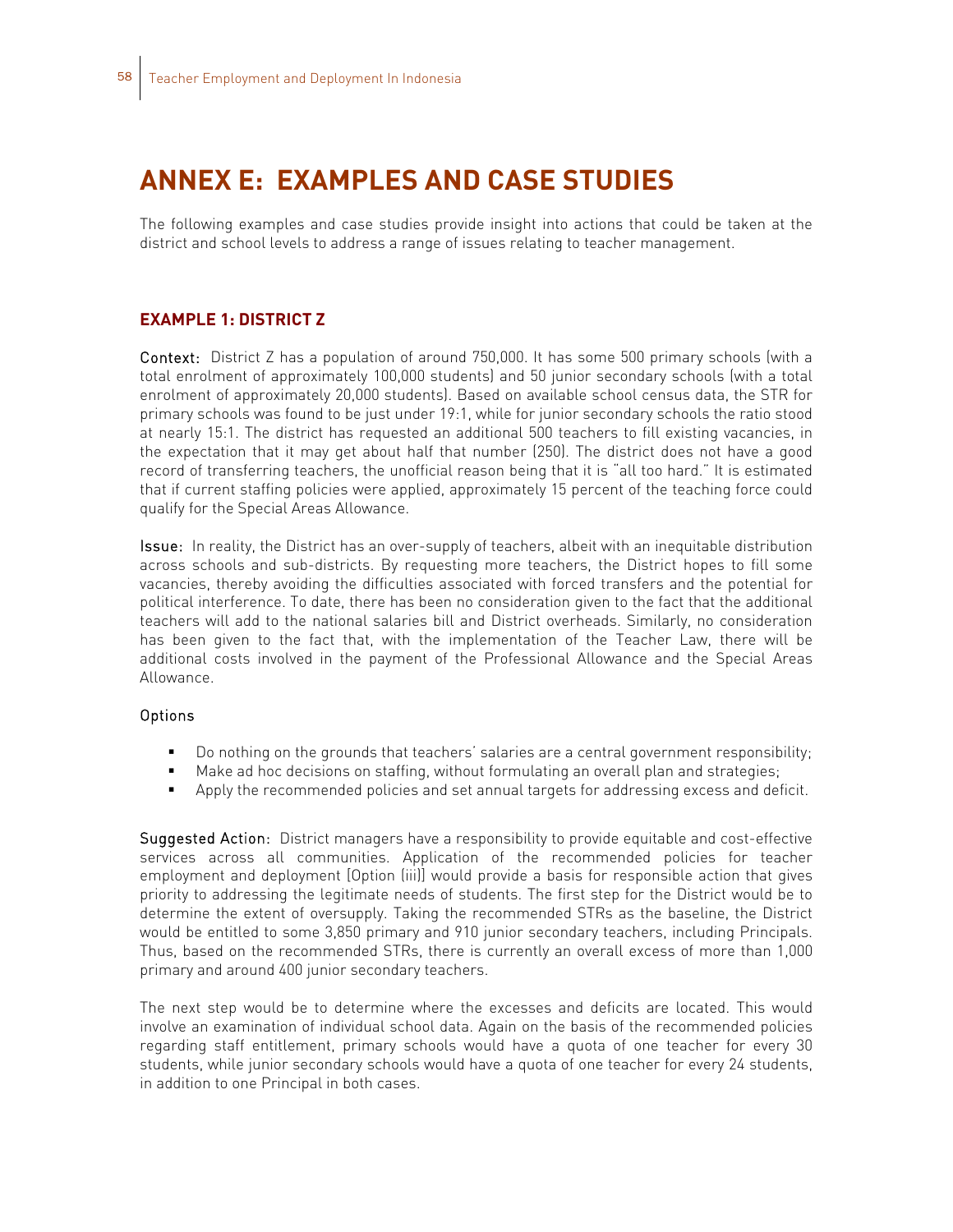# ANNEX E: EXAMPLES AND CASE STUDIES

The following examples and case studies provide insight into actions that could be taken at the district and school levels to address a range of issues relating to teacher management.

### EXAMPLE 1: DISTRICT Z

Context: District Z has a population of around 750,000. It has some 500 primary schools (with a total enrolment of approximately 100,000 students) and 50 junior secondary schools (with a total enrolment of approximately 20,000 students). Based on available school census data, the STR for primary schools was found to be just under 19:1, while for junior secondary schools the ratio stood at nearly 15:1. The district has requested an additional 500 teachers to fill existing vacancies, in the expectation that it may get about half that number (250). The district does not have a good record of transferring teachers, the unofficial reason being that it is "all too hard." It is estimated that if current staffing policies were applied, approximately 15 percent of the teaching force could qualify for the Special Areas Allowance.

Issue: In reality, the District has an over-supply of teachers, albeit with an inequitable distribution across schools and sub-districts. By requesting more teachers, the District hopes to fill some vacancies, thereby avoiding the difficulties associated with forced transfers and the potential for political interference. To date, there has been no consideration given to the fact that the additional teachers will add to the national salaries bill and District overheads. Similarly, no consideration has been given to the fact that, with the implementation of the Teacher Law, there will be additional costs involved in the payment of the Professional Allowance and the Special Areas Allowance.

Options

- Do nothing on the grounds that teachers' salaries are a central government responsibility;
- Make ad hoc decisions on staffing, without formulating an overall plan and strategies;
- Apply the recommended policies and set annual targets for addressing excess and deficit.

Suggested Action: District managers have a responsibility to provide equitable and cost-effective services across all communities. Application of the recommended policies for teacher employment and deployment [Option (iii)] would provide a basis for responsible action that gives priority to addressing the legitimate needs of students. The first step for the District would be to determine the extent of oversupply. Taking the recommended STRs as the baseline, the District would be entitled to some 3,850 primary and 910 junior secondary teachers, including Principals. Thus, based on the recommended STRs, there is currently an overall excess of more than 1,000 primary and around 400 junior secondary teachers.

The next step would be to determine where the excesses and deficits are located. This would involve an examination of individual school data. Again on the basis of the recommended policies regarding staff entitlement, primary schools would have a quota of one teacher for every 30 students, while junior secondary schools would have a quota of one teacher for every 24 students, in addition to one Principal in both cases.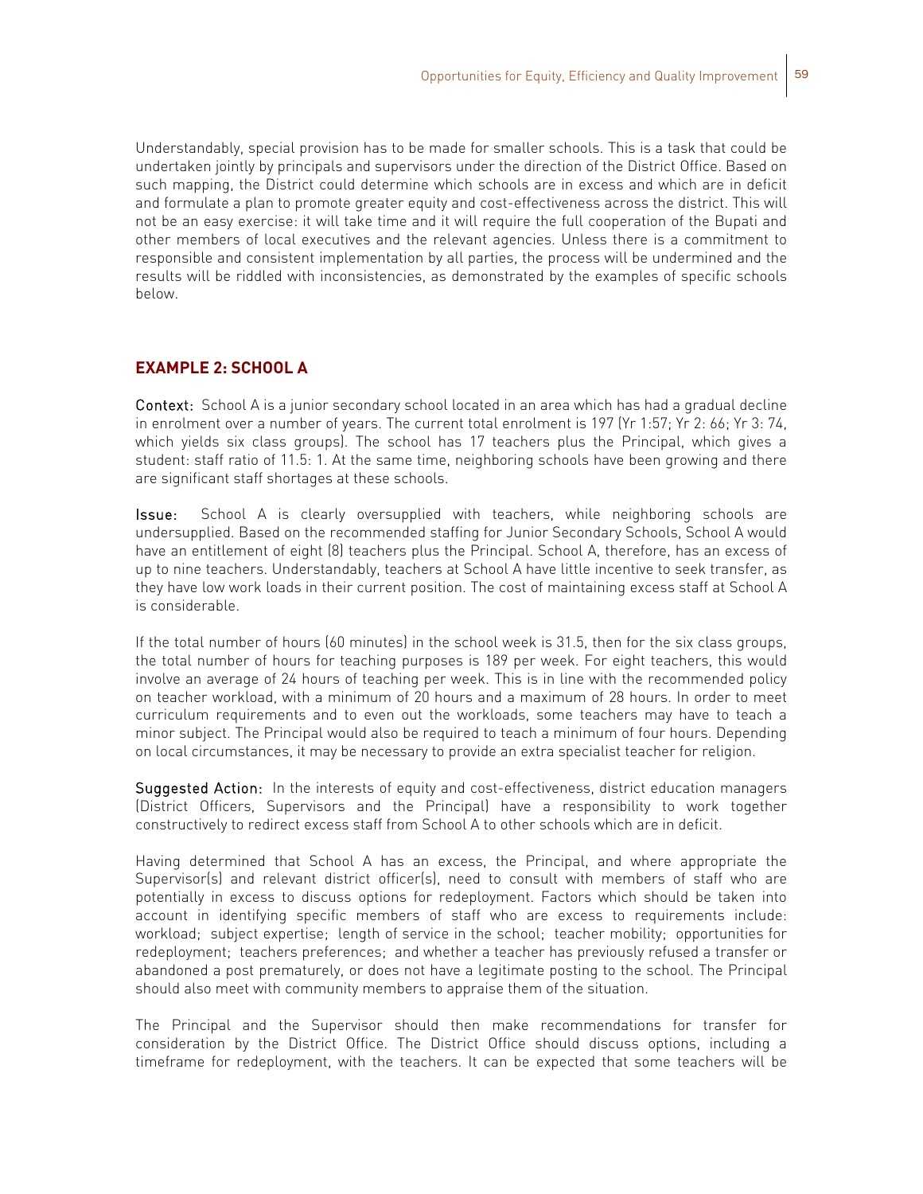Understandably, special provision has to be made for smaller schools. This is a task that could be undertaken jointly by principals and supervisors under the direction of the District Office. Based on such mapping, the District could determine which schools are in excess and which are in deficit and formulate a plan to promote greater equity and cost-effectiveness across the district. This will not be an easy exercise: it will take time and it will require the full cooperation of the Bupati and other members of local executives and the relevant agencies. Unless there is a commitment to responsible and consistent implementation by all parties, the process will be undermined and the results will be riddled with inconsistencies, as demonstrated by the examples of specific schools below.

### EXAMPLE 2: SCHOOL A

**Context:** School A is a junior secondary school located in an area which has had a gradual decline in enrolment over a number of years. The current total enrolment is 197 (Yr 1:57; Yr 2: 66; Yr 3: 74, which yields six class groups). The school has 17 teachers plus the Principal, which gives a student: staff ratio of 11.5: 1. At the same time, neighboring schools have been growing and there are significant staff shortages at these schools.

**Issue:** School A is clearly oversupplied with teachers, while neighboring schools are undersupplied. Based on the recommended staffing for Junior Secondary Schools, School A would have an entitlement of eight (8) teachers plus the Principal. School A, therefore, has an excess of up to nine teachers. Understandably, teachers at School A have little incentive to seek transfer, as they have low work loads in their current position. The cost of maintaining excess staff at School A is considerable.

If the total number of hours (60 minutes) in the school week is 31.5, then for the six class groups, the total number of hours for teaching purposes is 189 per week. For eight teachers, this would involve an average of 24 hours of teaching per week. This is in line with the recommended policy on teacher workload, with a minimum of 20 hours and a maximum of 28 hours. In order to meet curriculum requirements and to even out the workloads, some teachers may have to teach a minor subject. The Principal would also be required to teach a minimum of four hours. Depending on local circumstances, it may be necessary to provide an extra specialist teacher for religion.

**Suggested Action:** In the interests of equity and cost-effectiveness, district education managers (District Officers, Supervisors and the Principal) have a responsibility to work together constructively to redirect excess staff from School A to other schools which are in deficit.

Having determined that School A has an excess, the Principal, and where appropriate the Supervisor(s) and relevant district officer(s), need to consult with members of staff who are potentially in excess to discuss options for redeployment. Factors which should be taken into account in identifying specific members of staff who are excess to requirements include: workload; subject expertise; length of service in the school; teacher mobility; opportunities for redeployment; teachers preferences; and whether a teacher has previously refused a transfer or abandoned a post prematurely, or does not have a legitimate posting to the school. The Principal should also meet with community members to appraise them of the situation.

The Principal and the Supervisor should then make recommendations for transfer for consideration by the District Office. The District Office should discuss options, including a timeframe for redeployment, with the teachers. It can be expected that some teachers will be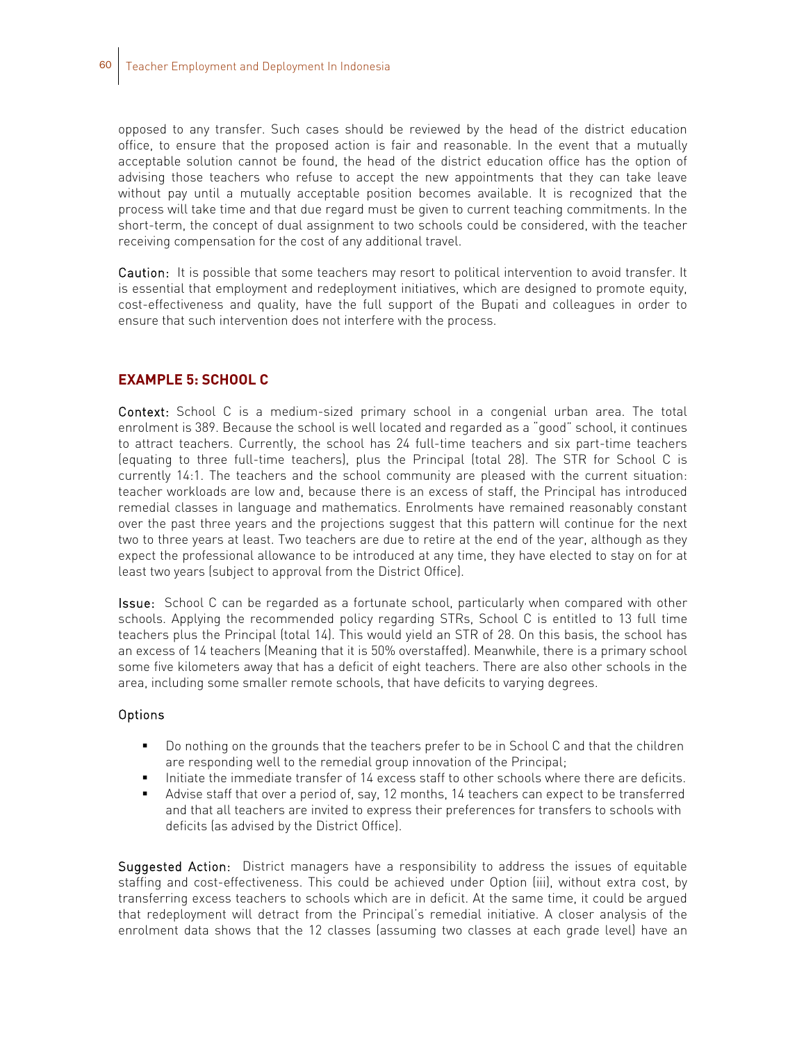opposed to any transfer. Such cases should be reviewed by the head of the district education office, to ensure that the proposed action is fair and reasonable. In the event that a mutually acceptable solution cannot be found, the head of the district education office has the option of advising those teachers who refuse to accept the new appointments that they can take leave without pay until a mutually acceptable position becomes available. It is recognized that the process will take time and that due regard must be given to current teaching commitments. In the short-term, the concept of dual assignment to two schools could be considered, with the teacher receiving compensation for the cost of any additional travel.

**Caution:** It is possible that some teachers may resort to political intervention to avoid transfer. It is essential that employment and redeployment initiatives, which are designed to promote equity, cost-effectiveness and quality, have the full support of the Bupati and colleagues in order to ensure that such intervention does not interfere with the process.

## EXAMPLE 5: SCHOOL C

**Context:** School C is a medium-sized primary school in a congenial urban area. The total enrolment is 389. Because the school is well located and regarded as a "good" school, it continues to attract teachers. Currently, the school has 24 full-time teachers and six part-time teachers (equating to three full-time teachers), plus the Principal (total 28). The STR for School C is currently 14:1. The teachers and the school community are pleased with the current situation: teacher workloads are low and, because there is an excess of staff, the Principal has introduced remedial classes in language and mathematics. Enrolments have remained reasonably constant over the past three years and the projections suggest that this pattern will continue for the next two to three years at least. Two teachers are due to retire at the end of the year, although as they expect the professional allowance to be introduced at any time, they have elected to stay on for at least two years (subject to approval from the District Office).

**Issue:** School C can be regarded as a fortunate school, particularly when compared with other schools. Applying the recommended policy regarding STRs, School C is entitled to 13 full time teachers plus the Principal (total 14). This would yield an STR of 28. On this basis, the school has an excess of 14 teachers (Meaning that it is 50% overstaffed). Meanwhile, there is a primary school some five kilometers away that has a deficit of eight teachers. There are also other schools in the area, including some smaller remote schools, that have deficits to varying degrees.

**Options**

- Do nothing on the grounds that the teachers prefer to be in School C and that the children are responding well to the remedial group innovation of the Principal;
- Initiate the immediate transfer of 14 excess staff to other schools where there are deficits.
- Advise staff that over a period of, say, 12 months, 14 teachers can expect to be transferred and that all teachers are invited to express their preferences for transfers to schools with deficits (as advised by the District Office).

**Suggested Action:** District managers have a responsibility to address the issues of equitable staffing and cost-effectiveness. This could be achieved under Option (iii), without extra cost, by transferring excess teachers to schools which are in deficit. At the same time, it could be argued that redeployment will detract from the Principal's remedial initiative. A closer analysis of the enrolment data shows that the 12 classes (assuming two classes at each grade level) have an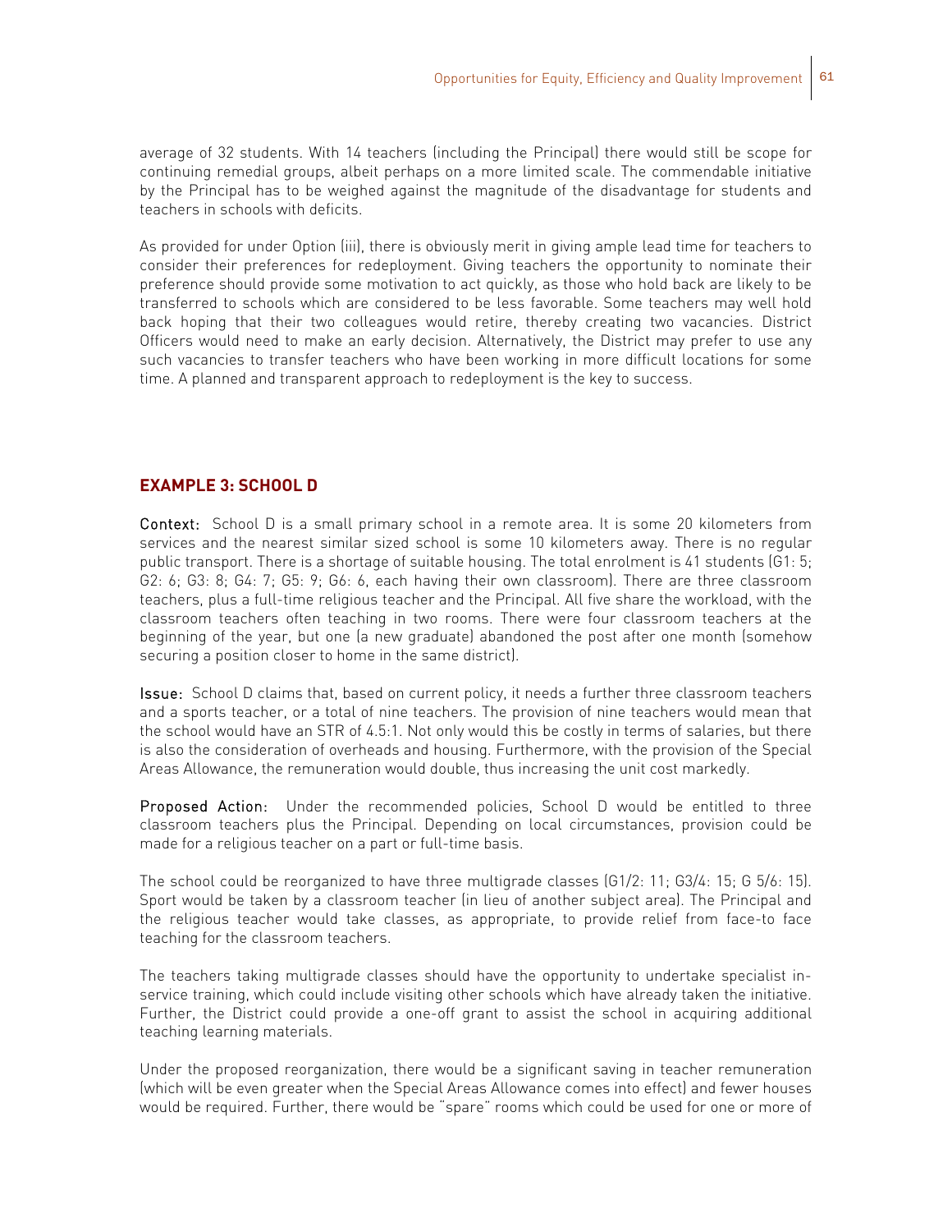average of 32 students. With 14 teachers (including the Principal) there would still be scope for continuing remedial groups, albeit perhaps on a more limited scale. The commendable initiative by the Principal has to be weighed against the magnitude of the disadvantage for students and teachers in schools with deficits.

As provided for under Option (iii), there is obviously merit in giving ample lead time for teachers to consider their preferences for redeployment. Giving teachers the opportunity to nominate their preference should provide some motivation to act quickly, as those who hold back are likely to be transferred to schools which are considered to be less favorable. Some teachers may well hold back hoping that their two colleagues would retire, thereby creating two vacancies. District Officers would need to make an early decision. Alternatively, the District may prefer to use any such vacancies to transfer teachers who have been working in more difficult locations for some time. A planned and transparent approach to redeployment is the key to success.

### EXAMPLE 3: SCHOOL D

**Context:** School D is a small primary school in a remote area. It is some 20 kilometers from services and the nearest similar sized school is some 10 kilometers away. There is no regular public transport. There is a shortage of suitable housing. The total enrolment is 41 students (G1: 5; G2: 6; G3: 8; G4: 7; G5: 9; G6: 6, each having their own classroom). There are three classroom teachers, plus a full-time religious teacher and the Principal. All five share the workload, with the classroom teachers often teaching in two rooms. There were four classroom teachers at the beginning of the year, but one (a new graduate) abandoned the post after one month (somehow securing a position closer to home in the same district).

**Issue:** School D claims that, based on current policy, it needs a further three classroom teachers and a sports teacher, or a total of nine teachers. The provision of nine teachers would mean that the school would have an STR of 4.5:1. Not only would this be costly in terms of salaries, but there is also the consideration of overheads and housing. Furthermore, with the provision of the Special Areas Allowance, the remuneration would double, thus increasing the unit cost markedly.

**Proposed Action:** Under the recommended policies, School D would be entitled to three classroom teachers plus the Principal. Depending on local circumstances, provision could be made for a religious teacher on a part or full-time basis.

The school could be reorganized to have three multigrade classes (G1/2: 11; G3/4: 15; G 5/6: 15). Sport would be taken by a classroom teacher (in lieu of another subject area). The Principal and the religious teacher would take classes, as appropriate, to provide relief from face-to face teaching for the classroom teachers.

The teachers taking multigrade classes should have the opportunity to undertake specialist in-service training, which could include visiting other schools which have already taken the initiative. Further, the District could provide a one-off grant to assist the school in acquiring additional teaching learning materials.

Under the proposed reorganization, there would be a significant saving in teacher remuneration (which will be even greater when the Special Areas Allowance comes into effect) and fewer houses would be required. Further, there would be "spare" rooms which could be used for one or more of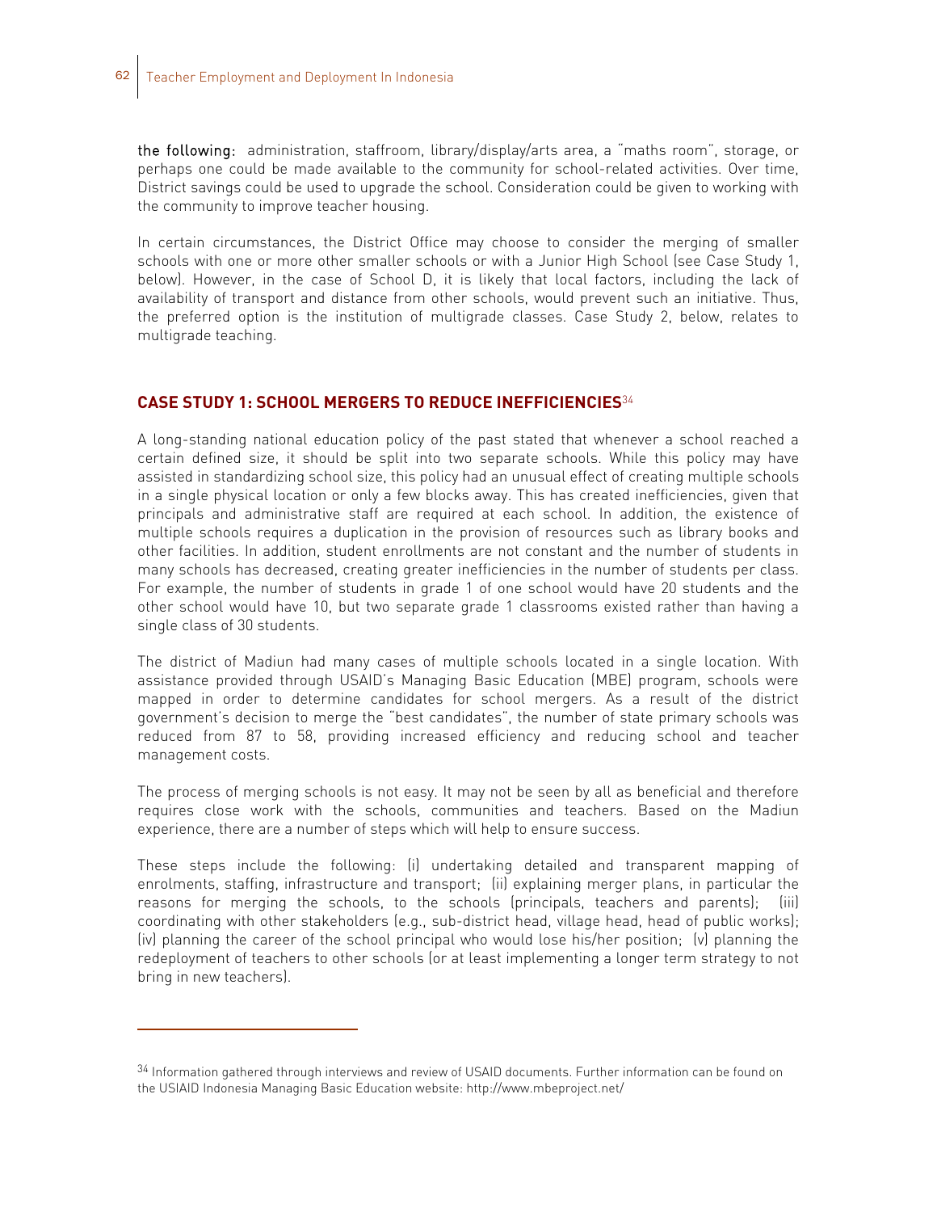**the following:** administration, staffroom, library/display/arts area, a "maths room", storage, or perhaps one could be made available to the community for school-related activities. Over time, District savings could be used to upgrade the school. Consideration could be given to working with the community to improve teacher housing.

In certain circumstances, the District Office may choose to consider the merging of smaller schools with one or more other smaller schools or with a Junior High School (see Case Study 1, below). However, in the case of School D, it is likely that local factors, including the lack of availability of transport and distance from other schools, would prevent such an initiative. Thus, the preferred option is the institution of multigrade classes. Case Study 2, below, relates to multigrade teaching.

## CASE STUDY 1: SCHOOL MERGERS TO REDUCE INEFFICIENCIES[34]

A long-standing national education policy of the past stated that whenever a school reached a certain defined size, it should be split into two separate schools. While this policy may have assisted in standardizing school size, this policy had an unusual effect of creating multiple schools in a single physical location or only a few blocks away. This has created inefficiencies, given that principals and administrative staff are required at each school. In addition, the existence of multiple schools requires a duplication in the provision of resources such as library books and other facilities. In addition, student enrollments are not constant and the number of students in many schools has decreased, creating greater inefficiencies in the number of students per class. For example, the number of students in grade 1 of one school would have 20 students and the other school would have 10, but two separate grade 1 classrooms existed rather than having a single class of 30 students.

The district of Madiun had many cases of multiple schools located in a single location. With assistance provided through USAID's Managing Basic Education (MBE) program, schools were mapped in order to determine candidates for school mergers. As a result of the district government's decision to merge the "best candidates", the number of state primary schools was reduced from 87 to 58, providing increased efficiency and reducing school and teacher management costs.

The process of merging schools is not easy. It may not be seen by all as beneficial and therefore requires close work with the schools, communities and teachers. Based on the Madiun experience, there are a number of steps which will help to ensure success.

These steps include the following: (i) undertaking detailed and transparent mapping of enrolments, staffing, infrastructure and transport; (ii) explaining merger plans, in particular the reasons for merging the schools, to the schools (principals, teachers and parents); (iii) coordinating with other stakeholders (e.g., sub-district head, village head, head of public works); (iv) planning the career of the school principal who would lose his/her position; (v) planning the redeployment of teachers to other schools (or at least implementing a longer term strategy to not bring in new teachers).

---

[34] Information gathered through interviews and review of USAID documents. Further information can be found on the USIAID Indonesia Managing Basic Education website: http://www.mbeproject.net/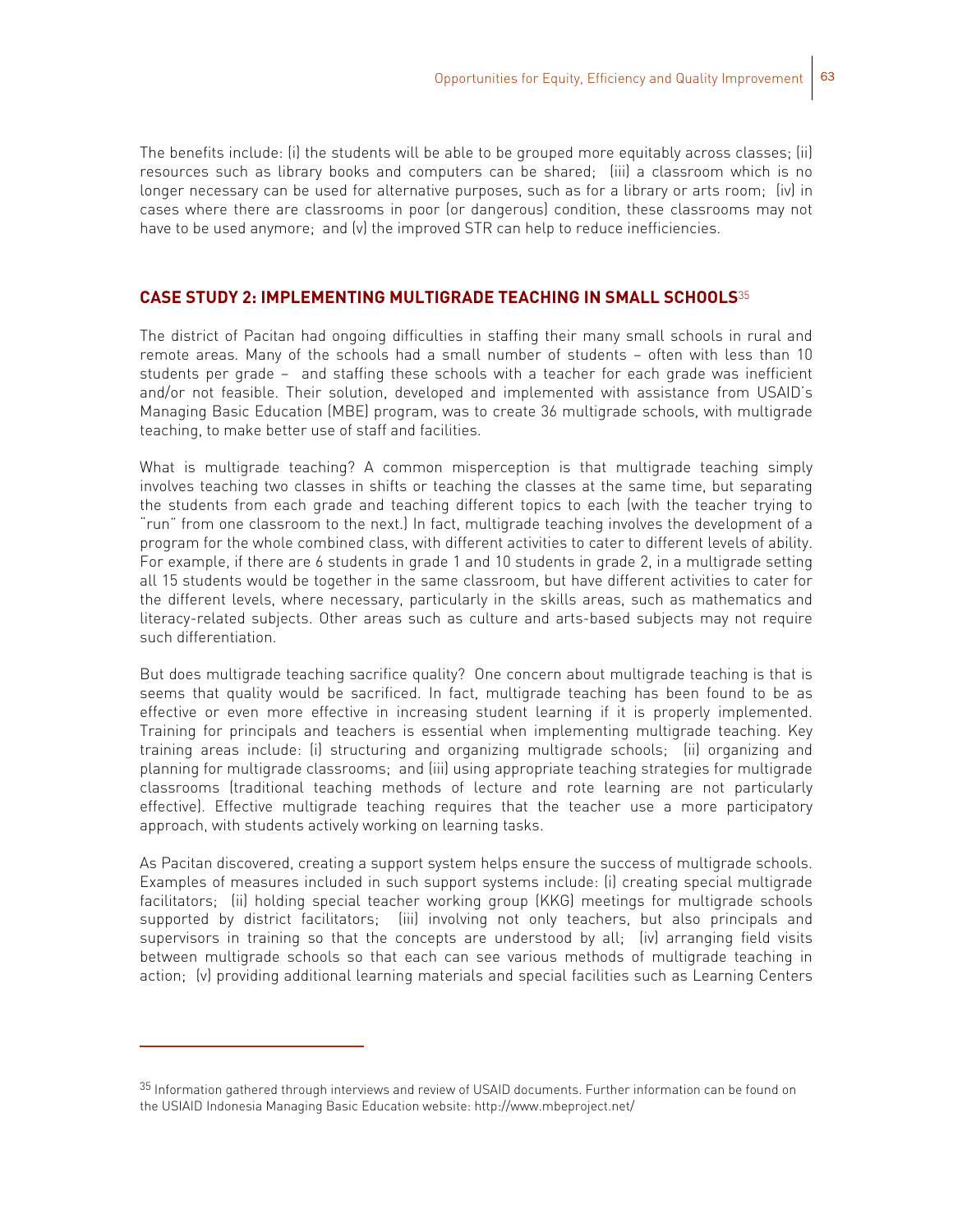The benefits include: (i) the students will be able to be grouped more equitably across classes; (ii) resources such as library books and computers can be shared; (iii) a classroom which is no longer necessary can be used for alternative purposes, such as for a library or arts room; (iv) in cases where there are classrooms in poor (or dangerous) condition, these classrooms may not have to be used anymore; and (v) the improved STR can help to reduce inefficiencies.

## CASE STUDY 2: IMPLEMENTING MULTIGRADE TEACHING IN SMALL SCHOOLS[35]

The district of Pacitan had ongoing difficulties in staffing their many small schools in rural and remote areas. Many of the schools had a small number of students – often with less than 10 students per grade – and staffing these schools with a teacher for each grade was inefficient and/or not feasible. Their solution, developed and implemented with assistance from USAID's Managing Basic Education (MBE) program, was to create 36 multigrade schools, with multigrade teaching, to make better use of staff and facilities.

What is multigrade teaching? A common misperception is that multigrade teaching simply involves teaching two classes in shifts or teaching the classes at the same time, but separating the students from each grade and teaching different topics to each (with the teacher trying to "run" from one classroom to the next.) In fact, multigrade teaching involves the development of a program for the whole combined class, with different activities to cater to different levels of ability. For example, if there are 6 students in grade 1 and 10 students in grade 2, in a multigrade setting all 15 students would be together in the same classroom, but have different activities to cater for the different levels, where necessary, particularly in the skills areas, such as mathematics and literacy-related subjects. Other areas such as culture and arts-based subjects may not require such differentiation.

But does multigrade teaching sacrifice quality? One concern about multigrade teaching is that is seems that quality would be sacrificed. In fact, multigrade teaching has been found to be as effective or even more effective in increasing student learning if it is properly implemented. Training for principals and teachers is essential when implementing multigrade teaching. Key training areas include: (i) structuring and organizing multigrade schools; (ii) organizing and planning for multigrade classrooms; and (iii) using appropriate teaching strategies for multigrade classrooms (traditional teaching methods of lecture and rote learning are not particularly effective). Effective multigrade teaching requires that the teacher use a more participatory approach, with students actively working on learning tasks.

As Pacitan discovered, creating a support system helps ensure the success of multigrade schools. Examples of measures included in such support systems include: (i) creating special multigrade facilitators; (ii) holding special teacher working group (KKG) meetings for multigrade schools supported by district facilitators; (iii) involving not only teachers, but also principals and supervisors in training so that the concepts are understood by all; (iv) arranging field visits between multigrade schools so that each can see various methods of multigrade teaching in action; (v) providing additional learning materials and special facilities such as Learning Centers

---

[35] Information gathered through interviews and review of USAID documents. Further information can be found on the USIAID Indonesia Managing Basic Education website: http://www.mbeproject.net/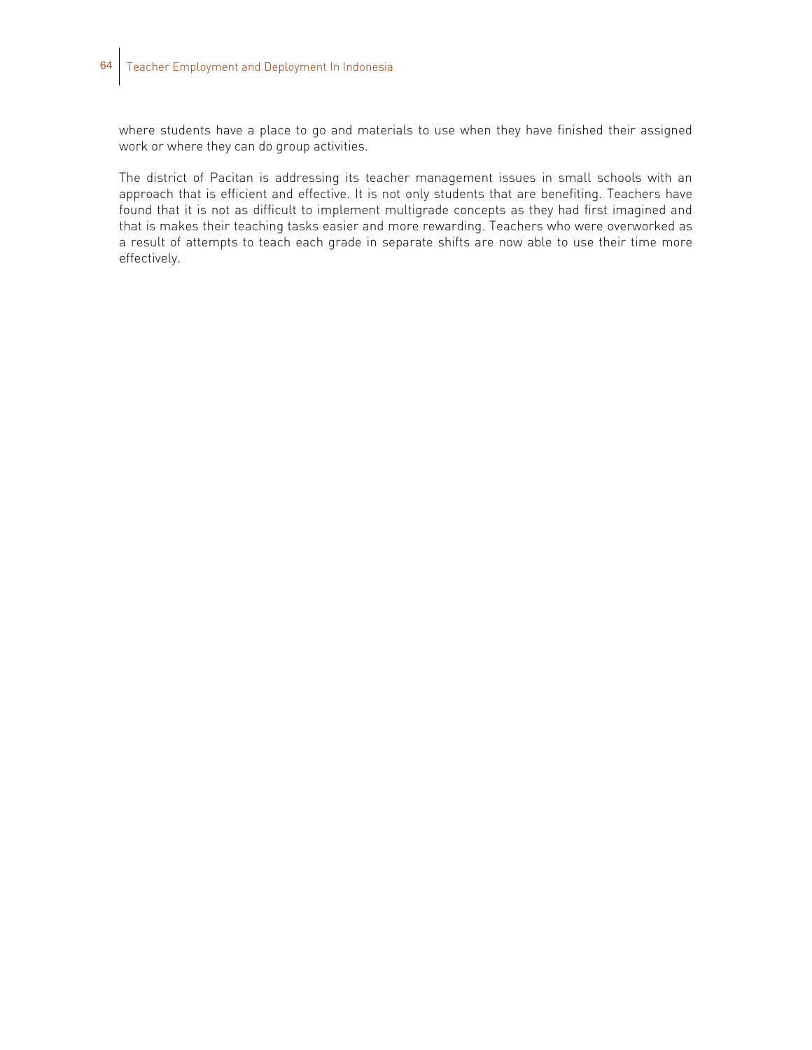where students have a place to go and materials to use when they have finished their assigned work or where they can do group activities.

The district of Pacitan is addressing its teacher management issues in small schools with an approach that is efficient and effective. It is not only students that are benefiting. Teachers have found that it is not as difficult to implement multigrade concepts as they had first imagined and that is makes their teaching tasks easier and more rewarding. Teachers who were overworked as a result of attempts to teach each grade in separate shifts are now able to use their time more effectively.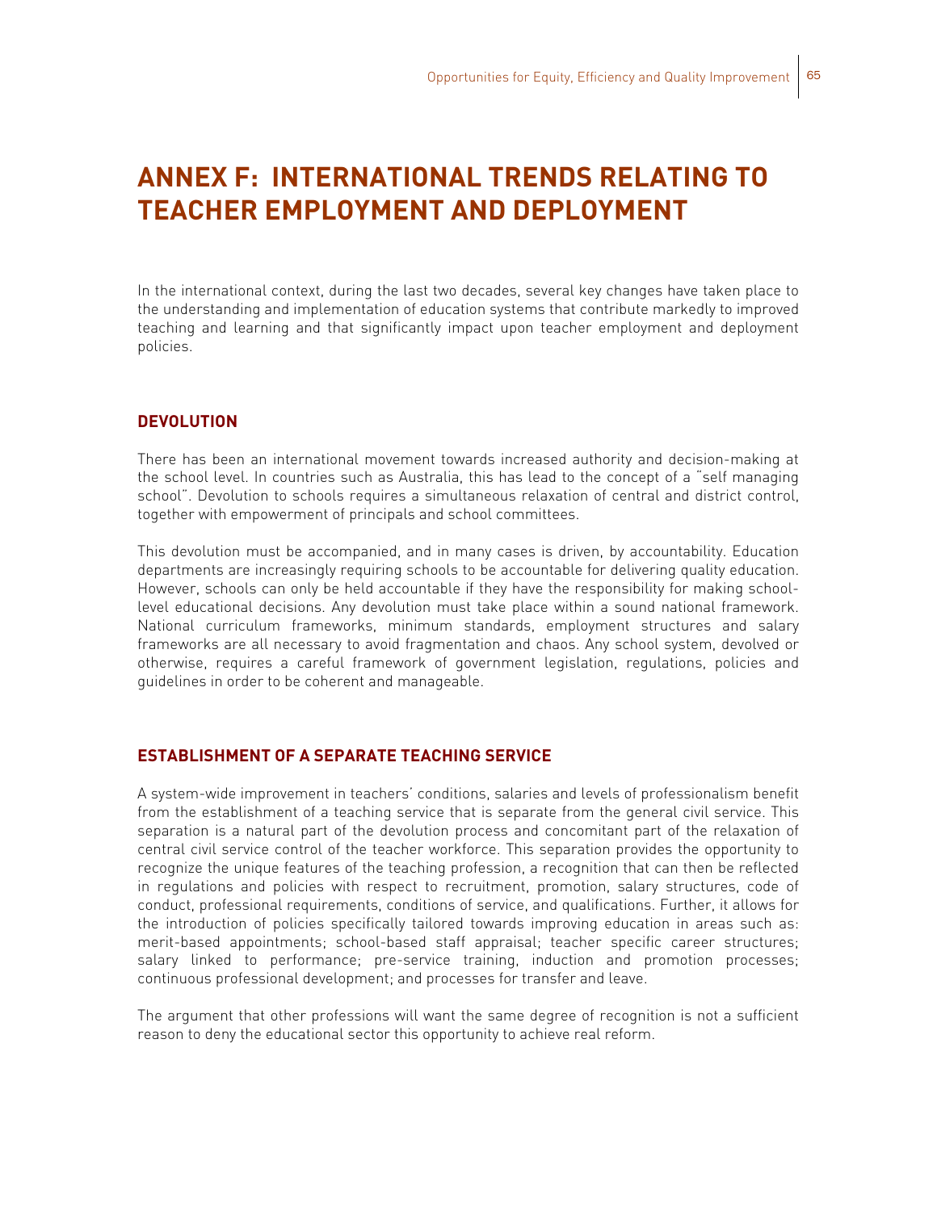# ANNEX F: INTERNATIONAL TRENDS RELATING TO TEACHER EMPLOYMENT AND DEPLOYMENT

In the international context, during the last two decades, several key changes have taken place to the understanding and implementation of education systems that contribute markedly to improved teaching and learning and that significantly impact upon teacher employment and deployment policies.

## DEVOLUTION

There has been an international movement towards increased authority and decision-making at the school level. In countries such as Australia, this has lead to the concept of a "self managing school". Devolution to schools requires a simultaneous relaxation of central and district control, together with empowerment of principals and school committees.

This devolution must be accompanied, and in many cases is driven, by accountability. Education departments are increasingly requiring schools to be accountable for delivering quality education. However, schools can only be held accountable if they have the responsibility for making school-level educational decisions. Any devolution must take place within a sound national framework. National curriculum frameworks, minimum standards, employment structures and salary frameworks are all necessary to avoid fragmentation and chaos. Any school system, devolved or otherwise, requires a careful framework of government legislation, regulations, policies and guidelines in order to be coherent and manageable.

## ESTABLISHMENT OF A SEPARATE TEACHING SERVICE

A system-wide improvement in teachers' conditions, salaries and levels of professionalism benefit from the establishment of a teaching service that is separate from the general civil service. This separation is a natural part of the devolution process and concomitant part of the relaxation of central civil service control of the teacher workforce. This separation provides the opportunity to recognize the unique features of the teaching profession, a recognition that can then be reflected in regulations and policies with respect to recruitment, promotion, salary structures, code of conduct, professional requirements, conditions of service, and qualifications. Further, it allows for the introduction of policies specifically tailored towards improving education in areas such as: merit-based appointments; school-based staff appraisal; teacher specific career structures; salary linked to performance; pre-service training, induction and promotion processes; continuous professional development; and processes for transfer and leave.

The argument that other professions will want the same degree of recognition is not a sufficient reason to deny the educational sector this opportunity to achieve real reform.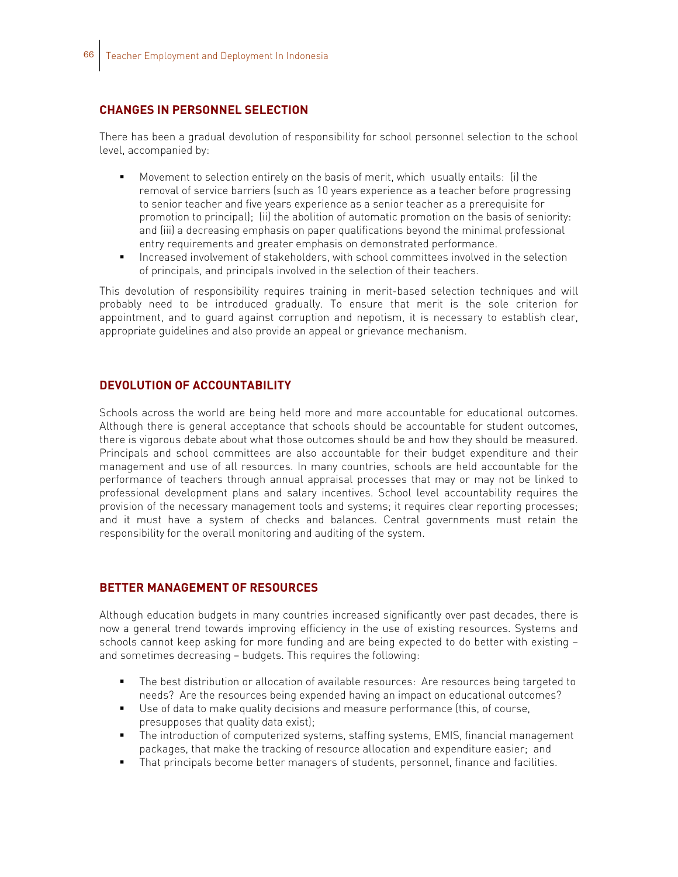## CHANGES IN PERSONNEL SELECTION

There has been a gradual devolution of responsibility for school personnel selection to the school level, accompanied by:

- Movement to selection entirely on the basis of merit, which usually entails: (i) the removal of service barriers (such as 10 years experience as a teacher before progressing to senior teacher and five years experience as a senior teacher as a prerequisite for promotion to principal); (ii) the abolition of automatic promotion on the basis of seniority: and (iii) a decreasing emphasis on paper qualifications beyond the minimal professional entry requirements and greater emphasis on demonstrated performance.
- Increased involvement of stakeholders, with school committees involved in the selection of principals, and principals involved in the selection of their teachers.

This devolution of responsibility requires training in merit-based selection techniques and will probably need to be introduced gradually. To ensure that merit is the sole criterion for appointment, and to guard against corruption and nepotism, it is necessary to establish clear, appropriate guidelines and also provide an appeal or grievance mechanism.

## DEVOLUTION OF ACCOUNTABILITY

Schools across the world are being held more and more accountable for educational outcomes. Although there is general acceptance that schools should be accountable for student outcomes, there is vigorous debate about what those outcomes should be and how they should be measured. Principals and school committees are also accountable for their budget expenditure and their management and use of all resources. In many countries, schools are held accountable for the performance of teachers through annual appraisal processes that may or may not be linked to professional development plans and salary incentives. School level accountability requires the provision of the necessary management tools and systems; it requires clear reporting processes; and it must have a system of checks and balances. Central governments must retain the responsibility for the overall monitoring and auditing of the system.

## BETTER MANAGEMENT OF RESOURCES

Although education budgets in many countries increased significantly over past decades, there is now a general trend towards improving efficiency in the use of existing resources. Systems and schools cannot keep asking for more funding and are being expected to do better with existing – and sometimes decreasing – budgets. This requires the following:

- The best distribution or allocation of available resources: Are resources being targeted to needs? Are the resources being expended having an impact on educational outcomes?
- Use of data to make quality decisions and measure performance (this, of course, presupposes that quality data exist);
- The introduction of computerized systems, staffing systems, EMIS, financial management packages, that make the tracking of resource allocation and expenditure easier; and
- That principals become better managers of students, personnel, finance and facilities.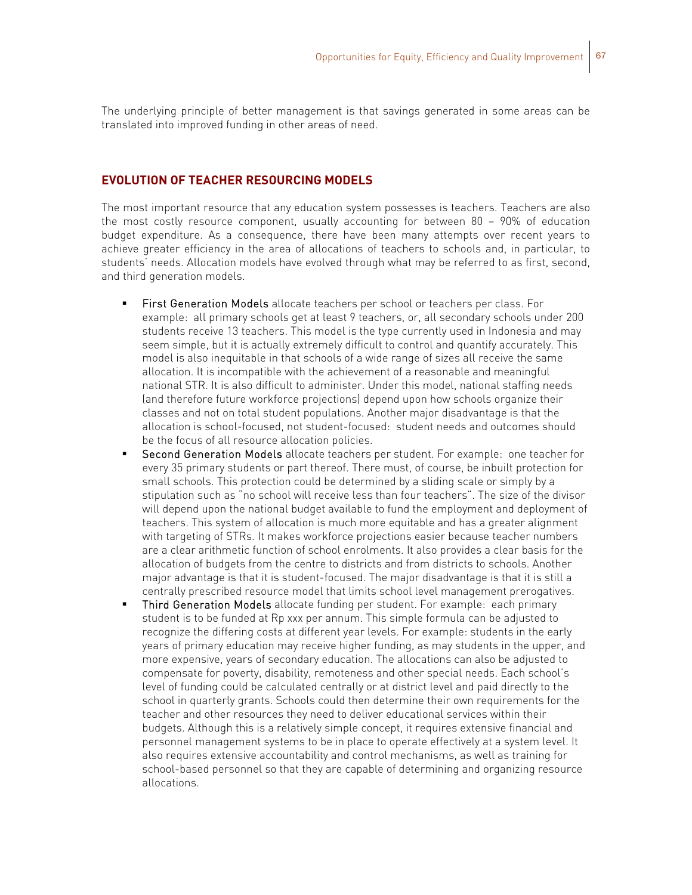The underlying principle of better management is that savings generated in some areas can be translated into improved funding in other areas of need.

## EVOLUTION OF TEACHER RESOURCING MODELS

The most important resource that any education system possesses is teachers. Teachers are also the most costly resource component, usually accounting for between 80 – 90% of education budget expenditure. As a consequence, there have been many attempts over recent years to achieve greater efficiency in the area of allocations of teachers to schools and, in particular, to students' needs. Allocation models have evolved through what may be referred to as first, second, and third generation models.

- First Generation Models allocate teachers per school or teachers per class. For example: all primary schools get at least 9 teachers, or, all secondary schools under 200 students receive 13 teachers. This model is the type currently used in Indonesia and may seem simple, but it is actually extremely difficult to control and quantify accurately. This model is also inequitable in that schools of a wide range of sizes all receive the same allocation. It is incompatible with the achievement of a reasonable and meaningful national STR. It is also difficult to administer. Under this model, national staffing needs (and therefore future workforce projections) depend upon how schools organize their classes and not on total student populations. Another major disadvantage is that the allocation is school-focused, not student-focused: student needs and outcomes should be the focus of all resource allocation policies.
- Second Generation Models allocate teachers per student. For example: one teacher for every 35 primary students or part thereof. There must, of course, be inbuilt protection for small schools. This protection could be determined by a sliding scale or simply by a stipulation such as "no school will receive less than four teachers". The size of the divisor will depend upon the national budget available to fund the employment and deployment of teachers. This system of allocation is much more equitable and has a greater alignment with targeting of STRs. It makes workforce projections easier because teacher numbers are a clear arithmetic function of school enrolments. It also provides a clear basis for the allocation of budgets from the centre to districts and from districts to schools. Another major advantage is that it is student-focused. The major disadvantage is that it is still a centrally prescribed resource model that limits school level management prerogatives.
- Third Generation Models allocate funding per student. For example: each primary student is to be funded at Rp xxx per annum. This simple formula can be adjusted to recognize the differing costs at different year levels. For example: students in the early years of primary education may receive higher funding, as may students in the upper, and more expensive, years of secondary education. The allocations can also be adjusted to compensate for poverty, disability, remoteness and other special needs. Each school's level of funding could be calculated centrally or at district level and paid directly to the school in quarterly grants. Schools could then determine their own requirements for the teacher and other resources they need to deliver educational services within their budgets. Although this is a relatively simple concept, it requires extensive financial and personnel management systems to be in place to operate effectively at a system level. It also requires extensive accountability and control mechanisms, as well as training for school-based personnel so that they are capable of determining and organizing resource allocations.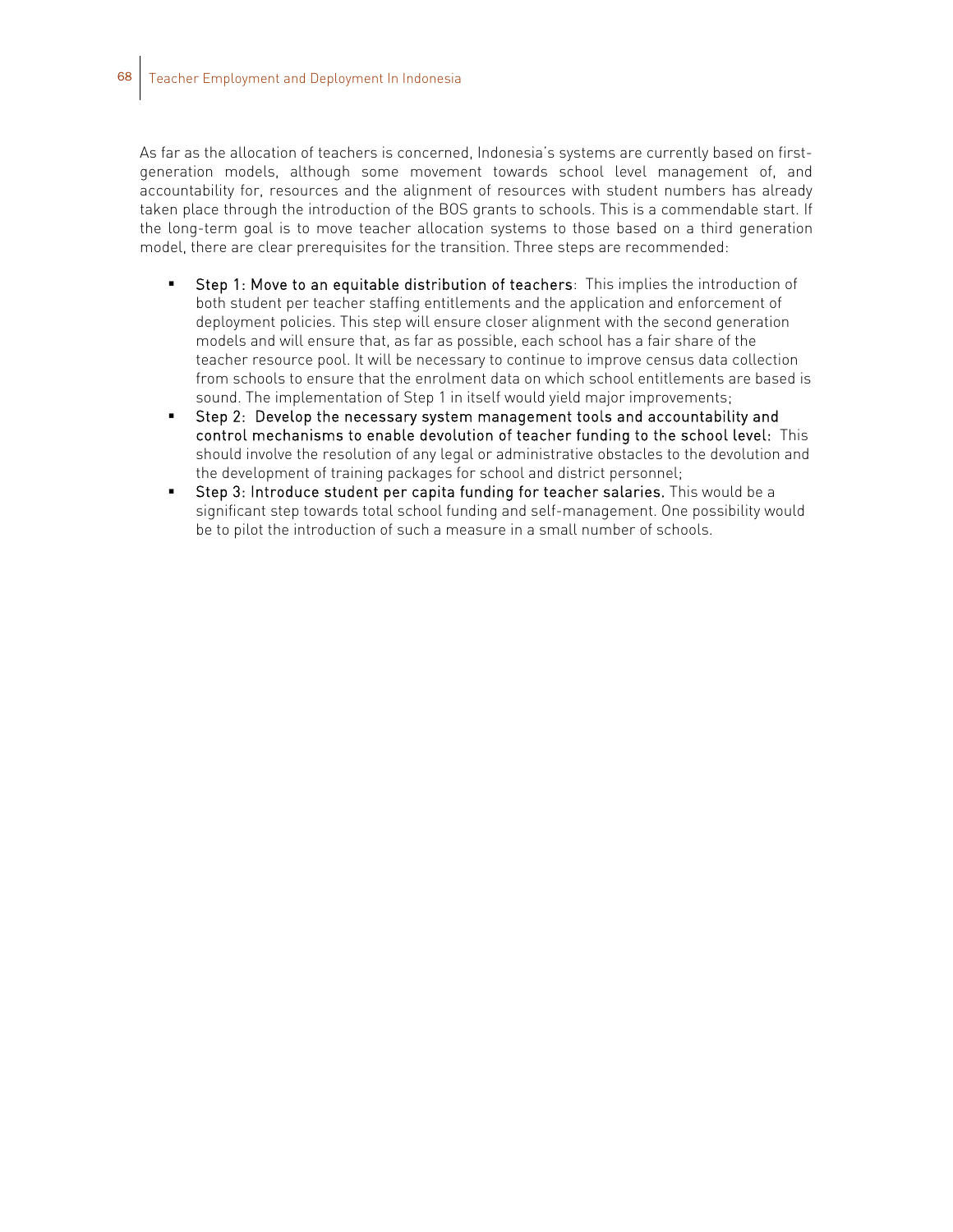As far as the allocation of teachers is concerned, Indonesia's systems are currently based on first-generation models, although some movement towards school level management of, and accountability for, resources and the alignment of resources with student numbers has already taken place through the introduction of the BOS grants to schools. This is a commendable start. If the long-term goal is to move teacher allocation systems to those based on a third generation model, there are clear prerequisites for the transition. Three steps are recommended:

- **Step 1: Move to an equitable distribution of teachers**: This implies the introduction of both student per teacher staffing entitlements and the application and enforcement of deployment policies. This step will ensure closer alignment with the second generation models and will ensure that, as far as possible, each school has a fair share of the teacher resource pool. It will be necessary to continue to improve census data collection from schools to ensure that the enrolment data on which school entitlements are based is sound. The implementation of Step 1 in itself would yield major improvements;
- **Step 2: Develop the necessary system management tools and accountability and control mechanisms to enable devolution of teacher funding to the school level:** This should involve the resolution of any legal or administrative obstacles to the devolution and the development of training packages for school and district personnel;
- **Step 3: Introduce student per capita funding for teacher salaries.** This would be a significant step towards total school funding and self-management. One possibility would be to pilot the introduction of such a measure in a small number of schools.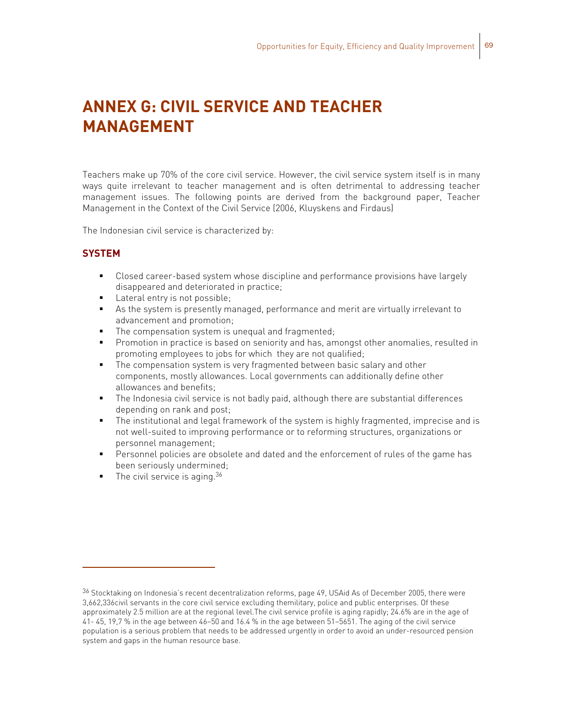# ANNEX G: CIVIL SERVICE AND TEACHER MANAGEMENT

Teachers make up 70% of the core civil service. However, the civil service system itself is in many ways quite irrelevant to teacher management and is often detrimental to addressing teacher management issues. The following points are derived from the background paper, Teacher Management in the Context of the Civil Service (2006, Kluyskens and Firdaus)

The Indonesian civil service is characterized by:

### SYSTEM

- Closed career-based system whose discipline and performance provisions have largely disappeared and deteriorated in practice;
- Lateral entry is not possible;
- As the system is presently managed, performance and merit are virtually irrelevant to advancement and promotion;
- The compensation system is unequal and fragmented;
- Promotion in practice is based on seniority and has, amongst other anomalies, resulted in promoting employees to jobs for which they are not qualified;
- The compensation system is very fragmented between basic salary and other components, mostly allowances. Local governments can additionally define other allowances and benefits;
- The Indonesia civil service is not badly paid, although there are substantial differences depending on rank and post;
- The institutional and legal framework of the system is highly fragmented, imprecise and is not well-suited to improving performance or to reforming structures, organizations or personnel management;
- Personnel policies are obsolete and dated and the enforcement of rules of the game has been seriously undermined;
- The civil service is aging.[36]

---

[36] Stocktaking on Indonesia's recent decentralization reforms, page 49, USAid As of December 2005, there were 3,662,336civil servants in the core civil service excluding themilitary, police and public enterprises. Of these approximately 2.5 million are at the regional level.The civil service profile is aging rapidly; 24.6% are in the age of 41- 45, 19,7 % in the age between 46–50 and 16.4 % in the age between 51–5651. The aging of the civil service population is a serious problem that needs to be addressed urgently in order to avoid an under-resourced pension system and gaps in the human resource base.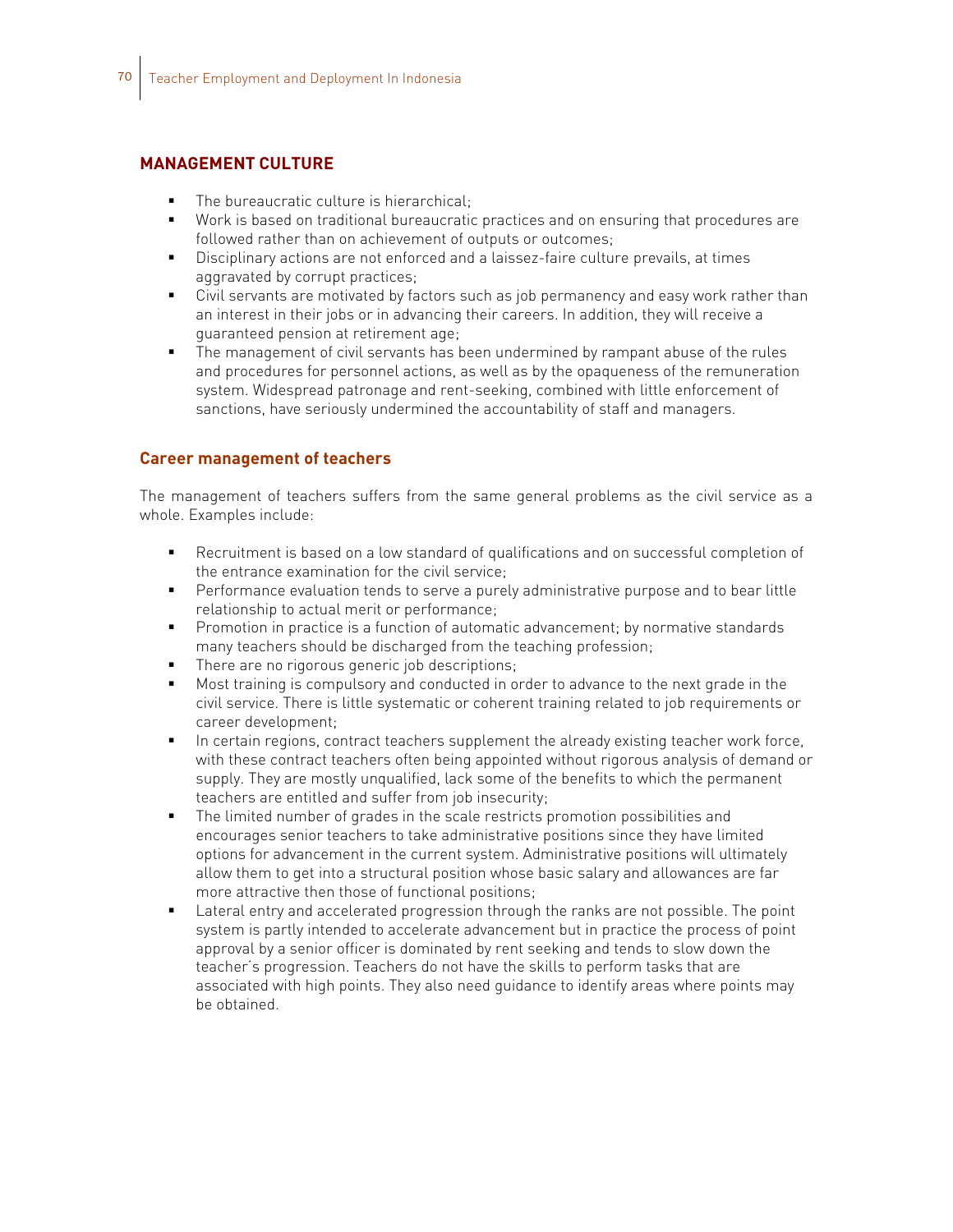## MANAGEMENT CULTURE

- The bureaucratic culture is hierarchical;
- Work is based on traditional bureaucratic practices and on ensuring that procedures are followed rather than on achievement of outputs or outcomes;
- Disciplinary actions are not enforced and a laissez-faire culture prevails, at times aggravated by corrupt practices;
- Civil servants are motivated by factors such as job permanency and easy work rather than an interest in their jobs or in advancing their careers. In addition, they will receive a guaranteed pension at retirement age;
- The management of civil servants has been undermined by rampant abuse of the rules and procedures for personnel actions, as well as by the opaqueness of the remuneration system. Widespread patronage and rent-seeking, combined with little enforcement of sanctions, have seriously undermined the accountability of staff and managers.

### Career management of teachers

The management of teachers suffers from the same general problems as the civil service as a whole. Examples include:

- Recruitment is based on a low standard of qualifications and on successful completion of the entrance examination for the civil service;
- Performance evaluation tends to serve a purely administrative purpose and to bear little relationship to actual merit or performance;
- Promotion in practice is a function of automatic advancement; by normative standards many teachers should be discharged from the teaching profession;
- There are no rigorous generic job descriptions;
- Most training is compulsory and conducted in order to advance to the next grade in the civil service. There is little systematic or coherent training related to job requirements or career development;
- In certain regions, contract teachers supplement the already existing teacher work force, with these contract teachers often being appointed without rigorous analysis of demand or supply. They are mostly unqualified, lack some of the benefits to which the permanent teachers are entitled and suffer from job insecurity;
- The limited number of grades in the scale restricts promotion possibilities and encourages senior teachers to take administrative positions since they have limited options for advancement in the current system. Administrative positions will ultimately allow them to get into a structural position whose basic salary and allowances are far more attractive then those of functional positions;
- Lateral entry and accelerated progression through the ranks are not possible. The point system is partly intended to accelerate advancement but in practice the process of point approval by a senior officer is dominated by rent seeking and tends to slow down the teacher's progression. Teachers do not have the skills to perform tasks that are associated with high points. They also need guidance to identify areas where points may be obtained.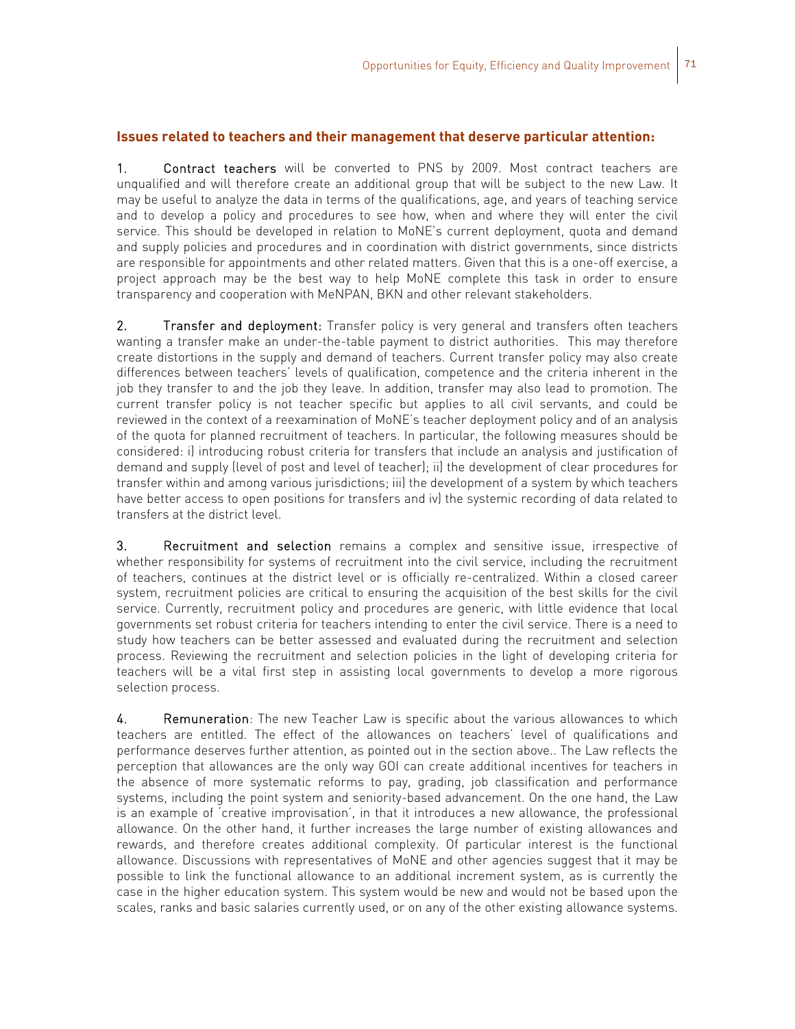**Issues related to teachers and their management that deserve particular attention:**

1. **Contract teachers** will be converted to PNS by 2009. Most contract teachers are unqualified and will therefore create an additional group that will be subject to the new Law. It may be useful to analyze the data in terms of the qualifications, age, and years of teaching service and to develop a policy and procedures to see how, when and where they will enter the civil service. This should be developed in relation to MoNE's current deployment, quota and demand and supply policies and procedures and in coordination with district governments, since districts are responsible for appointments and other related matters. Given that this is a one-off exercise, a project approach may be the best way to help MoNE complete this task in order to ensure transparency and cooperation with MeNPAN, BKN and other relevant stakeholders.

2. **Transfer and deployment:** Transfer policy is very general and transfers often teachers wanting a transfer make an under-the-table payment to district authorities. This may therefore create distortions in the supply and demand of teachers. Current transfer policy may also create differences between teachers' levels of qualification, competence and the criteria inherent in the job they transfer to and the job they leave. In addition, transfer may also lead to promotion. The current transfer policy is not teacher specific but applies to all civil servants, and could be reviewed in the context of a reexamination of MoNE's teacher deployment policy and of an analysis of the quota for planned recruitment of teachers. In particular, the following measures should be considered: i) introducing robust criteria for transfers that include an analysis and justification of demand and supply (level of post and level of teacher); ii) the development of clear procedures for transfer within and among various jurisdictions; iii) the development of a system by which teachers have better access to open positions for transfers and iv) the systemic recording of data related to transfers at the district level.

3. **Recruitment and selection** remains a complex and sensitive issue, irrespective of whether responsibility for systems of recruitment into the civil service, including the recruitment of teachers, continues at the district level or is officially re-centralized. Within a closed career system, recruitment policies are critical to ensuring the acquisition of the best skills for the civil service. Currently, recruitment policy and procedures are generic, with little evidence that local governments set robust criteria for teachers intending to enter the civil service. There is a need to study how teachers can be better assessed and evaluated during the recruitment and selection process. Reviewing the recruitment and selection policies in the light of developing criteria for teachers will be a vital first step in assisting local governments to develop a more rigorous selection process.

4. **Remuneration**: The new Teacher Law is specific about the various allowances to which teachers are entitled. The effect of the allowances on teachers' level of qualifications and performance deserves further attention, as pointed out in the section above.. The Law reflects the perception that allowances are the only way GOI can create additional incentives for teachers in the absence of more systematic reforms to pay, grading, job classification and performance systems, including the point system and seniority-based advancement. On the one hand, the Law is an example of 'creative improvisation', in that it introduces a new allowance, the professional allowance. On the other hand, it further increases the large number of existing allowances and rewards, and therefore creates additional complexity. Of particular interest is the functional allowance. Discussions with representatives of MoNE and other agencies suggest that it may be possible to link the functional allowance to an additional increment system, as is currently the case in the higher education system. This system would be new and would not be based upon the scales, ranks and basic salaries currently used, or on any of the other existing allowance systems.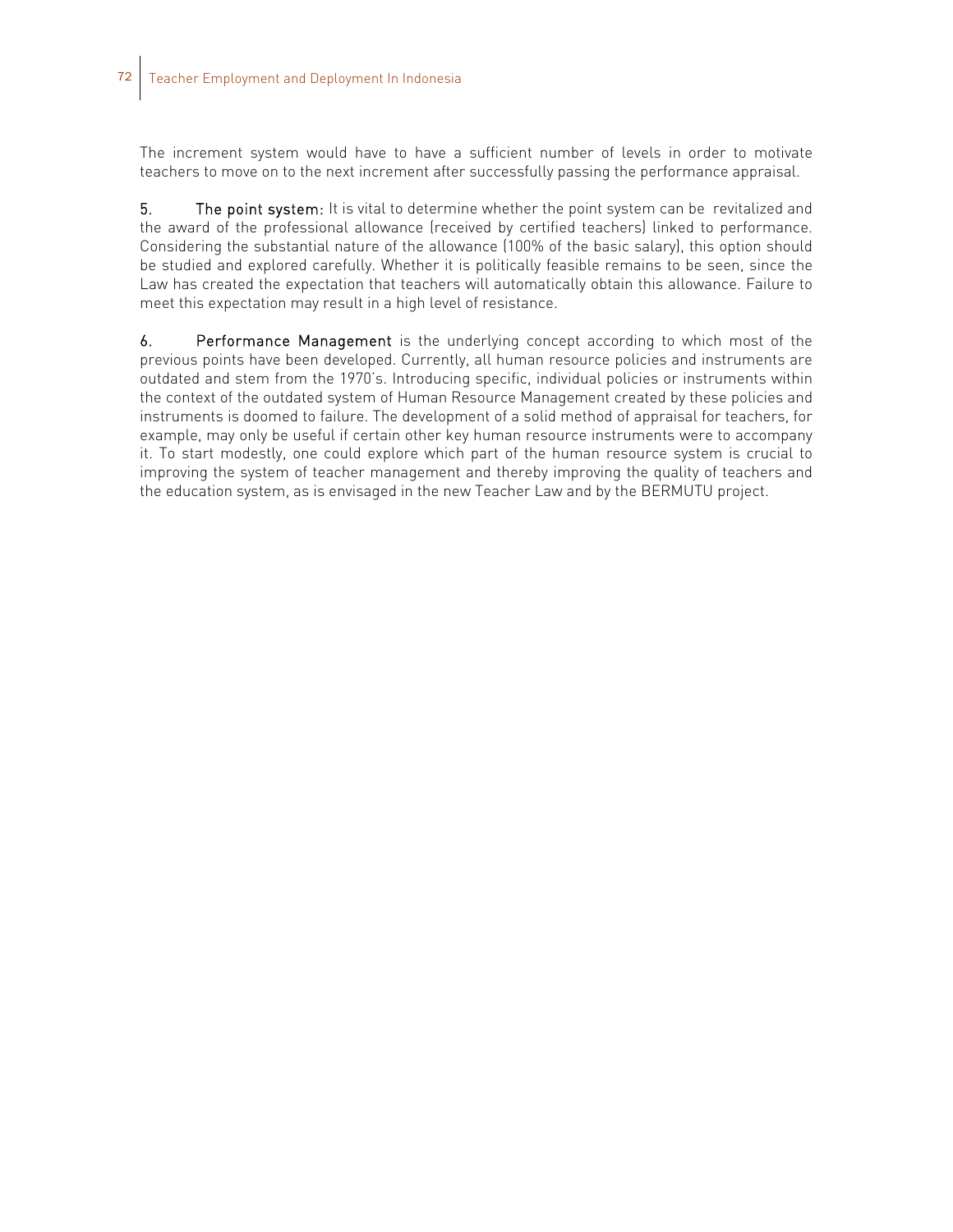The increment system would have to have a sufficient number of levels in order to motivate teachers to move on to the next increment after successfully passing the performance appraisal.

5. **The point system:** It is vital to determine whether the point system can be revitalized and the award of the professional allowance (received by certified teachers) linked to performance. Considering the substantial nature of the allowance (100% of the basic salary), this option should be studied and explored carefully. Whether it is politically feasible remains to be seen, since the Law has created the expectation that teachers will automatically obtain this allowance. Failure to meet this expectation may result in a high level of resistance.

6. **Performance Management** is the underlying concept according to which most of the previous points have been developed. Currently, all human resource policies and instruments are outdated and stem from the 1970's. Introducing specific, individual policies or instruments within the context of the outdated system of Human Resource Management created by these policies and instruments is doomed to failure. The development of a solid method of appraisal for teachers, for example, may only be useful if certain other key human resource instruments were to accompany it. To start modestly, one could explore which part of the human resource system is crucial to improving the system of teacher management and thereby improving the quality of teachers and the education system, as is envisaged in the new Teacher Law and by the BERMUTU project.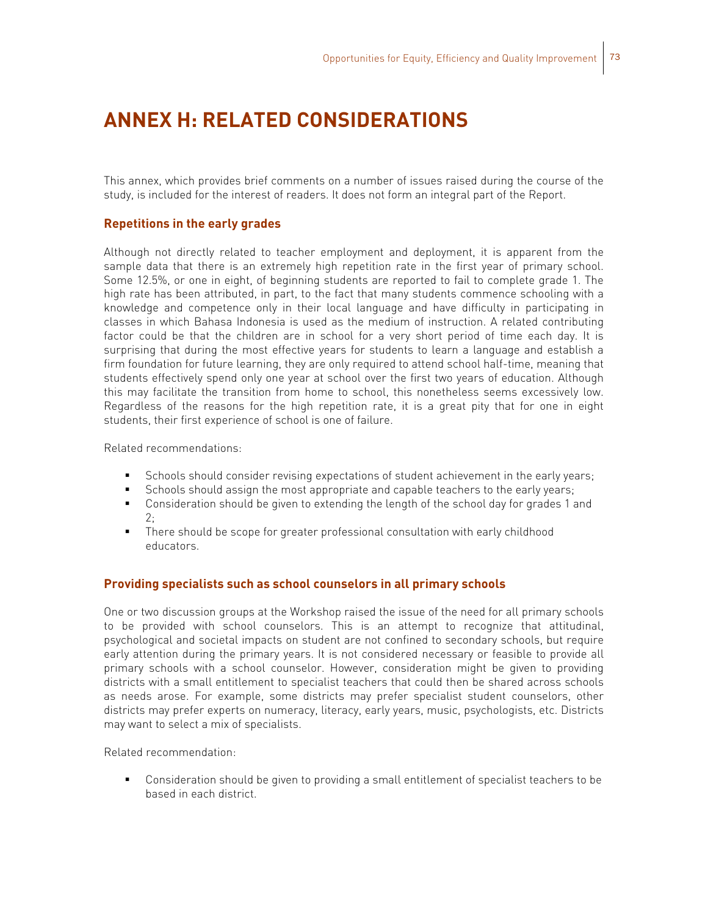# ANNEX H: RELATED CONSIDERATIONS

This annex, which provides brief comments on a number of issues raised during the course of the study, is included for the interest of readers. It does not form an integral part of the Report.

### Repetitions in the early grades

Although not directly related to teacher employment and deployment, it is apparent from the sample data that there is an extremely high repetition rate in the first year of primary school. Some 12.5%, or one in eight, of beginning students are reported to fail to complete grade 1. The high rate has been attributed, in part, to the fact that many students commence schooling with a knowledge and competence only in their local language and have difficulty in participating in classes in which Bahasa Indonesia is used as the medium of instruction. A related contributing factor could be that the children are in school for a very short period of time each day. It is surprising that during the most effective years for students to learn a language and establish a firm foundation for future learning, they are only required to attend school half-time, meaning that students effectively spend only one year at school over the first two years of education. Although this may facilitate the transition from home to school, this nonetheless seems excessively low. Regardless of the reasons for the high repetition rate, it is a great pity that for one in eight students, their first experience of school is one of failure.

Related recommendations:

- Schools should consider revising expectations of student achievement in the early years;
- Schools should assign the most appropriate and capable teachers to the early years;
- Consideration should be given to extending the length of the school day for grades 1 and 2;
- There should be scope for greater professional consultation with early childhood educators.

### Providing specialists such as school counselors in all primary schools

One or two discussion groups at the Workshop raised the issue of the need for all primary schools to be provided with school counselors. This is an attempt to recognize that attitudinal, psychological and societal impacts on student are not confined to secondary schools, but require early attention during the primary years. It is not considered necessary or feasible to provide all primary schools with a school counselor. However, consideration might be given to providing districts with a small entitlement to specialist teachers that could then be shared across schools as needs arose. For example, some districts may prefer specialist student counselors, other districts may prefer experts on numeracy, literacy, early years, music, psychologists, etc. Districts may want to select a mix of specialists.

Related recommendation:

- Consideration should be given to providing a small entitlement of specialist teachers to be based in each district.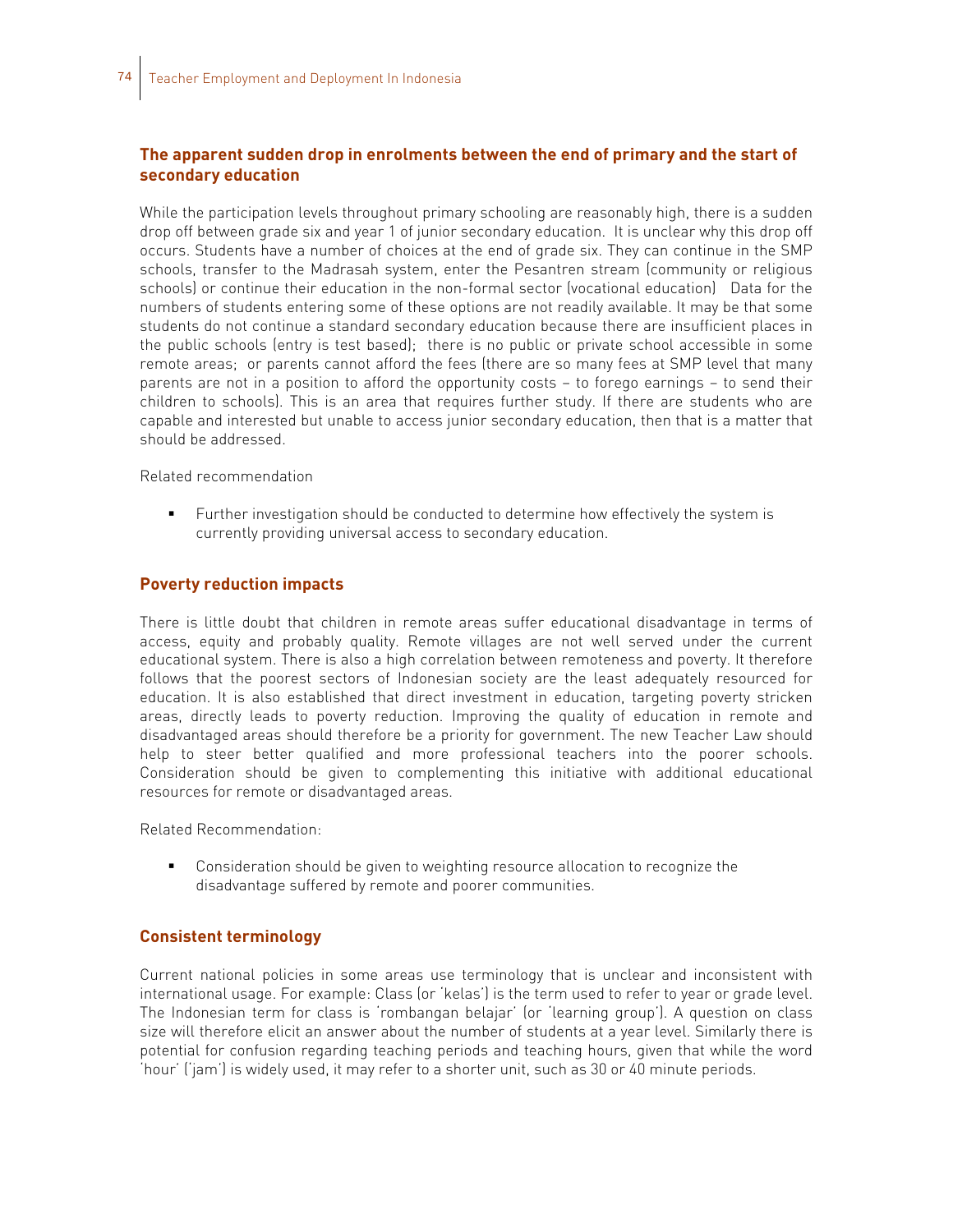## The apparent sudden drop in enrolments between the end of primary and the start of secondary education

While the participation levels throughout primary schooling are reasonably high, there is a sudden drop off between grade six and year 1 of junior secondary education. It is unclear why this drop off occurs. Students have a number of choices at the end of grade six. They can continue in the SMP schools, transfer to the Madrasah system, enter the Pesantren stream (community or religious schools) or continue their education in the non-formal sector (vocational education) Data for the numbers of students entering some of these options are not readily available. It may be that some students do not continue a standard secondary education because there are insufficient places in the public schools (entry is test based); there is no public or private school accessible in some remote areas; or parents cannot afford the fees (there are so many fees at SMP level that many parents are not in a position to afford the opportunity costs – to forego earnings – to send their children to schools). This is an area that requires further study. If there are students who are capable and interested but unable to access junior secondary education, then that is a matter that should be addressed.

Related recommendation

- Further investigation should be conducted to determine how effectively the system is currently providing universal access to secondary education.

## Poverty reduction impacts

There is little doubt that children in remote areas suffer educational disadvantage in terms of access, equity and probably quality. Remote villages are not well served under the current educational system. There is also a high correlation between remoteness and poverty. It therefore follows that the poorest sectors of Indonesian society are the least adequately resourced for education. It is also established that direct investment in education, targeting poverty stricken areas, directly leads to poverty reduction. Improving the quality of education in remote and disadvantaged areas should therefore be a priority for government. The new Teacher Law should help to steer better qualified and more professional teachers into the poorer schools. Consideration should be given to complementing this initiative with additional educational resources for remote or disadvantaged areas.

Related Recommendation:

- Consideration should be given to weighting resource allocation to recognize the disadvantage suffered by remote and poorer communities.

## Consistent terminology

Current national policies in some areas use terminology that is unclear and inconsistent with international usage. For example: Class (or 'kelas') is the term used to refer to year or grade level. The Indonesian term for class is 'rombangan belajar' (or 'learning group'). A question on class size will therefore elicit an answer about the number of students at a year level. Similarly there is potential for confusion regarding teaching periods and teaching hours, given that while the word 'hour' ('jam') is widely used, it may refer to a shorter unit, such as 30 or 40 minute periods.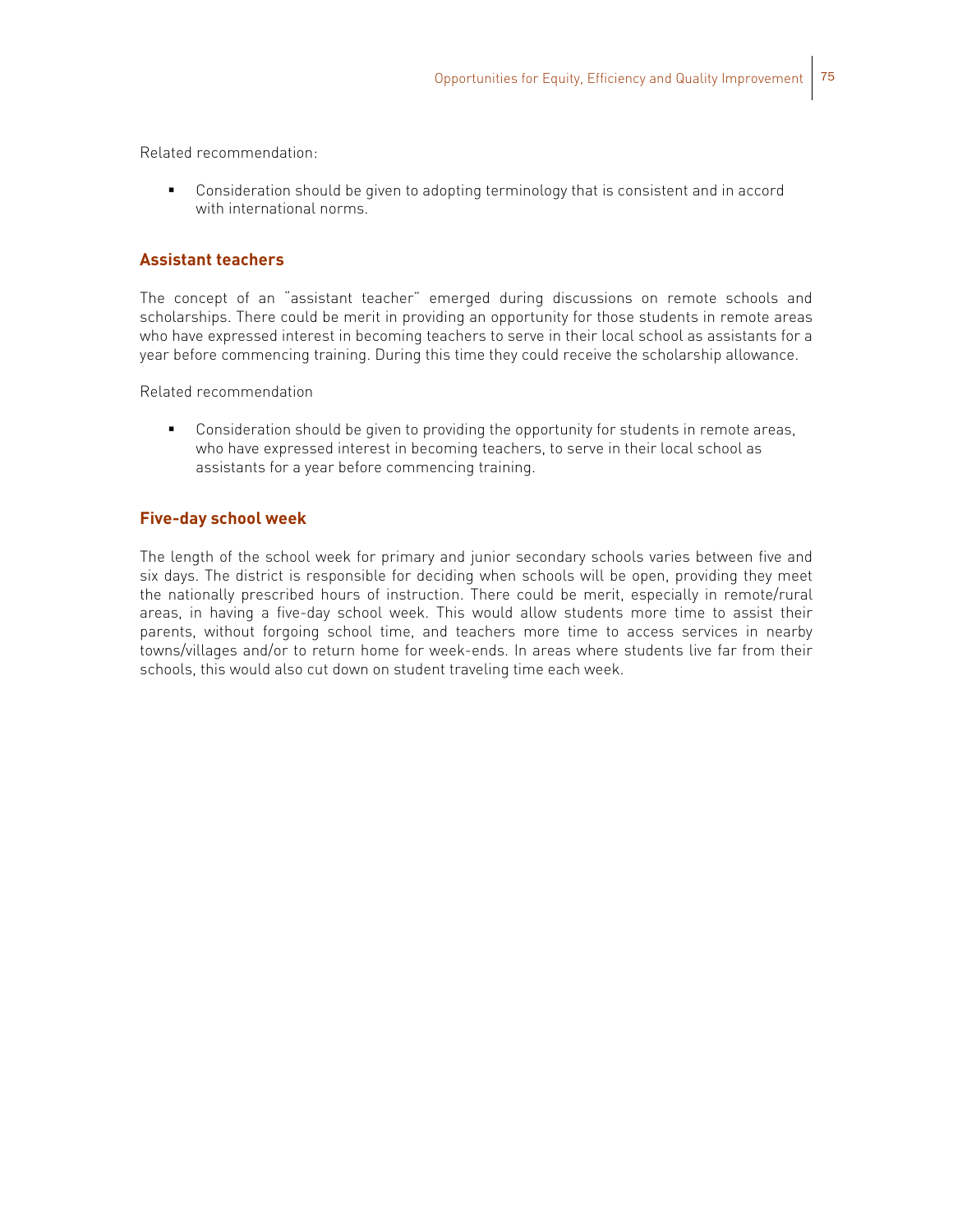Related recommendation:

- Consideration should be given to adopting terminology that is consistent and in accord with international norms.

## Assistant teachers

The concept of an "assistant teacher" emerged during discussions on remote schools and scholarships. There could be merit in providing an opportunity for those students in remote areas who have expressed interest in becoming teachers to serve in their local school as assistants for a year before commencing training. During this time they could receive the scholarship allowance.

Related recommendation

- Consideration should be given to providing the opportunity for students in remote areas, who have expressed interest in becoming teachers, to serve in their local school as assistants for a year before commencing training.

## Five-day school week

The length of the school week for primary and junior secondary schools varies between five and six days. The district is responsible for deciding when schools will be open, providing they meet the nationally prescribed hours of instruction. There could be merit, especially in remote/rural areas, in having a five-day school week. This would allow students more time to assist their parents, without forgoing school time, and teachers more time to access services in nearby towns/villages and/or to return home for week-ends. In areas where students live far from their schools, this would also cut down on student traveling time each week.